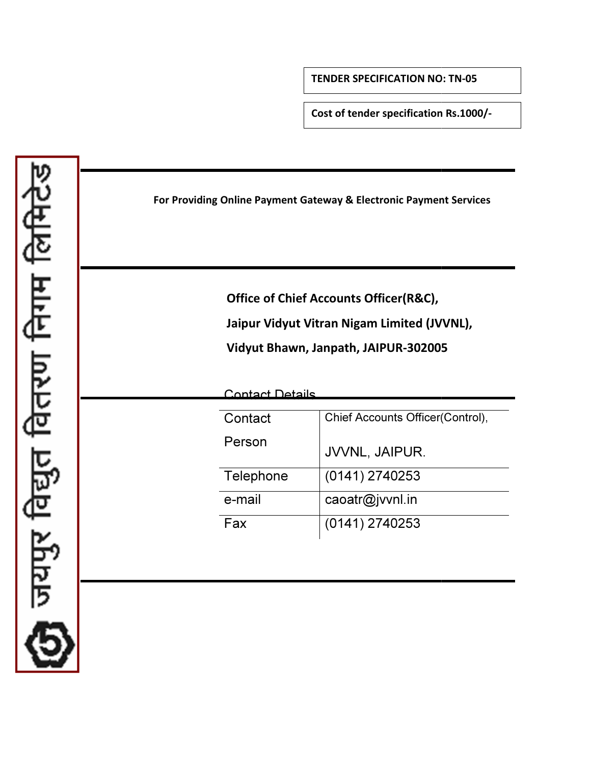**TENDER SPECIFICATION NO: TN-05**

**Cost of tender specification Rs.1000/-**

जयपुर विद्युत वितरण निगम लिमिटेड

**For Providing Online Payment Gateway & Electronic Payment Services**

**Office of Chief Accounts Officer(R&C),**

**Jaipur Vidyut Vitran Nigam Limited (JVVNL),**

**Vidyut Bhawn, Janpath, JAIPUR-302005**

Contact Details

| | |
|---|---|
| Contact Person | Chief Accounts Officer(Control), JVVNL, JAIPUR. |
| Telephone | (0141) 2740253 |
| e-mail | caoatr@jvvnl.in |
| Fax | (0141) 2740253 |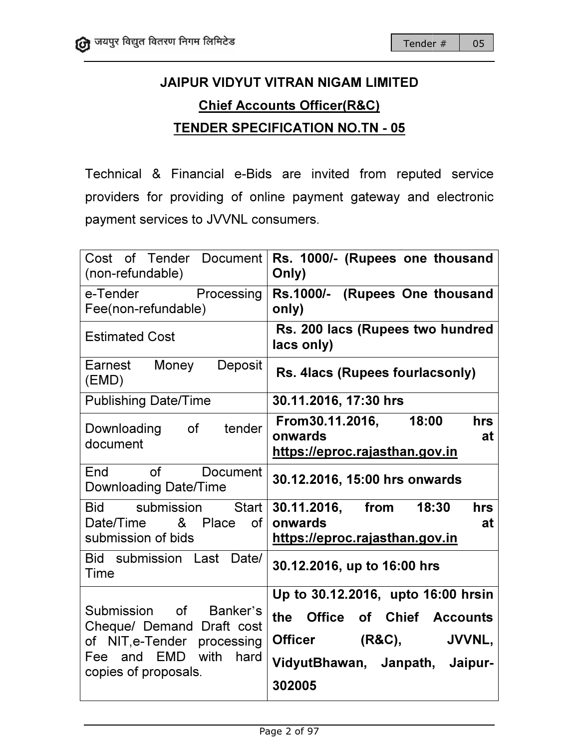# JAIPUR VIDYUT VITRAN NIGAM LIMITED

## Chief Accounts Officer(R&C)

## TENDER SPECIFICATION NO.TN - 05

Technical & Financial e-Bids are invited from reputed service providers for providing of online payment gateway and electronic payment services to JVVNL consumers.

| | |
|---|---|
| Cost of Tender Document (non-refundable) | **Rs. 1000/- (Rupees one thousand Only)** |
| e-Tender Processing Fee(non-refundable) | **Rs.1000/- (Rupees One thousand only)** |
| Estimated Cost | **Rs. 200 lacs (Rupees two hundred lacs only)** |
| Earnest Money Deposit (EMD) | **Rs. 4lacs (Rupees fourlacsonly)** |
| Publishing Date/Time | **30.11.2016, 17:30 hrs** |
| Downloading of tender document | **From30.11.2016, 18:00 hrs onwards at https://eproc.rajasthan.gov.in** |
| End of Document Downloading Date/Time | **30.12.2016, 15:00 hrs onwards** |
| Bid submission Start Date/Time & Place of submission of bids | **30.11.2016, from 18:30 hrs onwards at https://eproc.rajasthan.gov.in** |
| Bid submission Last Date/ Time | **30.12.2016, up to 16:00 hrs** |
| Submission of Banker's Cheque/ Demand Draft cost of NIT,e-Tender processing Fee and EMD with hard copies of proposals. | **Up to 30.12.2016, upto 16:00 hrsin the Office of Chief Accounts Officer (R&C), JVVNL, VidyutBhawan, Janpath, Jaipur-302005** |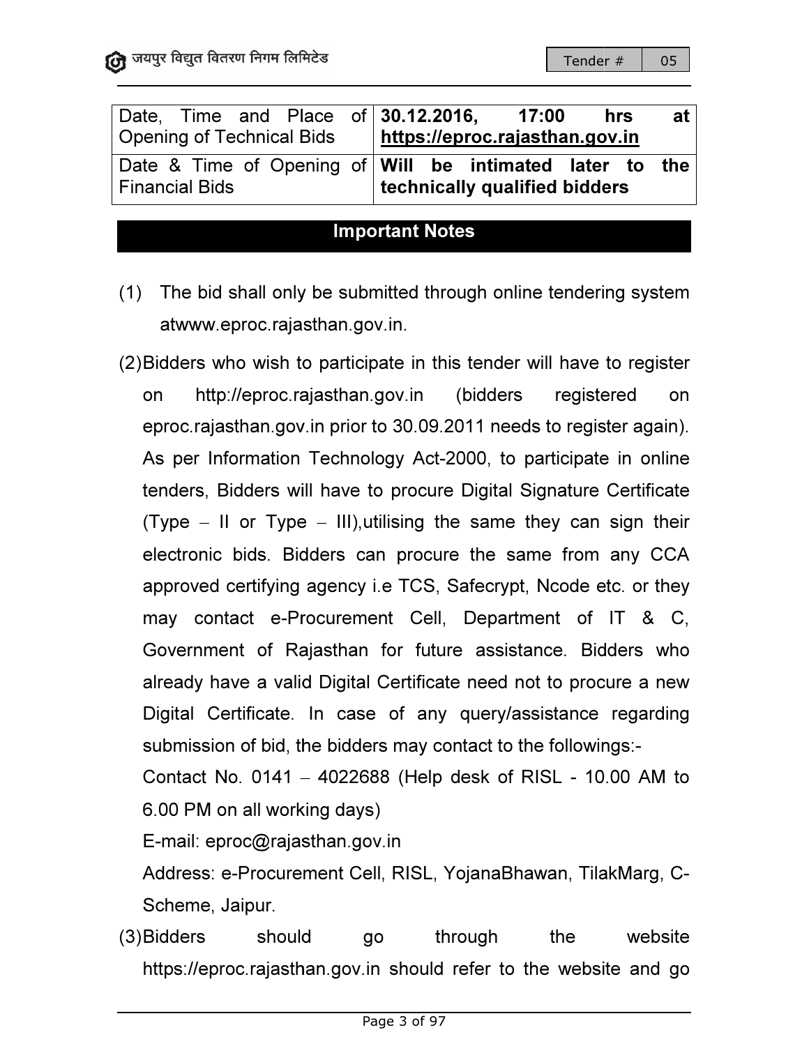| | |
|---|---|
| Date, Time and Place of Opening of Technical Bids | **30.12.2016, 17:00 hrs at [https://eproc.rajasthan.gov.in](https://eproc.rajasthan.gov.in)** |
| Date & Time of Opening of Financial Bids | **Will be intimated later to the technically qualified bidders** |

## Important Notes

(1) The bid shall only be submitted through online tendering system atwww.eproc.rajasthan.gov.in.

(2) Bidders who wish to participate in this tender will have to register on http://eproc.rajasthan.gov.in (bidders registered on eproc.rajasthan.gov.in prior to 30.09.2011 needs to register again). As per Information Technology Act-2000, to participate in online tenders, Bidders will have to procure Digital Signature Certificate (Type – II or Type – III),utilising the same they can sign their electronic bids. Bidders can procure the same from any CCA approved certifying agency i.e TCS, Safecrypt, Ncode etc. or they may contact e-Procurement Cell, Department of IT & C, Government of Rajasthan for future assistance. Bidders who already have a valid Digital Certificate need not to procure a new Digital Certificate. In case of any query/assistance regarding submission of bid, the bidders may contact to the followings:-

Contact No. 0141 – 4022688 (Help desk of RISL - 10.00 AM to 6.00 PM on all working days)

E-mail: eproc@rajasthan.gov.in

Address: e-Procurement Cell, RISL, YojanaBhawan, TilakMarg, C-Scheme, Jaipur.

(3) Bidders should go through the website https://eproc.rajasthan.gov.in should refer to the website and go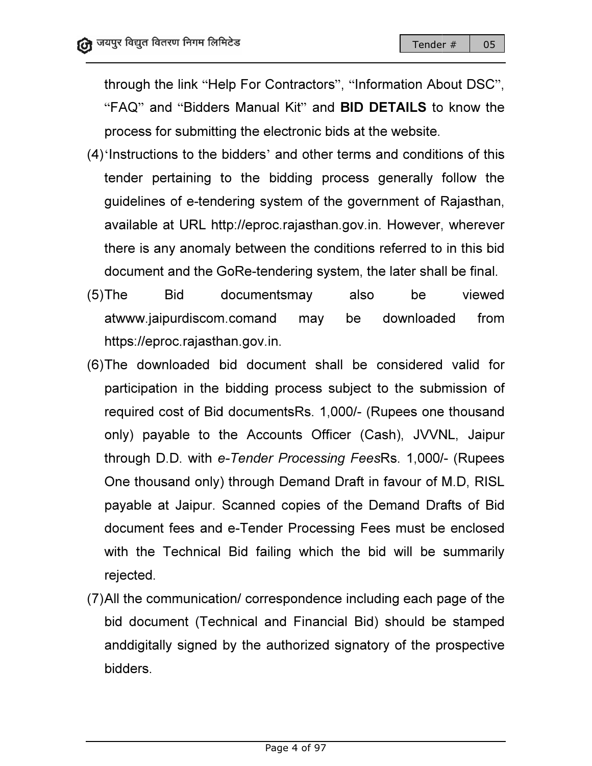through the link "Help For Contractors", "Information About DSC", "FAQ" and "Bidders Manual Kit" and **BID DETAILS** to know the process for submitting the electronic bids at the website.

(4)'Instructions to the bidders' and other terms and conditions of this tender pertaining to the bidding process generally follow the guidelines of e-tendering system of the government of Rajasthan, available at URL http://eproc.rajasthan.gov.in. However, wherever there is any anomaly between the conditions referred to in this bid document and the GoRe-tendering system, the later shall be final.

(5)The Bid documentsmay also be viewed atwww.jaipurdiscom.comand may be downloaded from https://eproc.rajasthan.gov.in.

(6)The downloaded bid document shall be considered valid for participation in the bidding process subject to the submission of required cost of Bid documentsRs. 1,000/- (Rupees one thousand only) payable to the Accounts Officer (Cash), JVVNL, Jaipur through D.D. with *e-Tender Processing Fees*Rs. 1,000/- (Rupees One thousand only) through Demand Draft in favour of M.D, RISL payable at Jaipur. Scanned copies of the Demand Drafts of Bid document fees and e-Tender Processing Fees must be enclosed with the Technical Bid failing which the bid will be summarily rejected.

(7)All the communication/ correspondence including each page of the bid document (Technical and Financial Bid) should be stamped anddigitally signed by the authorized signatory of the prospective bidders.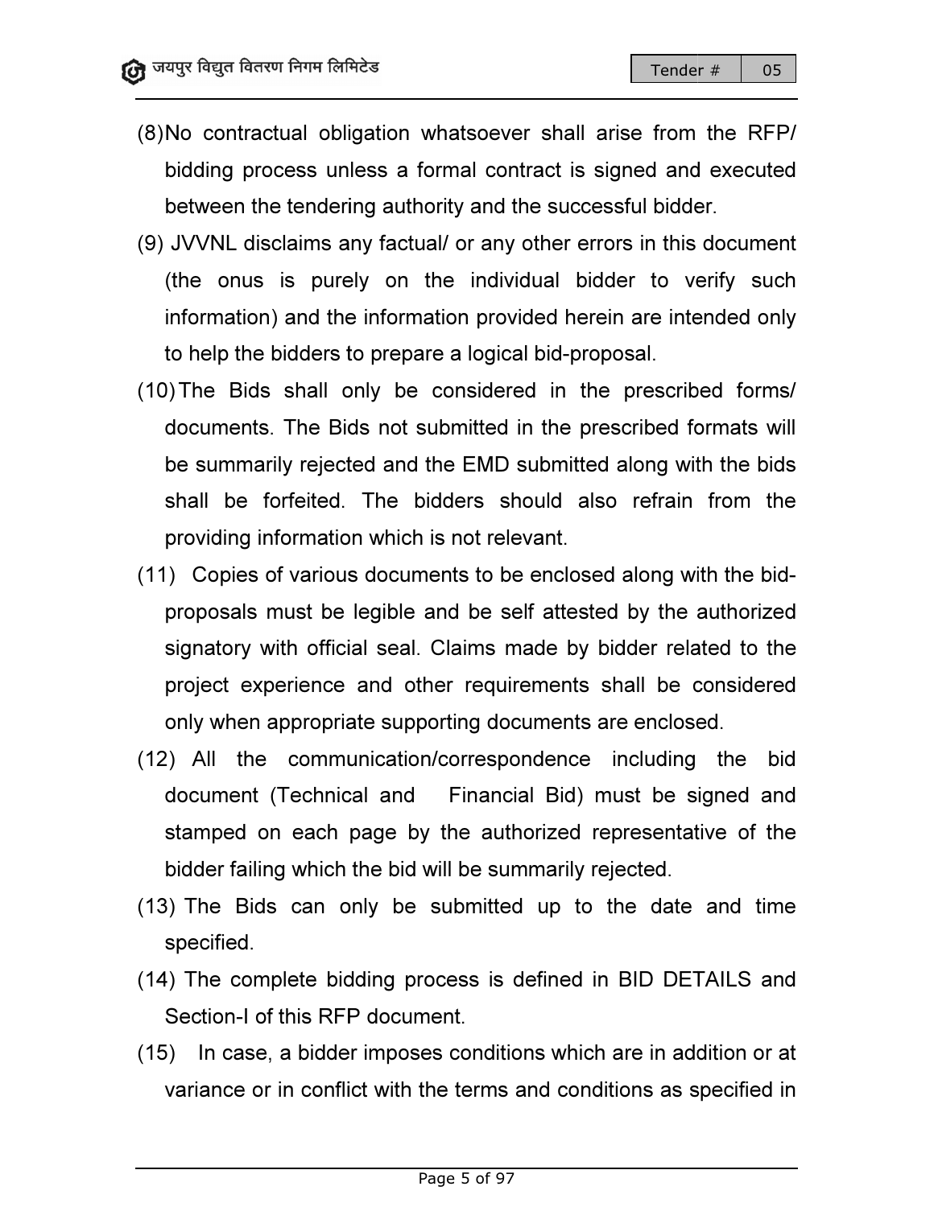(8) No contractual obligation whatsoever shall arise from the RFP/ bidding process unless a formal contract is signed and executed between the tendering authority and the successful bidder.

(9) JVVNL disclaims any factual/ or any other errors in this document (the onus is purely on the individual bidder to verify such information) and the information provided herein are intended only to help the bidders to prepare a logical bid-proposal.

(10) The Bids shall only be considered in the prescribed forms/ documents. The Bids not submitted in the prescribed formats will be summarily rejected and the EMD submitted along with the bids shall be forfeited. The bidders should also refrain from the providing information which is not relevant.

(11) Copies of various documents to be enclosed along with the bid-proposals must be legible and be self attested by the authorized signatory with official seal. Claims made by bidder related to the project experience and other requirements shall be considered only when appropriate supporting documents are enclosed.

(12) All the communication/correspondence including the bid document (Technical and Financial Bid) must be signed and stamped on each page by the authorized representative of the bidder failing which the bid will be summarily rejected.

(13) The Bids can only be submitted up to the date and time specified.

(14) The complete bidding process is defined in BID DETAILS and Section-I of this RFP document.

(15) In case, a bidder imposes conditions which are in addition or at variance or in conflict with the terms and conditions as specified in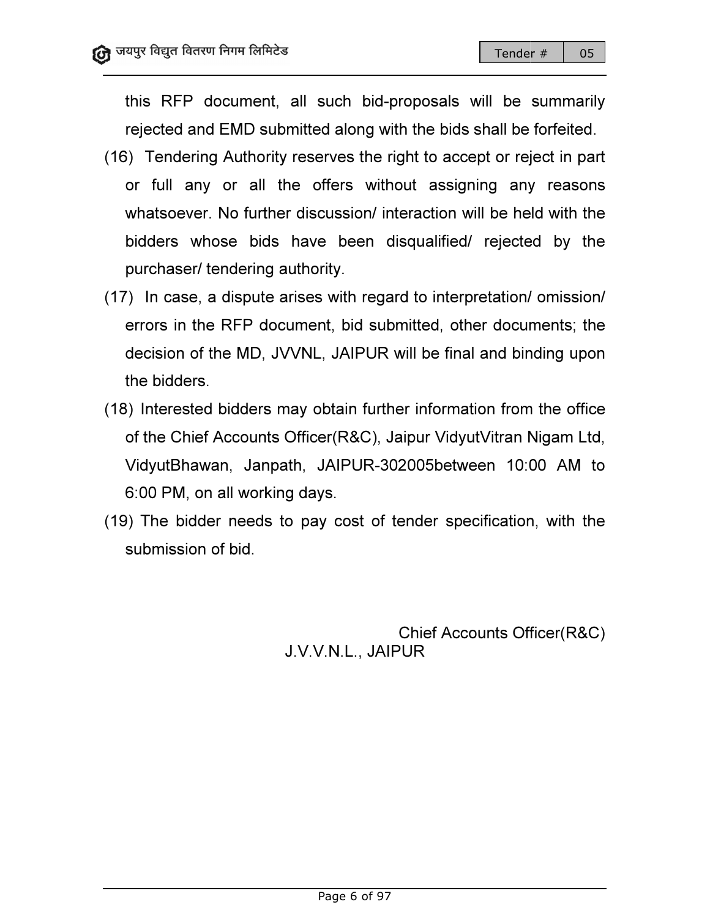this RFP document, all such bid-proposals will be summarily rejected and EMD submitted along with the bids shall be forfeited.

(16) Tendering Authority reserves the right to accept or reject in part or full any or all the offers without assigning any reasons whatsoever. No further discussion/ interaction will be held with the bidders whose bids have been disqualified/ rejected by the purchaser/ tendering authority.

(17) In case, a dispute arises with regard to interpretation/ omission/ errors in the RFP document, bid submitted, other documents; the decision of the MD, JVVNL, JAIPUR will be final and binding upon the bidders.

(18) Interested bidders may obtain further information from the office of the Chief Accounts Officer(R&C), Jaipur VidyutVitran Nigam Ltd, VidyutBhawan, Janpath, JAIPUR-302005between 10:00 AM to 6:00 PM, on all working days.

(19) The bidder needs to pay cost of tender specification, with the submission of bid.

Chief Accounts Officer(R&C)
J.V.V.N.L., JAIPUR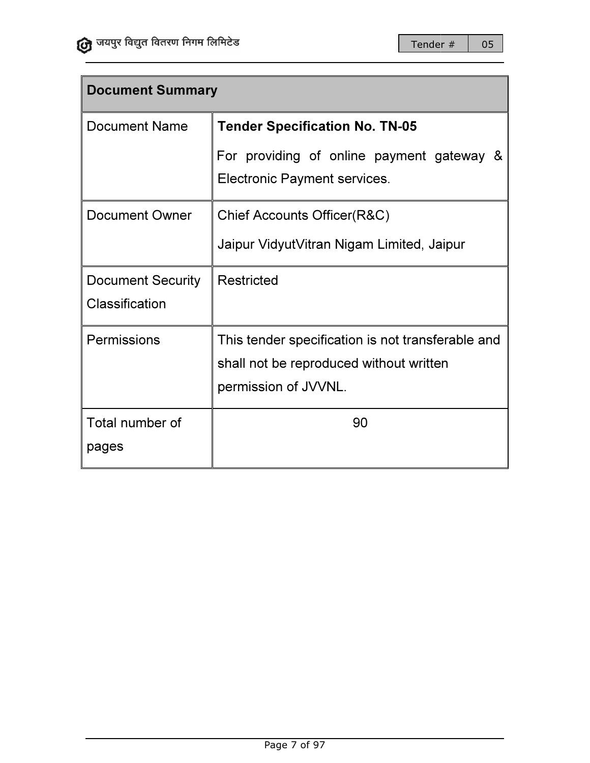| Document Summary | |
|---|---|
| Document Name | **Tender Specification No. TN-05**<br>For providing of online payment gateway & Electronic Payment services. |
| Document Owner | Chief Accounts Officer(R&C)<br>Jaipur VidyutVitran Nigam Limited, Jaipur |
| Document Security Classification | Restricted |
| Permissions | This tender specification is not transferable and shall not be reproduced without written permission of JVVNL. |
| Total number of pages | 90 |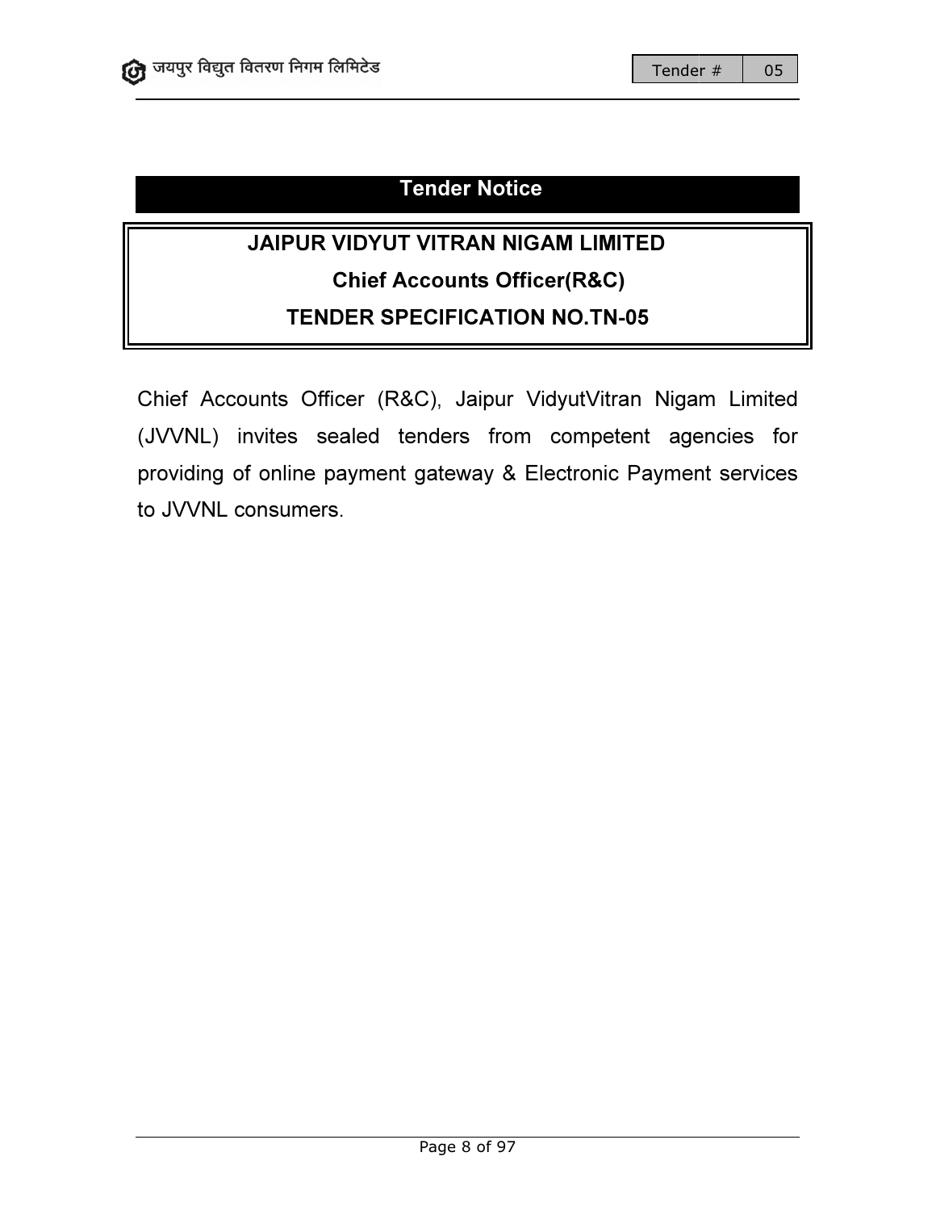# Tender Notice

**JAIPUR VIDYUT VITRAN NIGAM LIMITED**

**Chief Accounts Officer(R&C)**

**TENDER SPECIFICATION NO.TN-05**

Chief Accounts Officer (R&C), Jaipur VidyutVitran Nigam Limited (JVVNL) invites sealed tenders from competent agencies for providing of online payment gateway & Electronic Payment services to JVVNL consumers.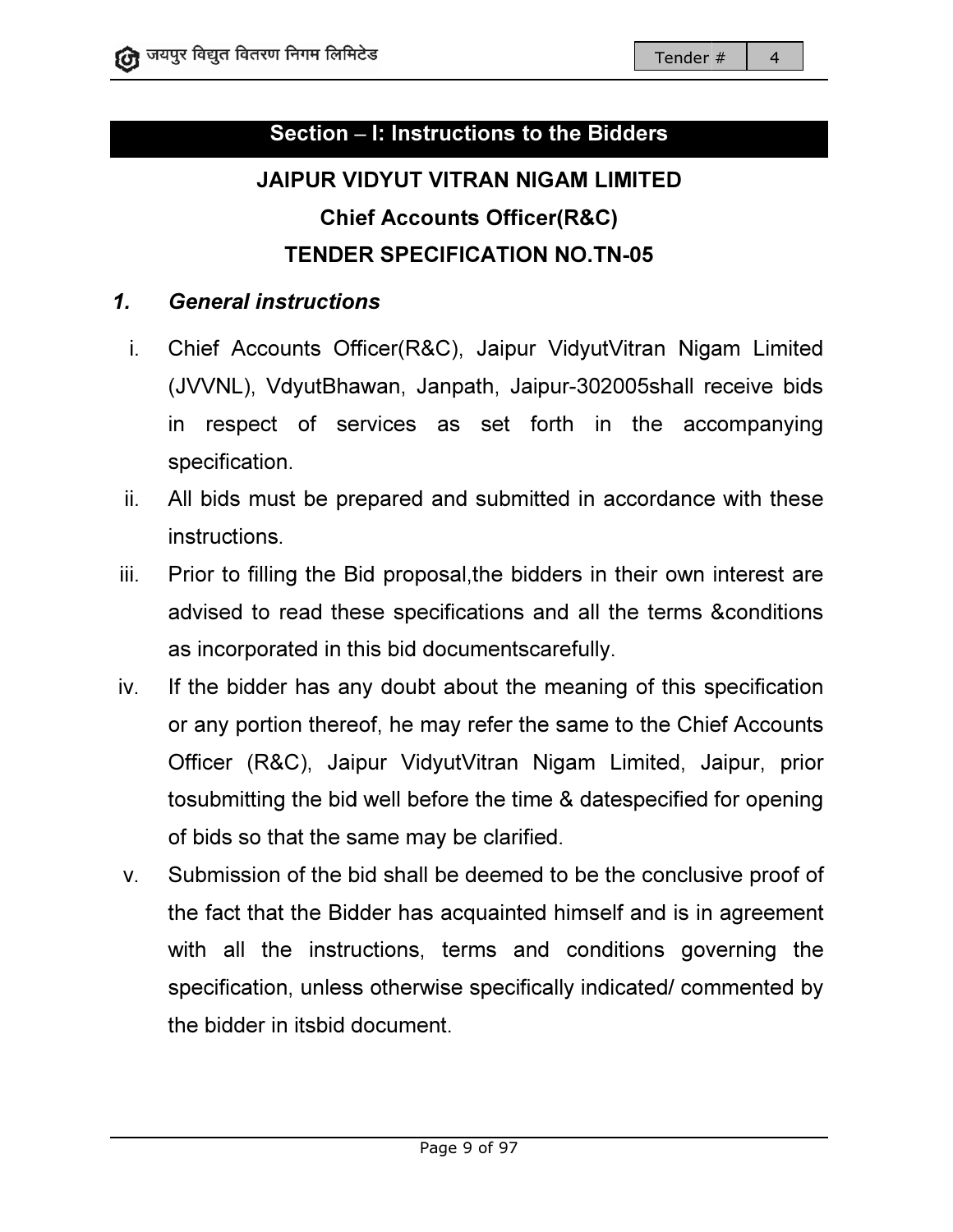## Section – I: Instructions to the Bidders

**JAIPUR VIDYUT VITRAN NIGAM LIMITED**

**Chief Accounts Officer(R&C)**

**TENDER SPECIFICATION NO.TN-05**

### *1. General instructions*

i. Chief Accounts Officer(R&C), Jaipur VidyutVitran Nigam Limited (JVVNL), VdyutBhawan, Janpath, Jaipur-302005shall receive bids in respect of services as set forth in the accompanying specification.

ii. All bids must be prepared and submitted in accordance with these instructions.

iii. Prior to filling the Bid proposal,the bidders in their own interest are advised to read these specifications and all the terms &conditions as incorporated in this bid documentscarefully.

iv. If the bidder has any doubt about the meaning of this specification or any portion thereof, he may refer the same to the Chief Accounts Officer (R&C), Jaipur VidyutVitran Nigam Limited, Jaipur, prior tosubmitting the bid well before the time & datespecified for opening of bids so that the same may be clarified.

v. Submission of the bid shall be deemed to be the conclusive proof of the fact that the Bidder has acquainted himself and is in agreement with all the instructions, terms and conditions governing the specification, unless otherwise specifically indicated/ commented by the bidder in itsbid document.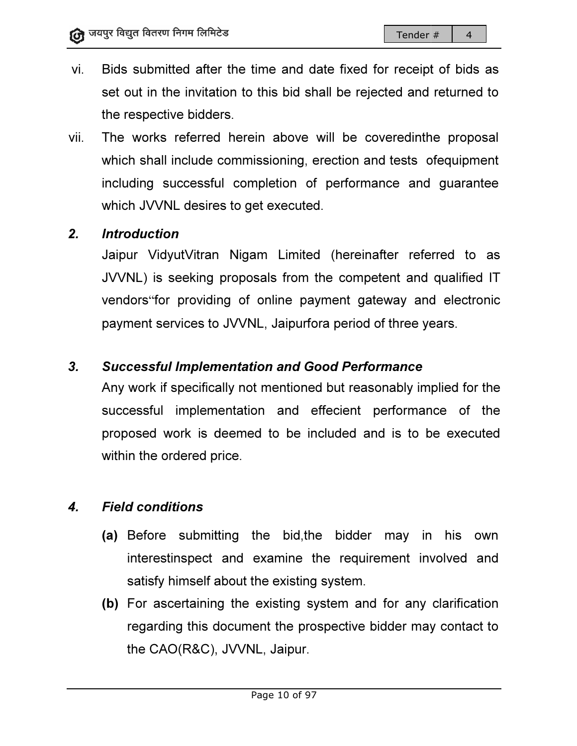vi. Bids submitted after the time and date fixed for receipt of bids as set out in the invitation to this bid shall be rejected and returned to the respective bidders.

vii. The works referred herein above will be coveredinthe proposal which shall include commissioning, erection and tests ofequipment including successful completion of performance and guarantee which JVVNL desires to get executed.

## 2. *Introduction*

Jaipur VidyutVitran Nigam Limited (hereinafter referred to as JVVNL) is seeking proposals from the competent and qualified IT vendors"for providing of online payment gateway and electronic payment services to JVVNL, Jaipurfora period of three years.

## 3. *Successful Implementation and Good Performance*

Any work if specifically not mentioned but reasonably implied for the successful implementation and effecient performance of the proposed work is deemed to be included and is to be executed within the ordered price.

## 4. *Field conditions*

**(a)** Before submitting the bid,the bidder may in his own interestinspect and examine the requirement involved and satisfy himself about the existing system.

**(b)** For ascertaining the existing system and for any clarification regarding this document the prospective bidder may contact to the CAO(R&C), JVVNL, Jaipur.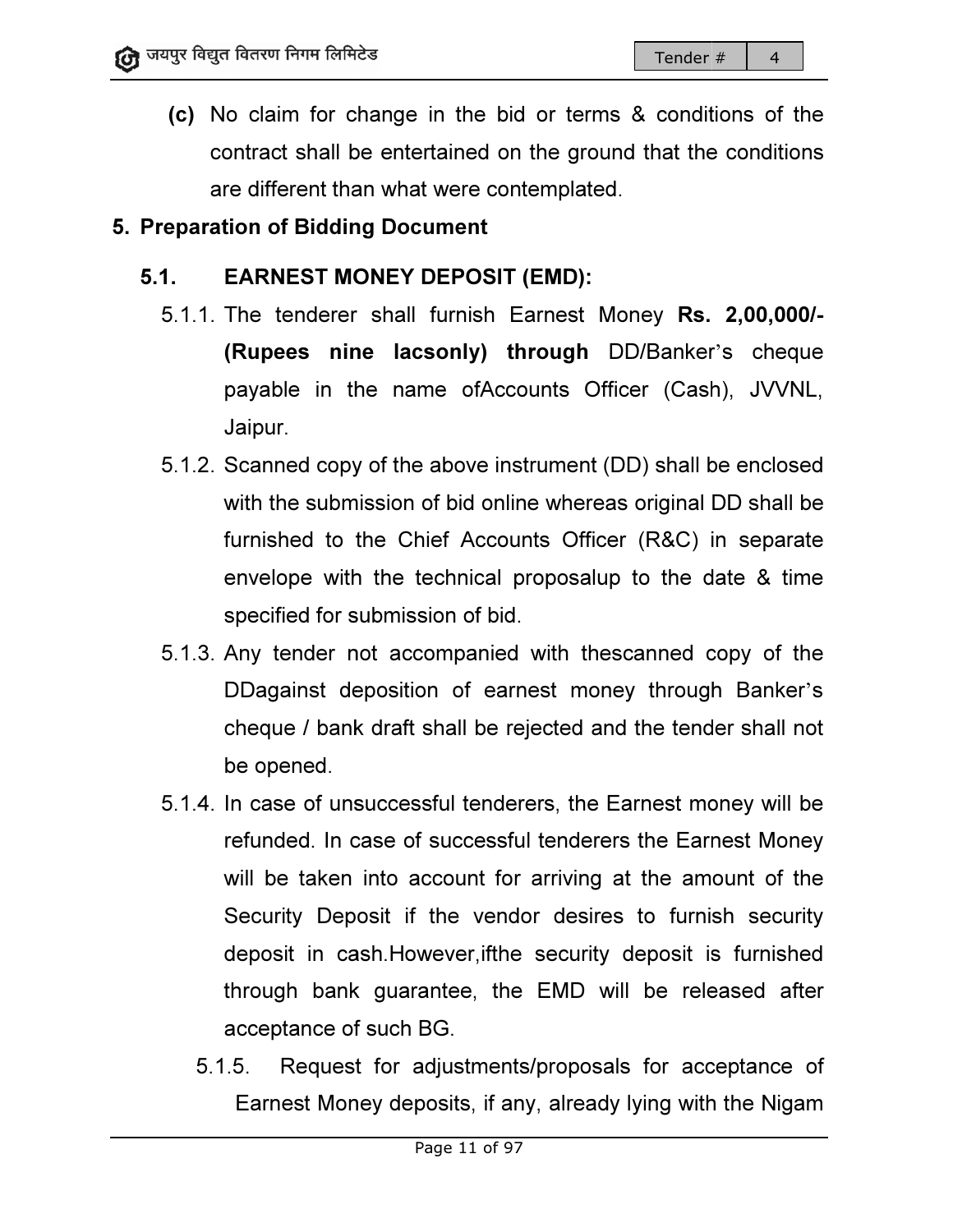**(c)** No claim for change in the bid or terms & conditions of the contract shall be entertained on the ground that the conditions are different than what were contemplated.

**5. Preparation of Bidding Document**

**5.1. EARNEST MONEY DEPOSIT (EMD):**

5.1.1. The tenderer shall furnish Earnest Money **Rs. 2,00,000/- (Rupees nine lacsonly) through** DD/Banker's cheque payable in the name ofAccounts Officer (Cash), JVVNL, Jaipur.

5.1.2. Scanned copy of the above instrument (DD) shall be enclosed with the submission of bid online whereas original DD shall be furnished to the Chief Accounts Officer (R&C) in separate envelope with the technical proposalup to the date & time specified for submission of bid.

5.1.3. Any tender not accompanied with thescanned copy of the DDagainst deposition of earnest money through Banker's cheque / bank draft shall be rejected and the tender shall not be opened.

5.1.4. In case of unsuccessful tenderers, the Earnest money will be refunded. In case of successful tenderers the Earnest Money will be taken into account for arriving at the amount of the Security Deposit if the vendor desires to furnish security deposit in cash.However,ifthe security deposit is furnished through bank guarantee, the EMD will be released after acceptance of such BG.

5.1.5. Request for adjustments/proposals for acceptance of Earnest Money deposits, if any, already lying with the Nigam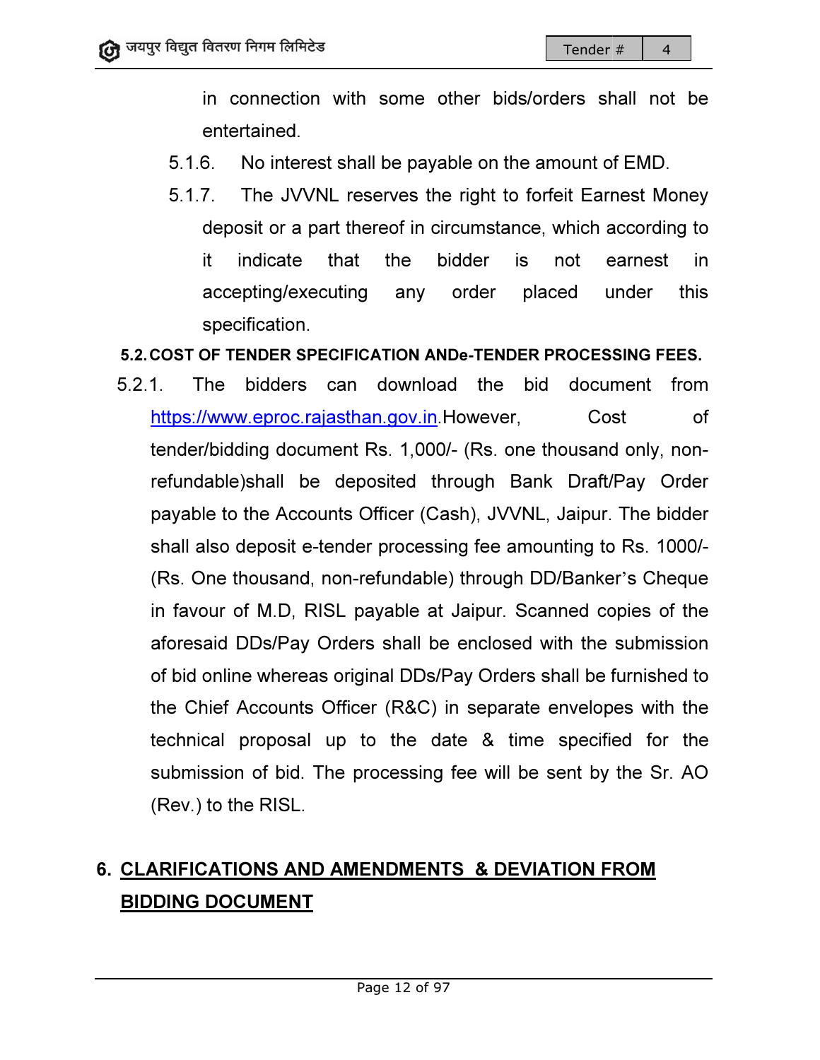in connection with some other bids/orders shall not be entertained.

5.1.6. No interest shall be payable on the amount of EMD.

5.1.7. The JVVNL reserves the right to forfeit Earnest Money deposit or a part thereof in circumstance, which according to it indicate that the bidder is not earnest in accepting/executing any order placed under this specification.

**5.2. COST OF TENDER SPECIFICATION ANDe-TENDER PROCESSING FEES.**

5.2.1. The bidders can download the bid document from https://www.eproc.rajasthan.gov.in. However, Cost of tender/bidding document Rs. 1,000/- (Rs. one thousand only, non-refundable)shall be deposited through Bank Draft/Pay Order payable to the Accounts Officer (Cash), JVVNL, Jaipur. The bidder shall also deposit e-tender processing fee amounting to Rs. 1000/- (Rs. One thousand, non-refundable) through DD/Banker's Cheque in favour of M.D, RISL payable at Jaipur. Scanned copies of the aforesaid DDs/Pay Orders shall be enclosed with the submission of bid online whereas original DDs/Pay Orders shall be furnished to the Chief Accounts Officer (R&C) in separate envelopes with the technical proposal up to the date & time specified for the submission of bid. The processing fee will be sent by the Sr. AO (Rev.) to the RISL.

## 6. CLARIFICATIONS AND AMENDMENTS & DEVIATION FROM BIDDING DOCUMENT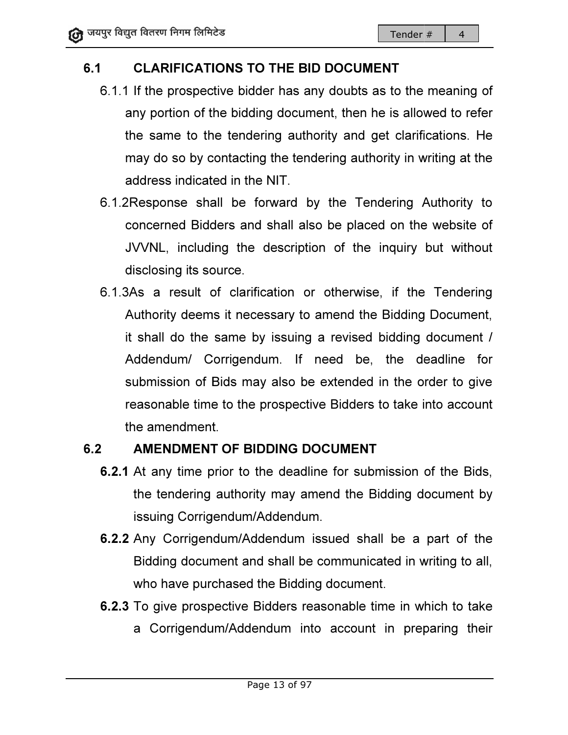## 6.1 CLARIFICATIONS TO THE BID DOCUMENT

6.1.1 If the prospective bidder has any doubts as to the meaning of any portion of the bidding document, then he is allowed to refer the same to the tendering authority and get clarifications. He may do so by contacting the tendering authority in writing at the address indicated in the NIT.

6.1.2Response shall be forward by the Tendering Authority to concerned Bidders and shall also be placed on the website of JVVNL, including the description of the inquiry but without disclosing its source.

6.1.3As a result of clarification or otherwise, if the Tendering Authority deems it necessary to amend the Bidding Document, it shall do the same by issuing a revised bidding document / Addendum/ Corrigendum. If need be, the deadline for submission of Bids may also be extended in the order to give reasonable time to the prospective Bidders to take into account the amendment.

## 6.2 AMENDMENT OF BIDDING DOCUMENT

**6.2.1** At any time prior to the deadline for submission of the Bids, the tendering authority may amend the Bidding document by issuing Corrigendum/Addendum.

**6.2.2** Any Corrigendum/Addendum issued shall be a part of the Bidding document and shall be communicated in writing to all, who have purchased the Bidding document.

**6.2.3** To give prospective Bidders reasonable time in which to take a Corrigendum/Addendum into account in preparing their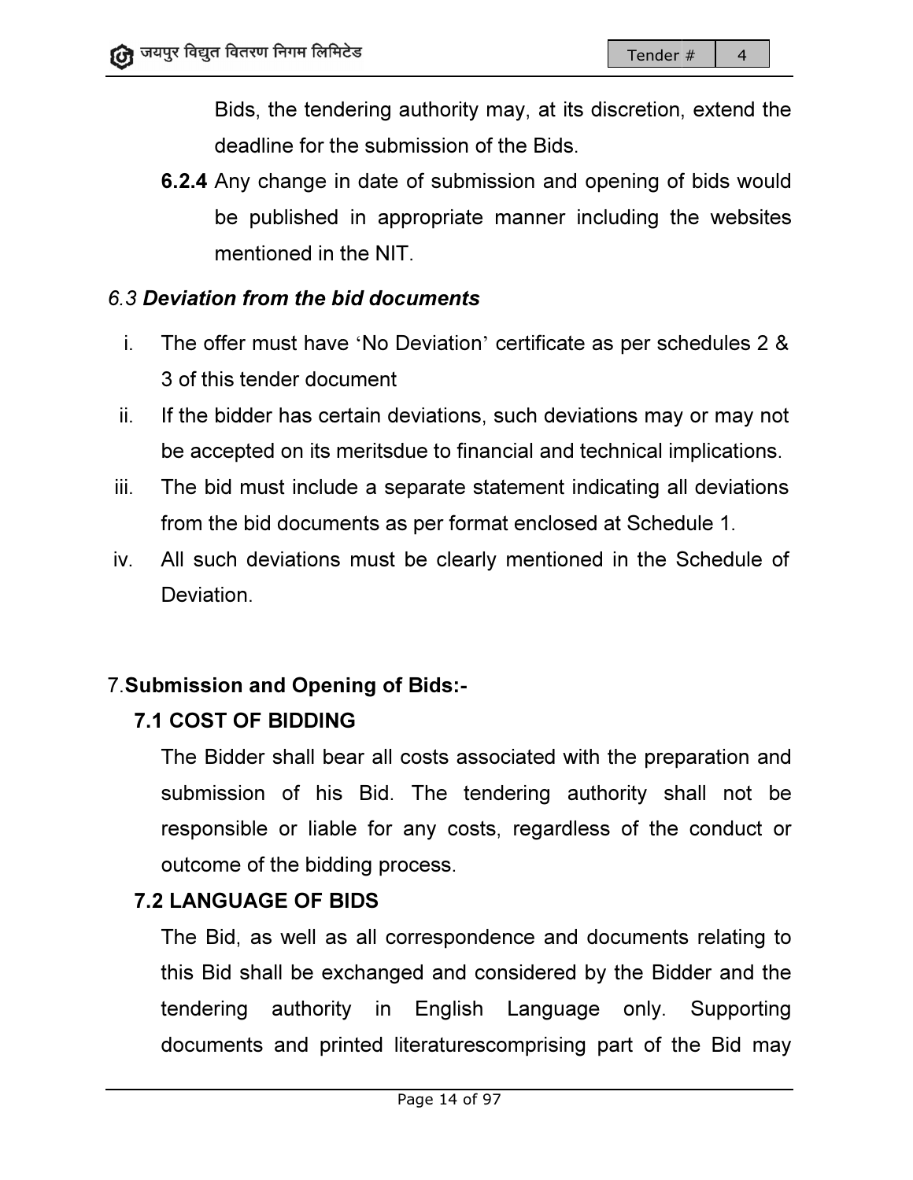Bids, the tendering authority may, at its discretion, extend the deadline for the submission of the Bids.

**6.2.4** Any change in date of submission and opening of bids would be published in appropriate manner including the websites mentioned in the NIT.

*6.3* ***Deviation from the bid documents***

i. The offer must have 'No Deviation' certificate as per schedules 2 & 3 of this tender document

ii. If the bidder has certain deviations, such deviations may or may not be accepted on its meritsdue to financial and technical implications.

iii. The bid must include a separate statement indicating all deviations from the bid documents as per format enclosed at Schedule 1.

iv. All such deviations must be clearly mentioned in the Schedule of Deviation.

## 7.**Submission and Opening of Bids:-**

### 7.1 COST OF BIDDING

The Bidder shall bear all costs associated with the preparation and submission of his Bid. The tendering authority shall not be responsible or liable for any costs, regardless of the conduct or outcome of the bidding process.

### 7.2 LANGUAGE OF BIDS

The Bid, as well as all correspondence and documents relating to this Bid shall be exchanged and considered by the Bidder and the tendering authority in English Language only. Supporting documents and printed literaturescomprising part of the Bid may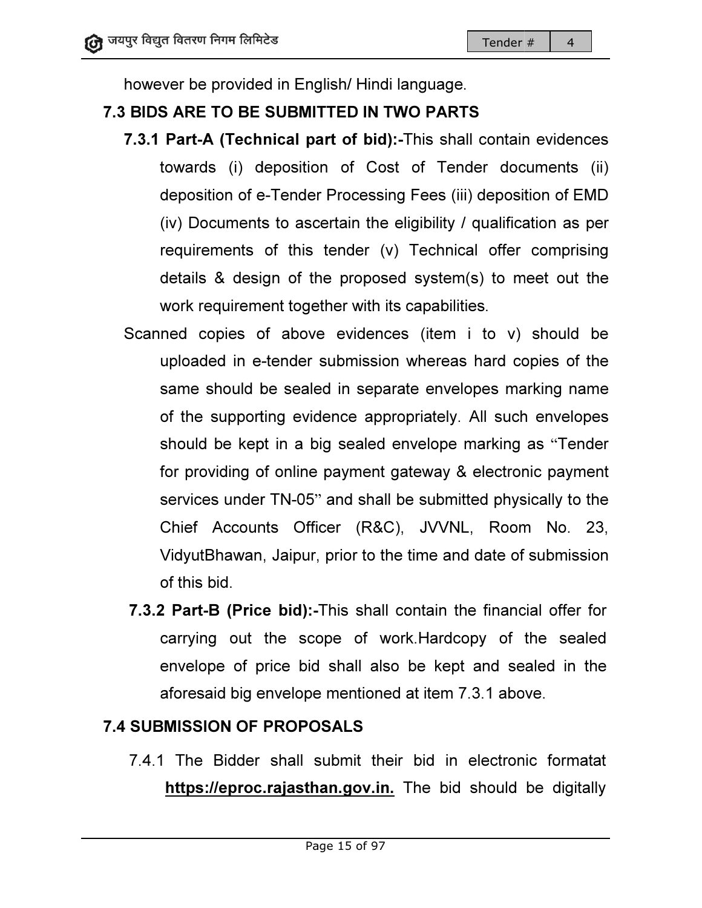however be provided in English/ Hindi language.

### 7.3 BIDS ARE TO BE SUBMITTED IN TWO PARTS

**7.3.1 Part-A (Technical part of bid):-**This shall contain evidences towards (i) deposition of Cost of Tender documents (ii) deposition of e-Tender Processing Fees (iii) deposition of EMD (iv) Documents to ascertain the eligibility / qualification as per requirements of this tender (v) Technical offer comprising details & design of the proposed system(s) to meet out the work requirement together with its capabilities.

Scanned copies of above evidences (item i to v) should be uploaded in e-tender submission whereas hard copies of the same should be sealed in separate envelopes marking name of the supporting evidence appropriately. All such envelopes should be kept in a big sealed envelope marking as "Tender for providing of online payment gateway & electronic payment services under TN-05" and shall be submitted physically to the Chief Accounts Officer (R&C), JVVNL, Room No. 23, VidyutBhawan, Jaipur, prior to the time and date of submission of this bid.

**7.3.2 Part-B (Price bid):-**This shall contain the financial offer for carrying out the scope of work.Hardcopy of the sealed envelope of price bid shall also be kept and sealed in the aforesaid big envelope mentioned at item 7.3.1 above.

### 7.4 SUBMISSION OF PROPOSALS

7.4.1 The Bidder shall submit their bid in electronic formatat **https://eproc.rajasthan.gov.in.** The bid should be digitally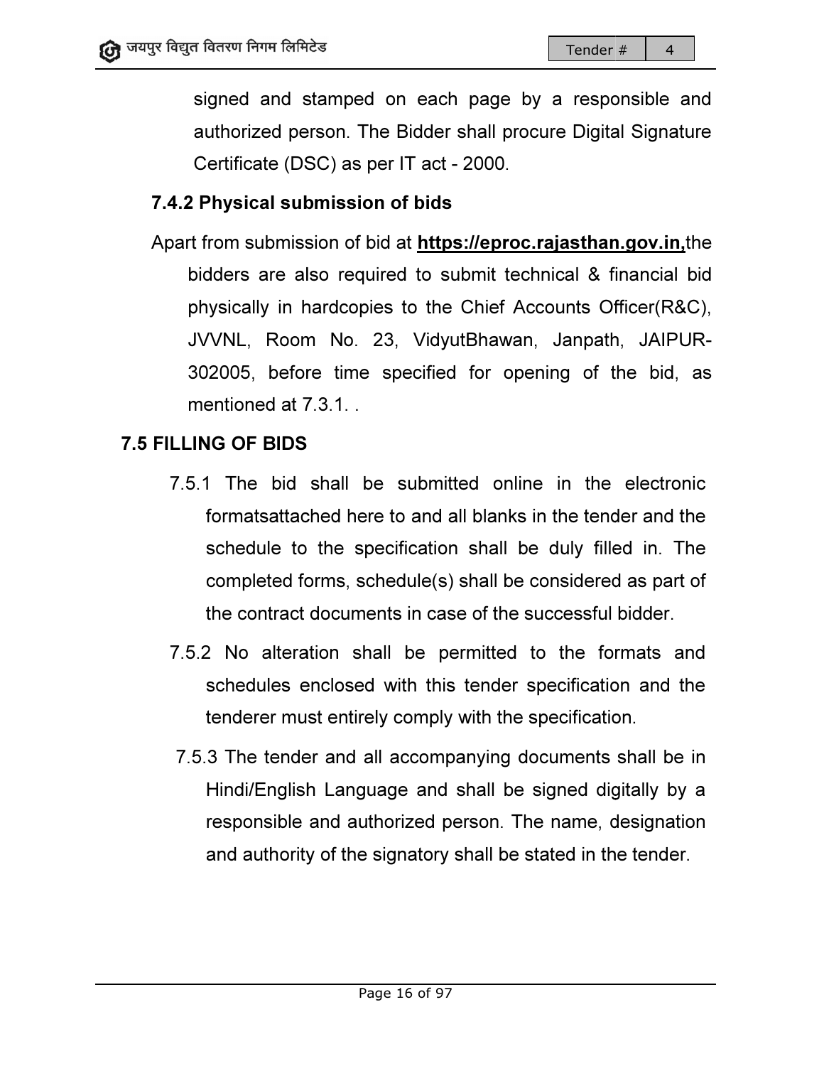signed and stamped on each page by a responsible and authorized person. The Bidder shall procure Digital Signature Certificate (DSC) as per IT act - 2000.

### 7.4.2 Physical submission of bids

Apart from submission of bid at **https://eproc.rajasthan.gov.in,**the bidders are also required to submit technical & financial bid physically in hardcopies to the Chief Accounts Officer(R&C), JVVNL, Room No. 23, VidyutBhawan, Janpath, JAIPUR-302005, before time specified for opening of the bid, as mentioned at 7.3.1. .

## 7.5 FILLING OF BIDS

7.5.1 The bid shall be submitted online in the electronic formatsattached here to and all blanks in the tender and the schedule to the specification shall be duly filled in. The completed forms, schedule(s) shall be considered as part of the contract documents in case of the successful bidder.

7.5.2 No alteration shall be permitted to the formats and schedules enclosed with this tender specification and the tenderer must entirely comply with the specification.

7.5.3 The tender and all accompanying documents shall be in Hindi/English Language and shall be signed digitally by a responsible and authorized person. The name, designation and authority of the signatory shall be stated in the tender.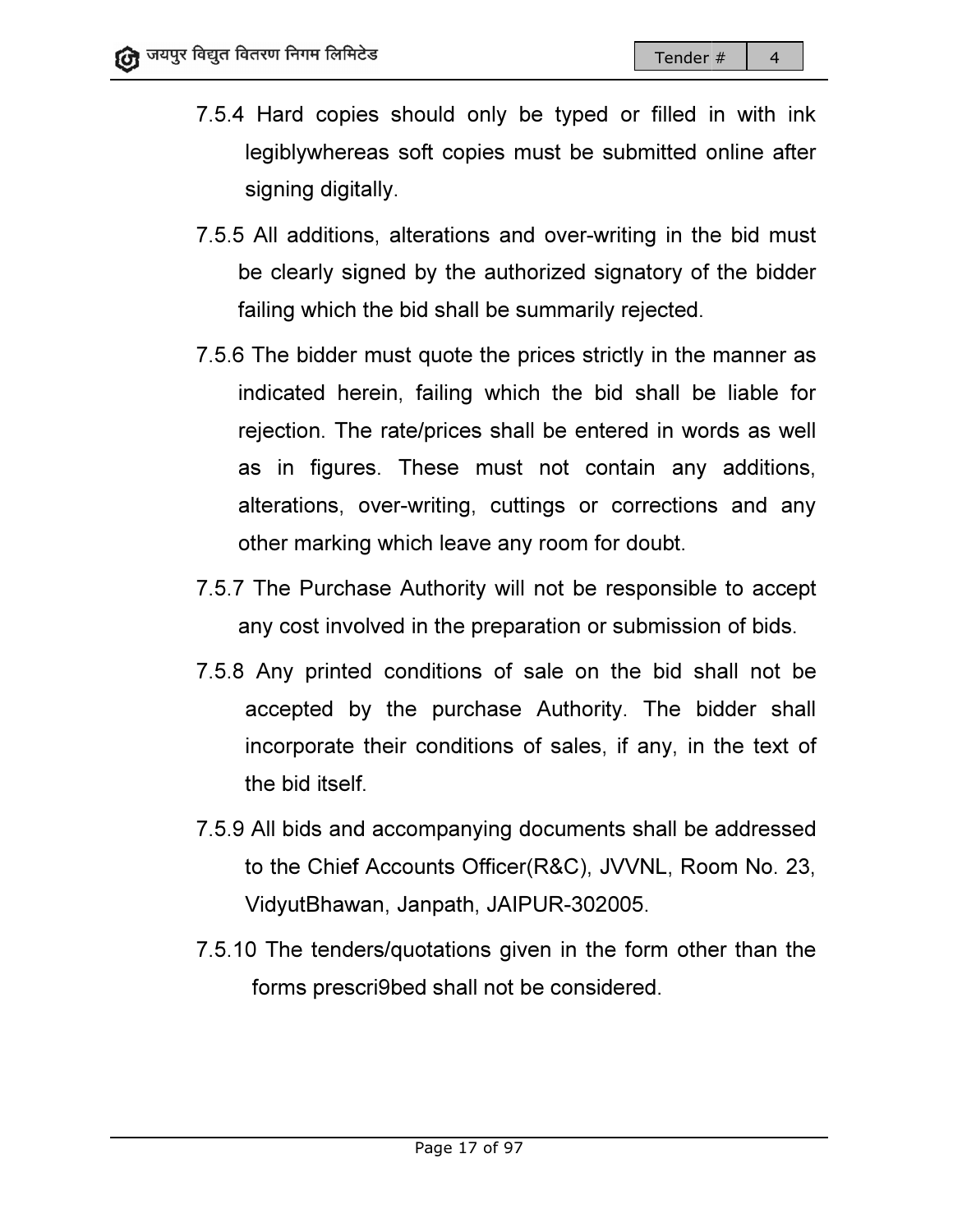7.5.4 Hard copies should only be typed or filled in with ink legiblywhereas soft copies must be submitted online after signing digitally.

7.5.5 All additions, alterations and over-writing in the bid must be clearly signed by the authorized signatory of the bidder failing which the bid shall be summarily rejected.

7.5.6 The bidder must quote the prices strictly in the manner as indicated herein, failing which the bid shall be liable for rejection. The rate/prices shall be entered in words as well as in figures. These must not contain any additions, alterations, over-writing, cuttings or corrections and any other marking which leave any room for doubt.

7.5.7 The Purchase Authority will not be responsible to accept any cost involved in the preparation or submission of bids.

7.5.8 Any printed conditions of sale on the bid shall not be accepted by the purchase Authority. The bidder shall incorporate their conditions of sales, if any, in the text of the bid itself.

7.5.9 All bids and accompanying documents shall be addressed to the Chief Accounts Officer(R&C), JVVNL, Room No. 23, VidyutBhawan, Janpath, JAIPUR-302005.

7.5.10 The tenders/quotations given in the form other than the forms prescri9bed shall not be considered.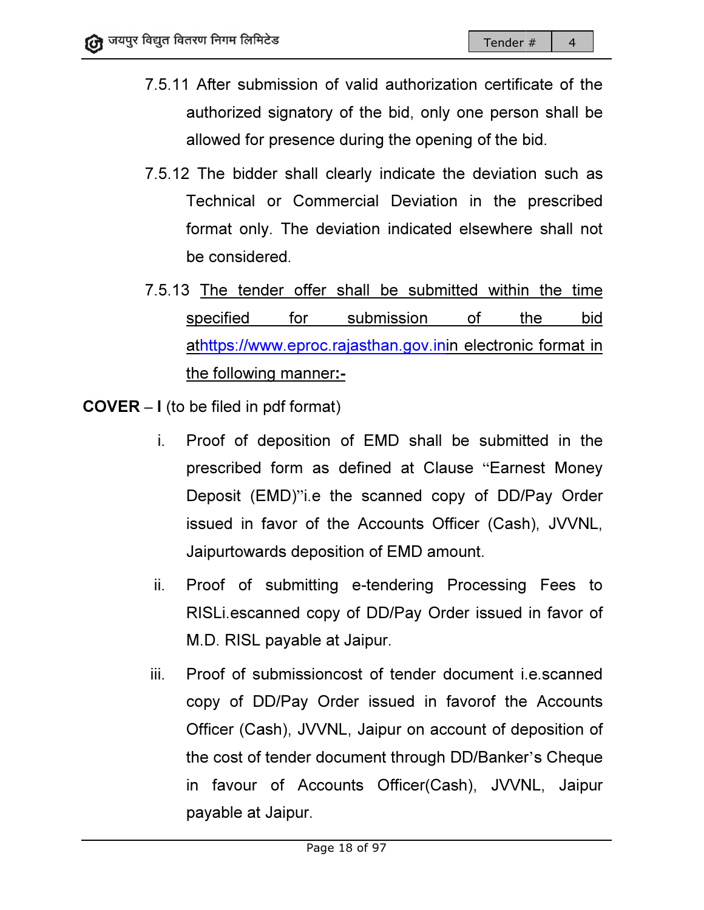7.5.11 After submission of valid authorization certificate of the authorized signatory of the bid, only one person shall be allowed for presence during the opening of the bid.

7.5.12 The bidder shall clearly indicate the deviation such as Technical or Commercial Deviation in the prescribed format only. The deviation indicated elsewhere shall not be considered.

7.5.13 <u>The tender offer shall be submitted within the time specified for submission of the bid athttps://www.eproc.rajasthan.gov.inin electronic format in the following manner:-</u>

**COVER – I** (to be filed in pdf format)

i. Proof of deposition of EMD shall be submitted in the prescribed form as defined at Clause "Earnest Money Deposit (EMD)"i.e the scanned copy of DD/Pay Order issued in favor of the Accounts Officer (Cash), JVVNL, Jaipurtowards deposition of EMD amount.

ii. Proof of submitting e-tendering Processing Fees to RISLi.escanned copy of DD/Pay Order issued in favor of M.D. RISL payable at Jaipur.

iii. Proof of submissioncost of tender document i.e.scanned copy of DD/Pay Order issued in favorof the Accounts Officer (Cash), JVVNL, Jaipur on account of deposition of the cost of tender document through DD/Banker's Cheque in favour of Accounts Officer(Cash), JVVNL, Jaipur payable at Jaipur.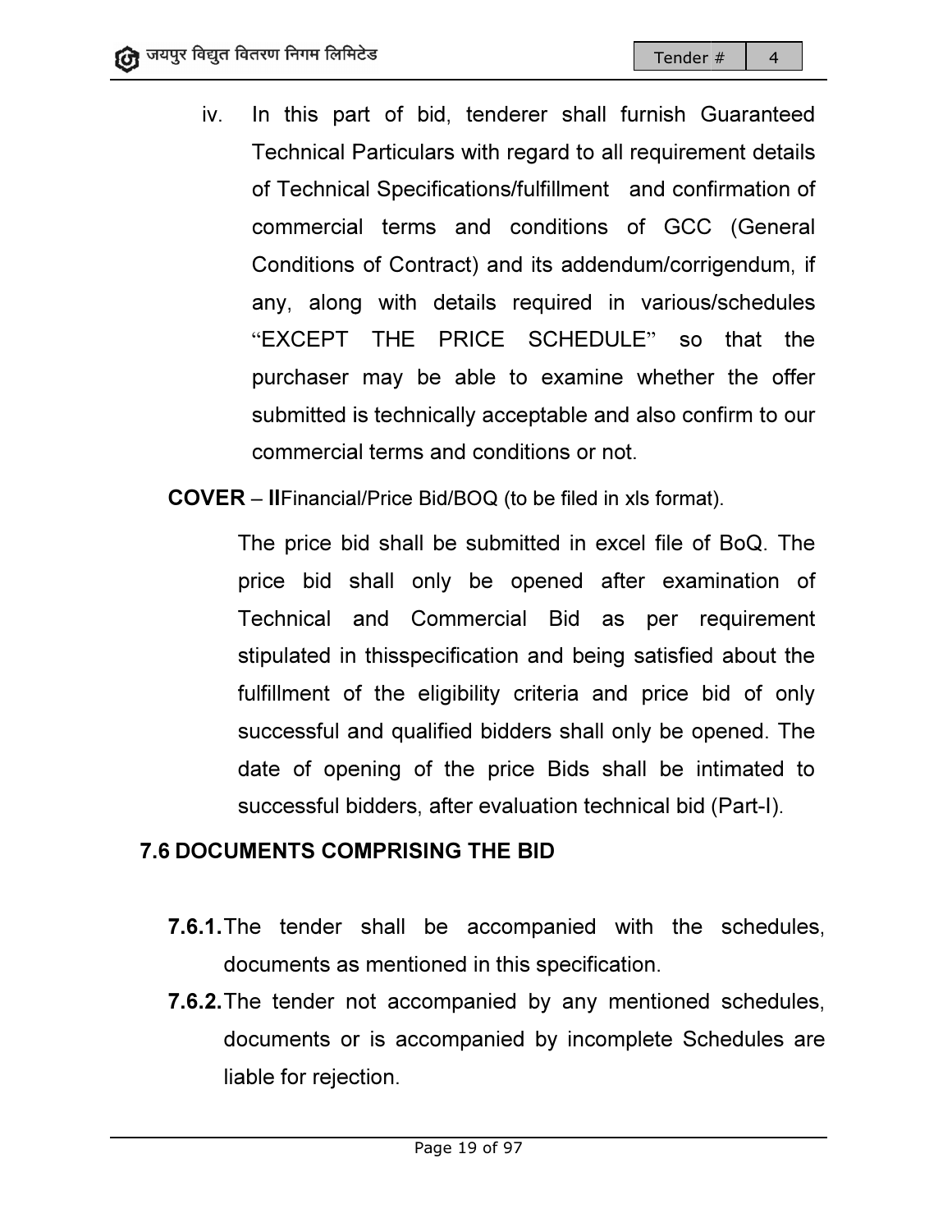iv. In this part of bid, tenderer shall furnish Guaranteed Technical Particulars with regard to all requirement details of Technical Specifications/fulfillment and confirmation of commercial terms and conditions of GCC (General Conditions of Contract) and its addendum/corrigendum, if any, along with details required in various/schedules "EXCEPT THE PRICE SCHEDULE" so that the purchaser may be able to examine whether the offer submitted is technically acceptable and also confirm to our commercial terms and conditions or not.

**COVER – II**Financial/Price Bid/BOQ (to be filed in xls format).

The price bid shall be submitted in excel file of BoQ. The price bid shall only be opened after examination of Technical and Commercial Bid as per requirement stipulated in thisspecification and being satisfied about the fulfillment of the eligibility criteria and price bid of only successful and qualified bidders shall only be opened. The date of opening of the price Bids shall be intimated to successful bidders, after evaluation technical bid (Part-I).

## 7.6 DOCUMENTS COMPRISING THE BID

**7.6.1.** The tender shall be accompanied with the schedules, documents as mentioned in this specification.

**7.6.2.** The tender not accompanied by any mentioned schedules, documents or is accompanied by incomplete Schedules are liable for rejection.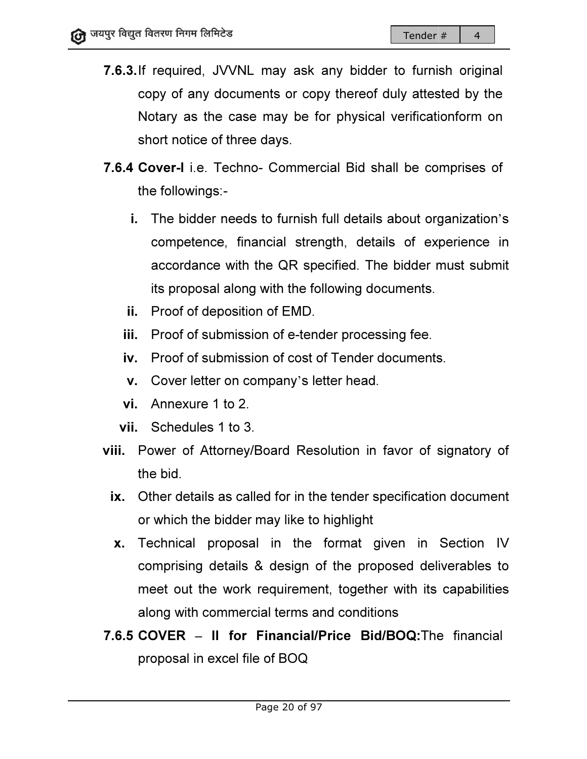**7.6.3.** If required, JVVNL may ask any bidder to furnish original copy of any documents or copy thereof duly attested by the Notary as the case may be for physical verificationform on short notice of three days.

**7.6.4 Cover-I** i.e. Techno- Commercial Bid shall be comprises of the followings:-

- **i.** The bidder needs to furnish full details about organization's competence, financial strength, details of experience in accordance with the QR specified. The bidder must submit its proposal along with the following documents.
- **ii.** Proof of deposition of EMD.
- **iii.** Proof of submission of e-tender processing fee.
- **iv.** Proof of submission of cost of Tender documents.
- **v.** Cover letter on company's letter head.
- **vi.** Annexure 1 to 2.
- **vii.** Schedules 1 to 3.
- **viii.** Power of Attorney/Board Resolution in favor of signatory of the bid.
- **ix.** Other details as called for in the tender specification document or which the bidder may like to highlight
- **x.** Technical proposal in the format given in Section IV comprising details & design of the proposed deliverables to meet out the work requirement, together with its capabilities along with commercial terms and conditions

**7.6.5 COVER – II for Financial/Price Bid/BOQ:** The financial proposal in excel file of BOQ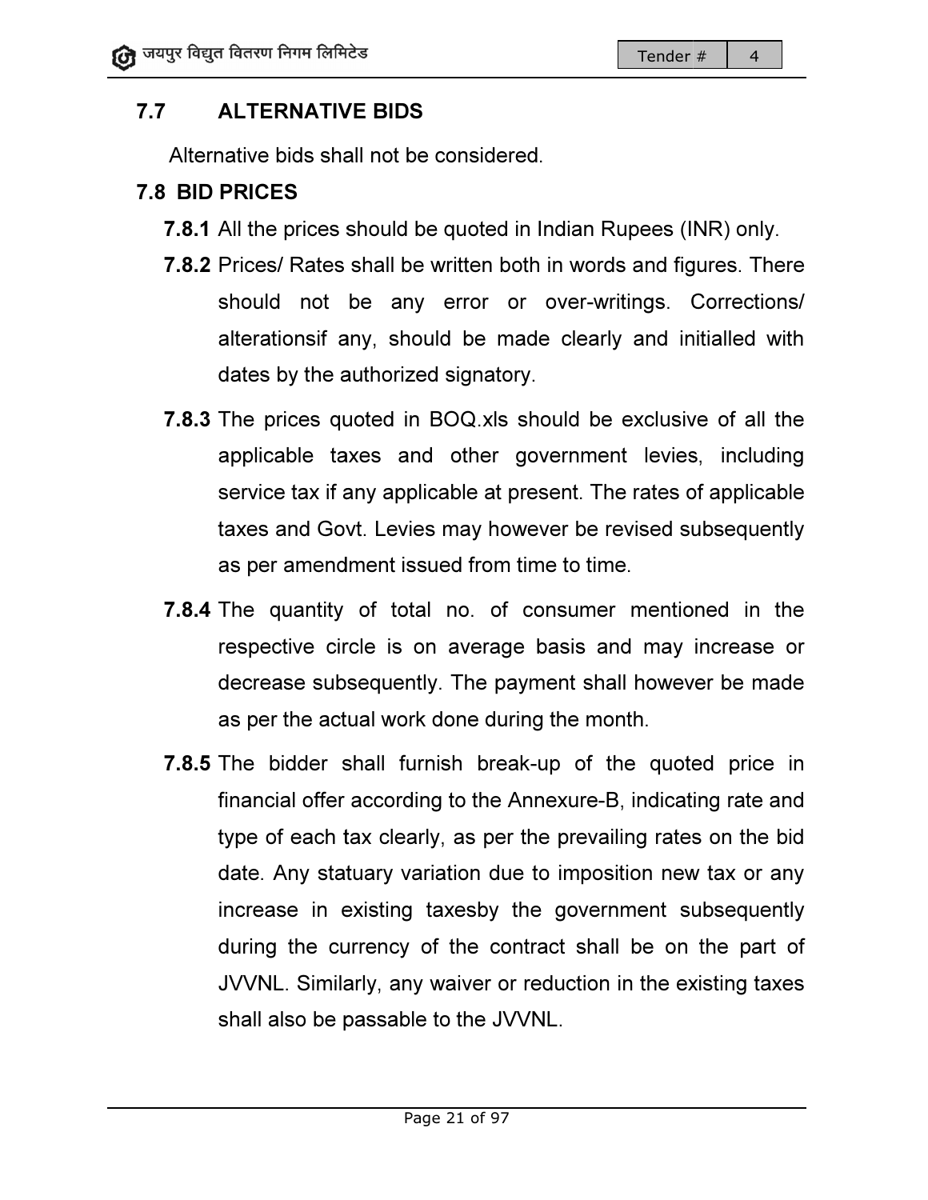## 7.7 ALTERNATIVE BIDS

Alternative bids shall not be considered.

## 7.8 BID PRICES

**7.8.1** All the prices should be quoted in Indian Rupees (INR) only.

**7.8.2** Prices/ Rates shall be written both in words and figures. There should not be any error or over-writings. Corrections/ alterationsif any, should be made clearly and initialled with dates by the authorized signatory.

**7.8.3** The prices quoted in BOQ.xls should be exclusive of all the applicable taxes and other government levies, including service tax if any applicable at present. The rates of applicable taxes and Govt. Levies may however be revised subsequently as per amendment issued from time to time.

**7.8.4** The quantity of total no. of consumer mentioned in the respective circle is on average basis and may increase or decrease subsequently. The payment shall however be made as per the actual work done during the month.

**7.8.5** The bidder shall furnish break-up of the quoted price in financial offer according to the Annexure-B, indicating rate and type of each tax clearly, as per the prevailing rates on the bid date. Any statuary variation due to imposition new tax or any increase in existing taxesby the government subsequently during the currency of the contract shall be on the part of JVVNL. Similarly, any waiver or reduction in the existing taxes shall also be passable to the JVVNL.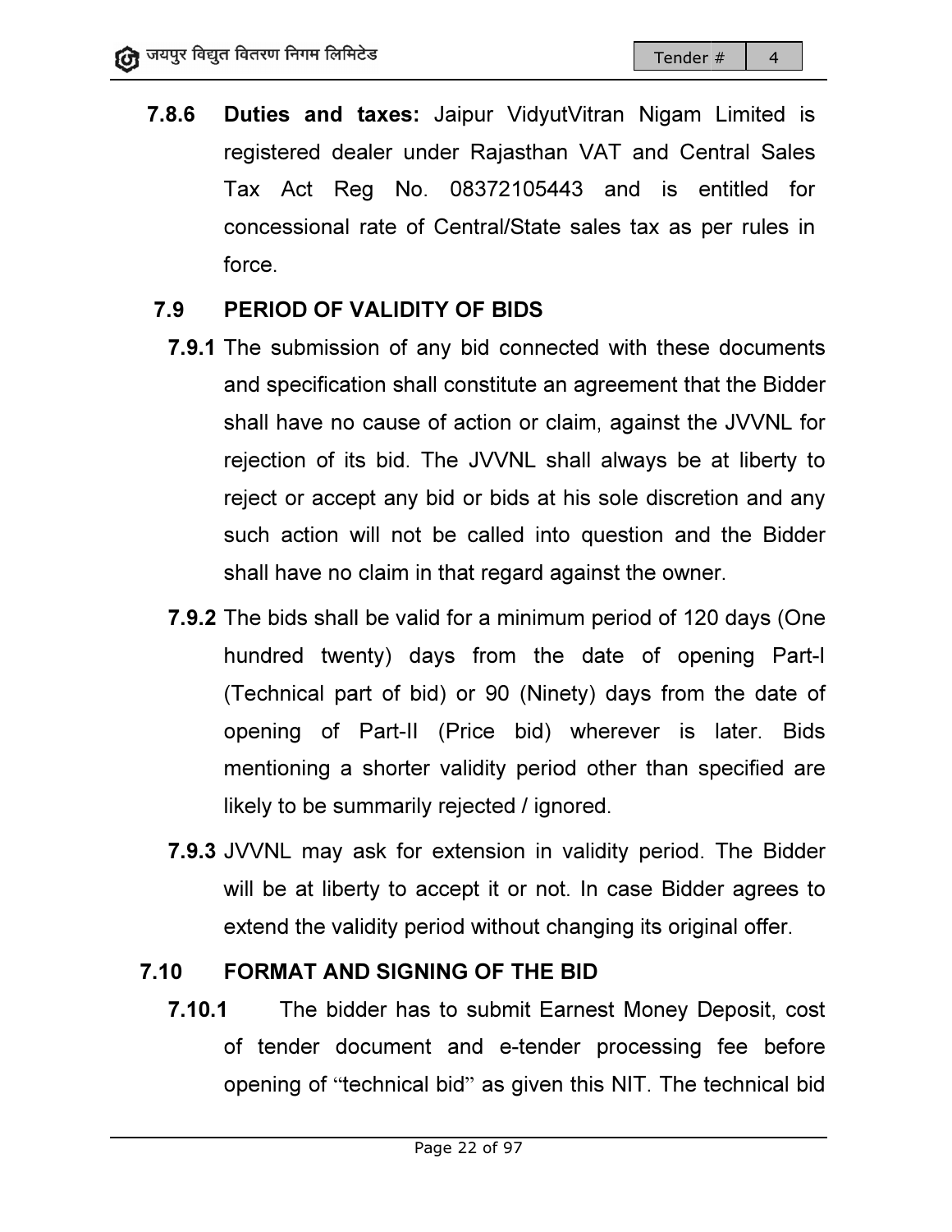**7.8.6 Duties and taxes:** Jaipur VidyutVitran Nigam Limited is registered dealer under Rajasthan VAT and Central Sales Tax Act Reg No. 08372105443 and is entitled for concessional rate of Central/State sales tax as per rules in force.

## 7.9 PERIOD OF VALIDITY OF BIDS

**7.9.1** The submission of any bid connected with these documents and specification shall constitute an agreement that the Bidder shall have no cause of action or claim, against the JVVNL for rejection of its bid. The JVVNL shall always be at liberty to reject or accept any bid or bids at his sole discretion and any such action will not be called into question and the Bidder shall have no claim in that regard against the owner.

**7.9.2** The bids shall be valid for a minimum period of 120 days (One hundred twenty) days from the date of opening Part-I (Technical part of bid) or 90 (Ninety) days from the date of opening of Part-II (Price bid) wherever is later. Bids mentioning a shorter validity period other than specified are likely to be summarily rejected / ignored.

**7.9.3** JVVNL may ask for extension in validity period. The Bidder will be at liberty to accept it or not. In case Bidder agrees to extend the validity period without changing its original offer.

## 7.10 FORMAT AND SIGNING OF THE BID

**7.10.1** The bidder has to submit Earnest Money Deposit, cost of tender document and e-tender processing fee before opening of “technical bid” as given this NIT. The technical bid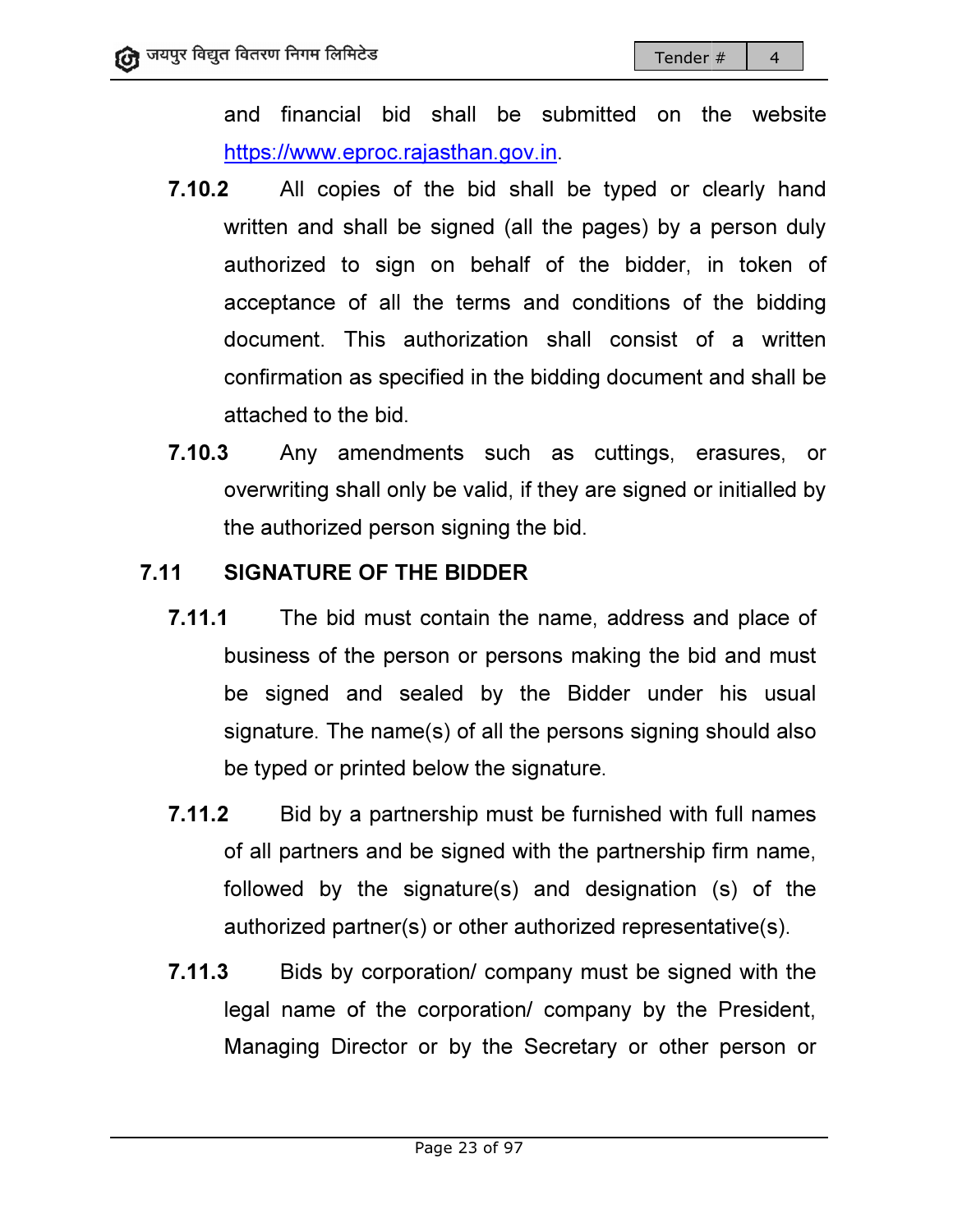and financial bid shall be submitted on the website https://www.eproc.rajasthan.gov.in.

**7.10.2** All copies of the bid shall be typed or clearly hand written and shall be signed (all the pages) by a person duly authorized to sign on behalf of the bidder, in token of acceptance of all the terms and conditions of the bidding document. This authorization shall consist of a written confirmation as specified in the bidding document and shall be attached to the bid.

**7.10.3** Any amendments such as cuttings, erasures, or overwriting shall only be valid, if they are signed or initialled by the authorized person signing the bid.

## 7.11 SIGNATURE OF THE BIDDER

**7.11.1** The bid must contain the name, address and place of business of the person or persons making the bid and must be signed and sealed by the Bidder under his usual signature. The name(s) of all the persons signing should also be typed or printed below the signature.

**7.11.2** Bid by a partnership must be furnished with full names of all partners and be signed with the partnership firm name, followed by the signature(s) and designation (s) of the authorized partner(s) or other authorized representative(s).

**7.11.3** Bids by corporation/ company must be signed with the legal name of the corporation/ company by the President, Managing Director or by the Secretary or other person or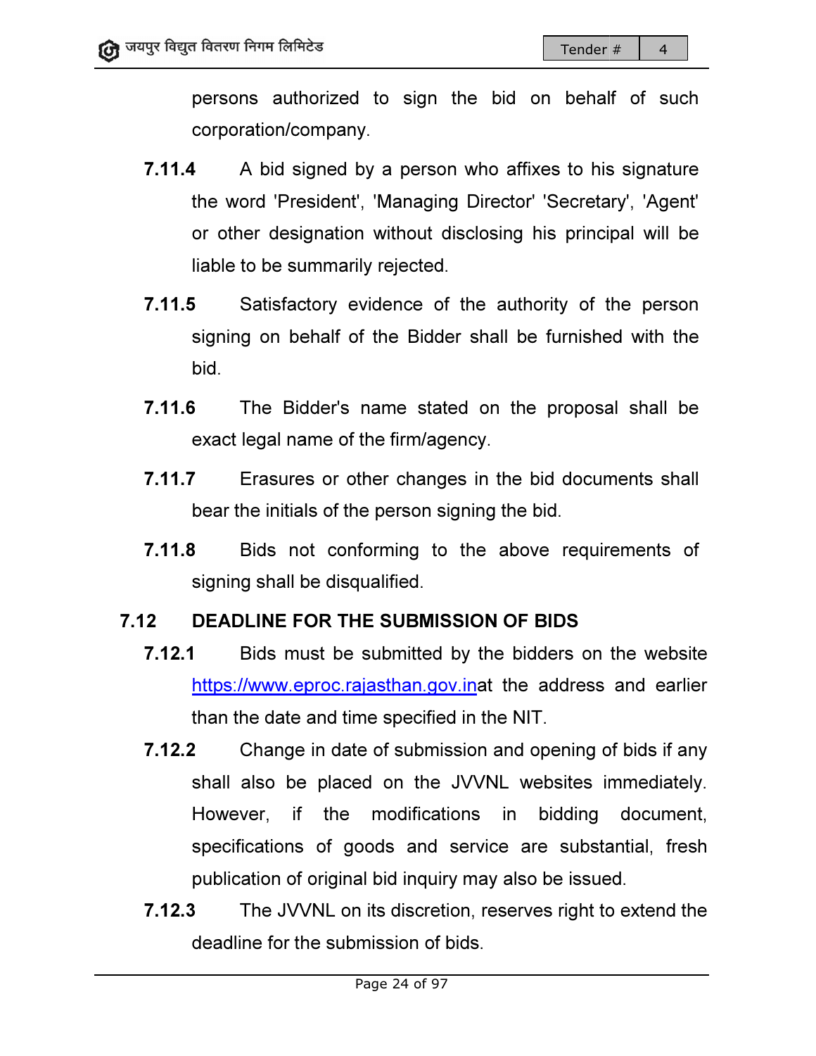persons authorized to sign the bid on behalf of such corporation/company.

**7.11.4** A bid signed by a person who affixes to his signature the word 'President', 'Managing Director' 'Secretary', 'Agent' or other designation without disclosing his principal will be liable to be summarily rejected.

**7.11.5** Satisfactory evidence of the authority of the person signing on behalf of the Bidder shall be furnished with the bid.

**7.11.6** The Bidder's name stated on the proposal shall be exact legal name of the firm/agency.

**7.11.7** Erasures or other changes in the bid documents shall bear the initials of the person signing the bid.

**7.11.8** Bids not conforming to the above requirements of signing shall be disqualified.

**7.12 DEADLINE FOR THE SUBMISSION OF BIDS**

**7.12.1** Bids must be submitted by the bidders on the website https://www.eproc.rajasthan.gov.inat the address and earlier than the date and time specified in the NIT.

**7.12.2** Change in date of submission and opening of bids if any shall also be placed on the JVVNL websites immediately. However, if the modifications in bidding document, specifications of goods and service are substantial, fresh publication of original bid inquiry may also be issued.

**7.12.3** The JVVNL on its discretion, reserves right to extend the deadline for the submission of bids.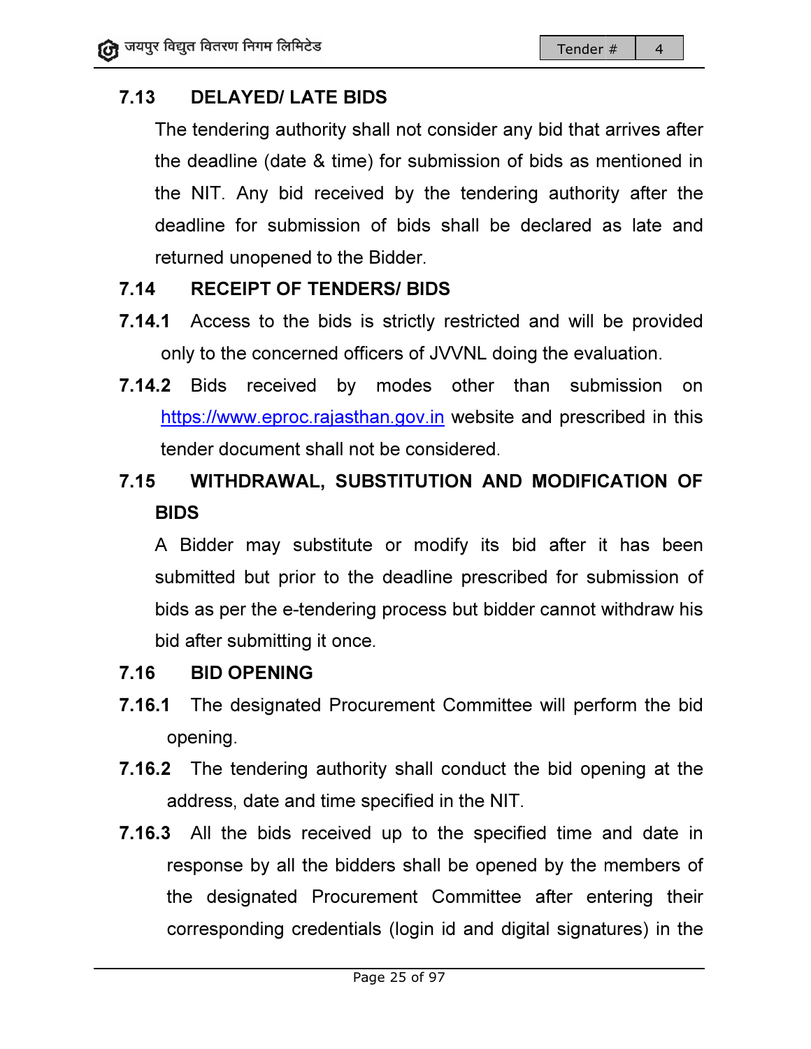### 7.13 DELAYED/ LATE BIDS

The tendering authority shall not consider any bid that arrives after the deadline (date & time) for submission of bids as mentioned in the NIT. Any bid received by the tendering authority after the deadline for submission of bids shall be declared as late and returned unopened to the Bidder.

### 7.14 RECEIPT OF TENDERS/ BIDS

**7.14.1** Access to the bids is strictly restricted and will be provided only to the concerned officers of JVVNL doing the evaluation.

**7.14.2** Bids received by modes other than submission on https://www.eproc.rajasthan.gov.in website and prescribed in this tender document shall not be considered.

### 7.15 WITHDRAWAL, SUBSTITUTION AND MODIFICATION OF BIDS

A Bidder may substitute or modify its bid after it has been submitted but prior to the deadline prescribed for submission of bids as per the e-tendering process but bidder cannot withdraw his bid after submitting it once.

### 7.16 BID OPENING

**7.16.1** The designated Procurement Committee will perform the bid opening.

**7.16.2** The tendering authority shall conduct the bid opening at the address, date and time specified in the NIT.

**7.16.3** All the bids received up to the specified time and date in response by all the bidders shall be opened by the members of the designated Procurement Committee after entering their corresponding credentials (login id and digital signatures) in the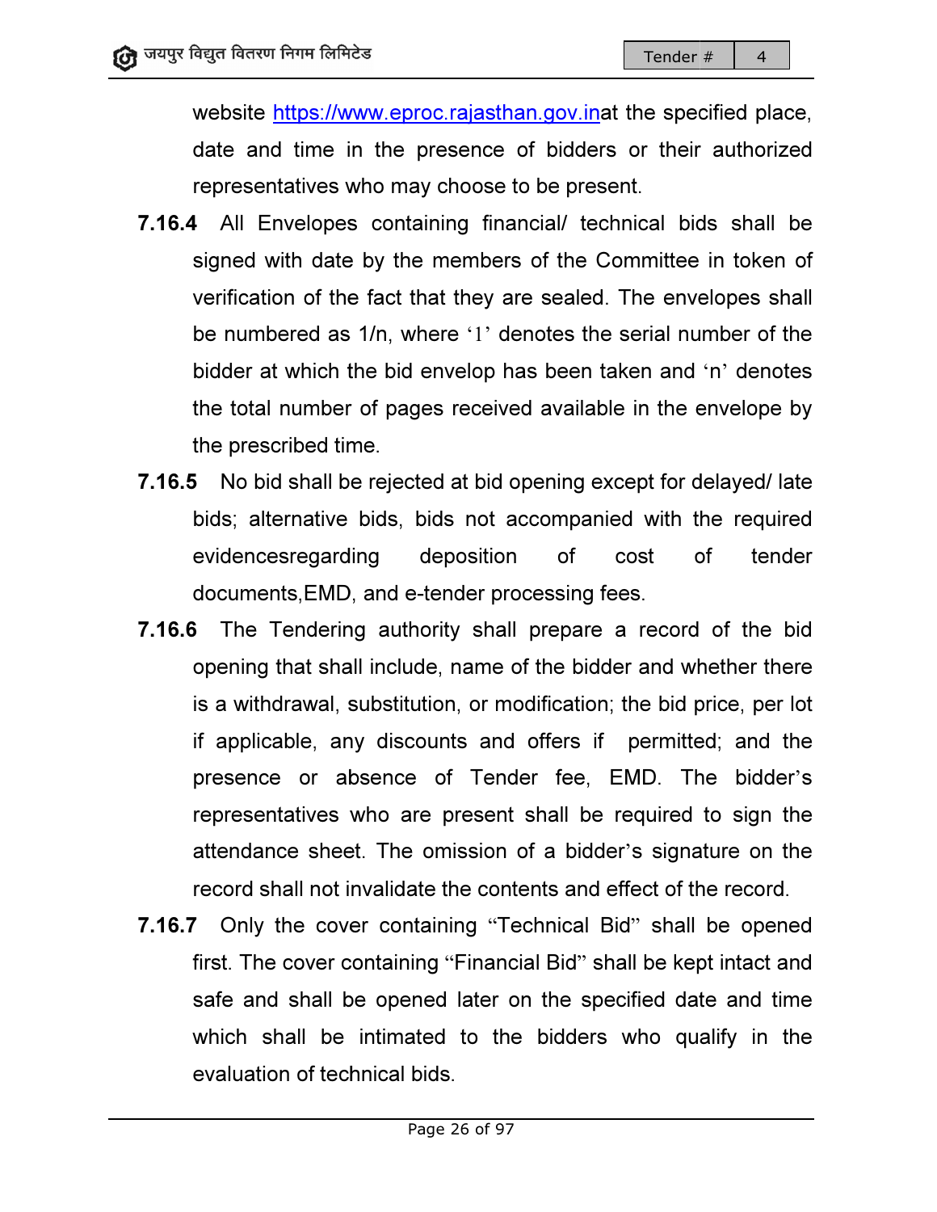website https://www.eproc.rajasthan.gov.inat the specified place, date and time in the presence of bidders or their authorized representatives who may choose to be present.

**7.16.4** All Envelopes containing financial/ technical bids shall be signed with date by the members of the Committee in token of verification of the fact that they are sealed. The envelopes shall be numbered as 1/n, where '1' denotes the serial number of the bidder at which the bid envelop has been taken and 'n' denotes the total number of pages received available in the envelope by the prescribed time.

**7.16.5** No bid shall be rejected at bid opening except for delayed/ late bids; alternative bids, bids not accompanied with the required evidencesregarding deposition of cost of tender documents,EMD, and e-tender processing fees.

**7.16.6** The Tendering authority shall prepare a record of the bid opening that shall include, name of the bidder and whether there is a withdrawal, substitution, or modification; the bid price, per lot if applicable, any discounts and offers if permitted; and the presence or absence of Tender fee, EMD. The bidder's representatives who are present shall be required to sign the attendance sheet. The omission of a bidder's signature on the record shall not invalidate the contents and effect of the record.

**7.16.7** Only the cover containing "Technical Bid" shall be opened first. The cover containing "Financial Bid" shall be kept intact and safe and shall be opened later on the specified date and time which shall be intimated to the bidders who qualify in the evaluation of technical bids.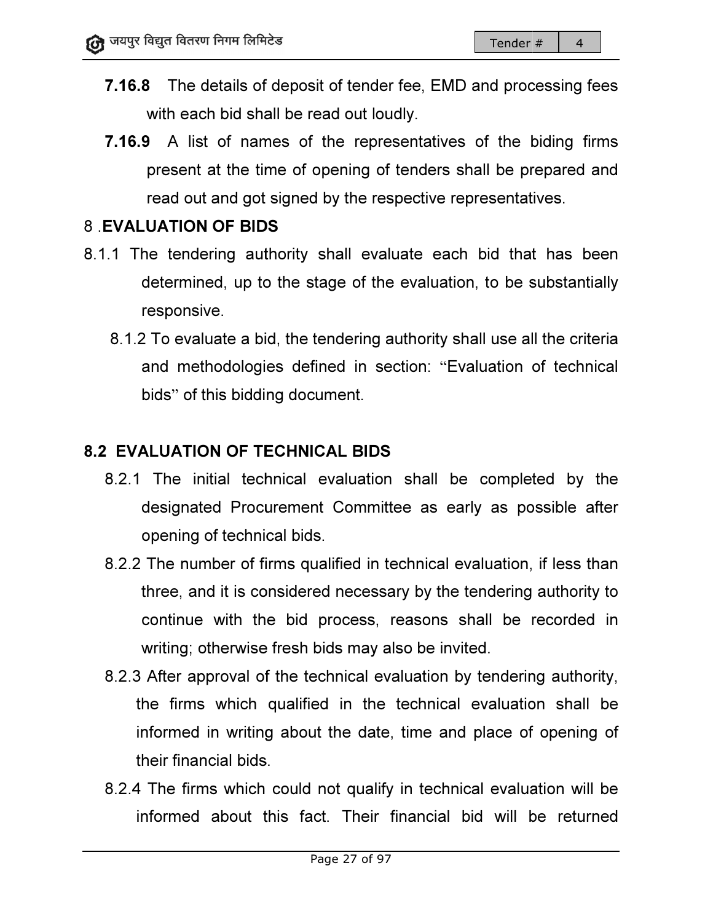**7.16.8** The details of deposit of tender fee, EMD and processing fees with each bid shall be read out loudly.

**7.16.9** A list of names of the representatives of the biding firms present at the time of opening of tenders shall be prepared and read out and got signed by the respective representatives.

## 8 .EVALUATION OF BIDS

8.1.1 The tendering authority shall evaluate each bid that has been determined, up to the stage of the evaluation, to be substantially responsive.

8.1.2 To evaluate a bid, the tendering authority shall use all the criteria and methodologies defined in section: "Evaluation of technical bids" of this bidding document.

## 8.2 EVALUATION OF TECHNICAL BIDS

8.2.1 The initial technical evaluation shall be completed by the designated Procurement Committee as early as possible after opening of technical bids.

8.2.2 The number of firms qualified in technical evaluation, if less than three, and it is considered necessary by the tendering authority to continue with the bid process, reasons shall be recorded in writing; otherwise fresh bids may also be invited.

8.2.3 After approval of the technical evaluation by tendering authority, the firms which qualified in the technical evaluation shall be informed in writing about the date, time and place of opening of their financial bids.

8.2.4 The firms which could not qualify in technical evaluation will be informed about this fact. Their financial bid will be returned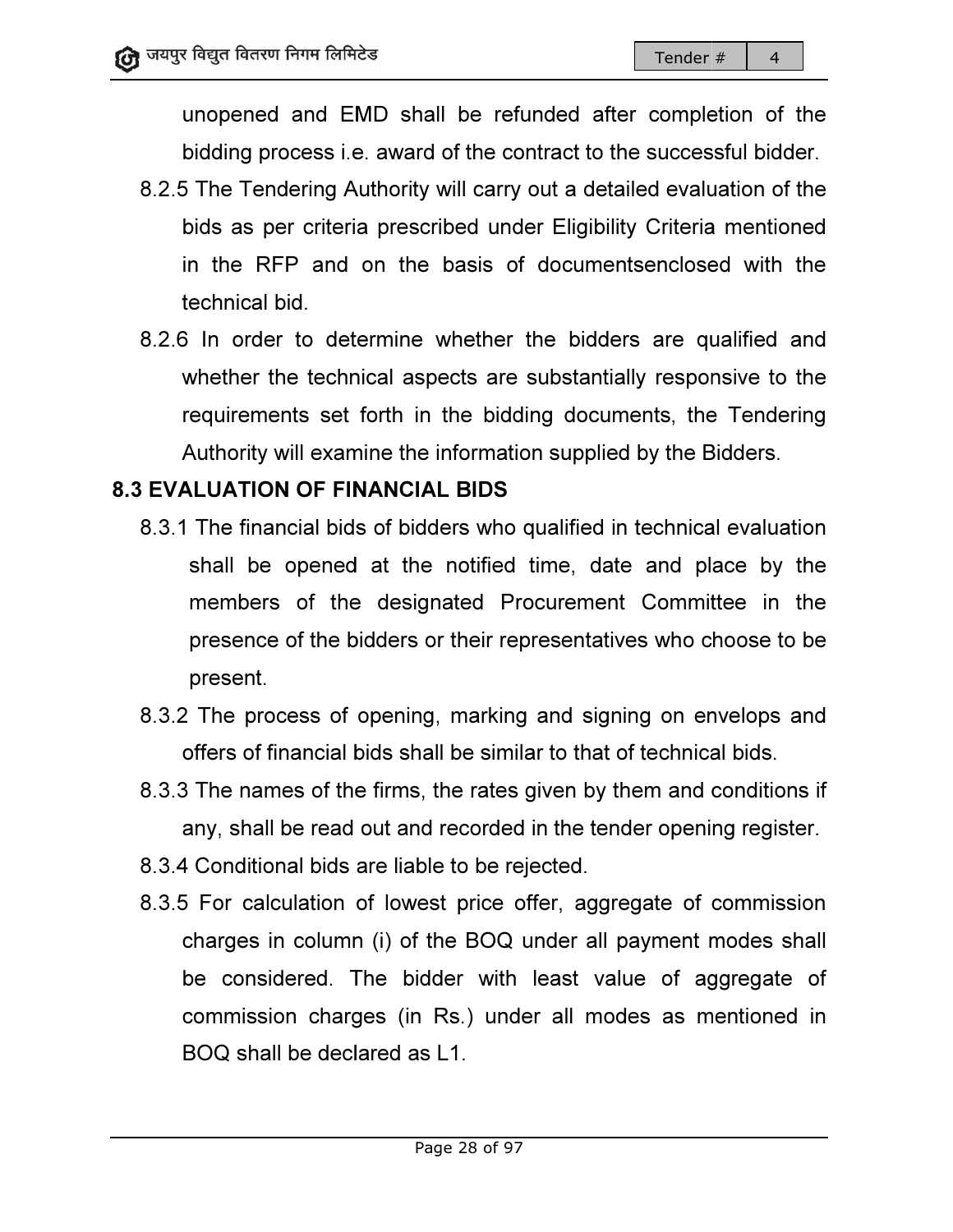unopened and EMD shall be refunded after completion of the bidding process i.e. award of the contract to the successful bidder.

8.2.5 The Tendering Authority will carry out a detailed evaluation of the bids as per criteria prescribed under Eligibility Criteria mentioned in the RFP and on the basis of documentsenclosed with the technical bid.

8.2.6 In order to determine whether the bidders are qualified and whether the technical aspects are substantially responsive to the requirements set forth in the bidding documents, the Tendering Authority will examine the information supplied by the Bidders.

**8.3 EVALUATION OF FINANCIAL BIDS**

8.3.1 The financial bids of bidders who qualified in technical evaluation shall be opened at the notified time, date and place by the members of the designated Procurement Committee in the presence of the bidders or their representatives who choose to be present.

8.3.2 The process of opening, marking and signing on envelops and offers of financial bids shall be similar to that of technical bids.

8.3.3 The names of the firms, the rates given by them and conditions if any, shall be read out and recorded in the tender opening register.

8.3.4 Conditional bids are liable to be rejected.

8.3.5 For calculation of lowest price offer, aggregate of commission charges in column (i) of the BOQ under all payment modes shall be considered. The bidder with least value of aggregate of commission charges (in Rs.) under all modes as mentioned in BOQ shall be declared as L1.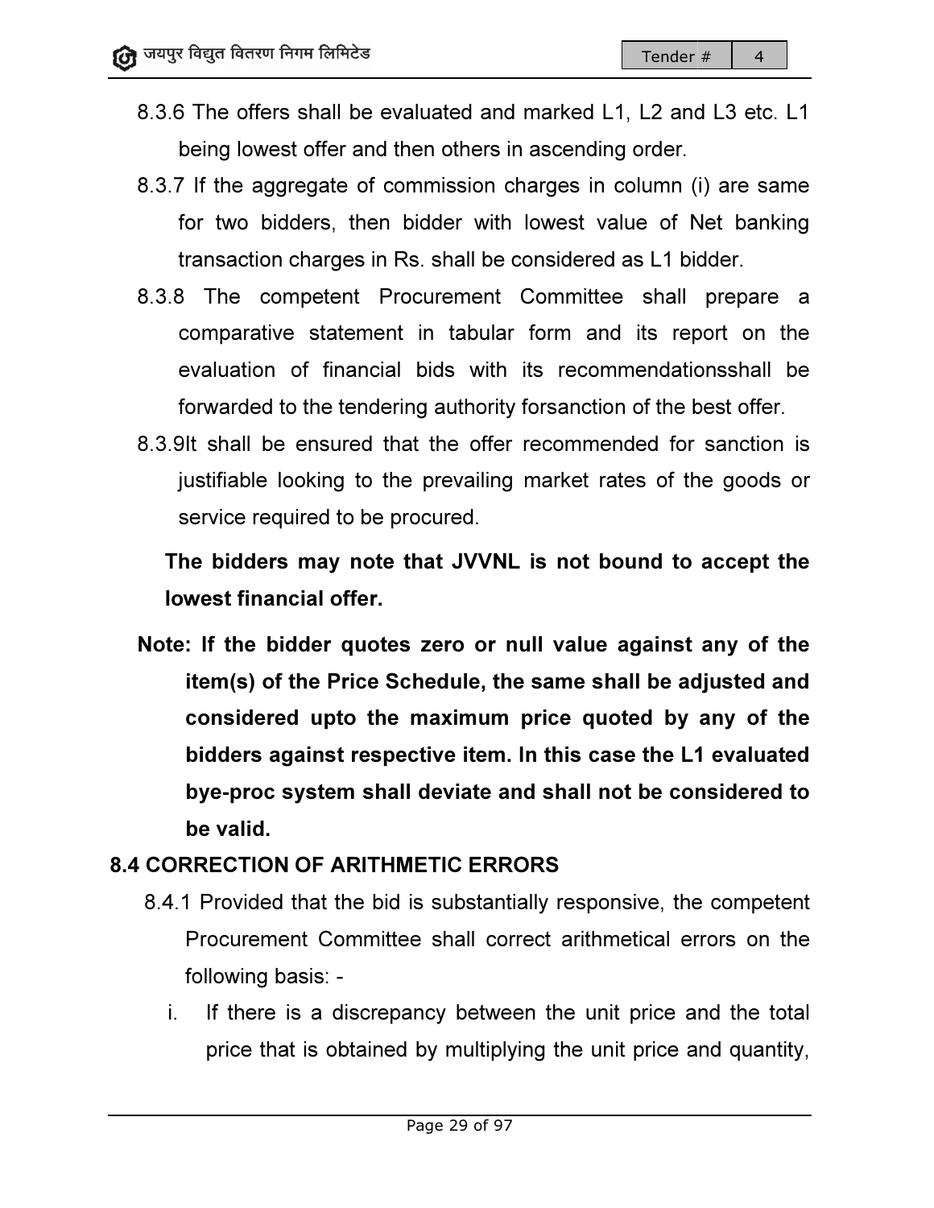8.3.6 The offers shall be evaluated and marked L1, L2 and L3 etc. L1 being lowest offer and then others in ascending order.

8.3.7 If the aggregate of commission charges in column (i) are same for two bidders, then bidder with lowest value of Net banking transaction charges in Rs. shall be considered as L1 bidder.

8.3.8 The competent Procurement Committee shall prepare a comparative statement in tabular form and its report on the evaluation of financial bids with its recommendationsshall be forwarded to the tendering authority forsanction of the best offer.

8.3.9It shall be ensured that the offer recommended for sanction is justifiable looking to the prevailing market rates of the goods or service required to be procured.

**The bidders may note that JVVNL is not bound to accept the lowest financial offer.**

**Note: If the bidder quotes zero or null value against any of the item(s) of the Price Schedule, the same shall be adjusted and considered upto the maximum price quoted by any of the bidders against respective item. In this case the L1 evaluated bye-proc system shall deviate and shall not be considered to be valid.**

### 8.4 CORRECTION OF ARITHMETIC ERRORS

8.4.1 Provided that the bid is substantially responsive, the competent Procurement Committee shall correct arithmetical errors on the following basis: -

i. If there is a discrepancy between the unit price and the total price that is obtained by multiplying the unit price and quantity,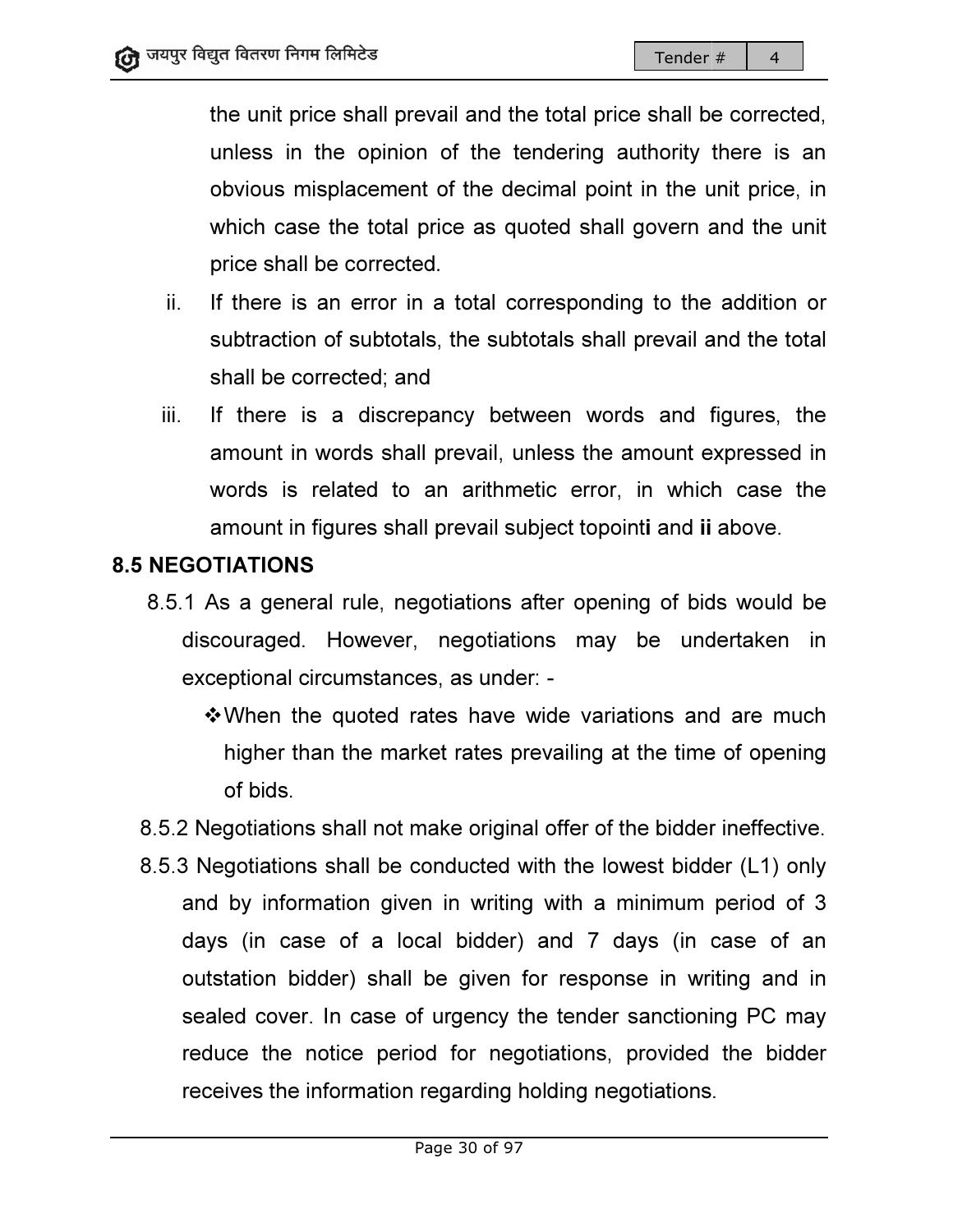the unit price shall prevail and the total price shall be corrected, unless in the opinion of the tendering authority there is an obvious misplacement of the decimal point in the unit price, in which case the total price as quoted shall govern and the unit price shall be corrected.

ii. If there is an error in a total corresponding to the addition or subtraction of subtotals, the subtotals shall prevail and the total shall be corrected; and

iii. If there is a discrepancy between words and figures, the amount in words shall prevail, unless the amount expressed in words is related to an arithmetic error, in which case the amount in figures shall prevail subject topoint**i** and **ii** above.

**8.5 NEGOTIATIONS**

8.5.1 As a general rule, negotiations after opening of bids would be discouraged. However, negotiations may be undertaken in exceptional circumstances, as under: -

❖When the quoted rates have wide variations and are much higher than the market rates prevailing at the time of opening of bids.

8.5.2 Negotiations shall not make original offer of the bidder ineffective.

8.5.3 Negotiations shall be conducted with the lowest bidder (L1) only and by information given in writing with a minimum period of 3 days (in case of a local bidder) and 7 days (in case of an outstation bidder) shall be given for response in writing and in sealed cover. In case of urgency the tender sanctioning PC may reduce the notice period for negotiations, provided the bidder receives the information regarding holding negotiations.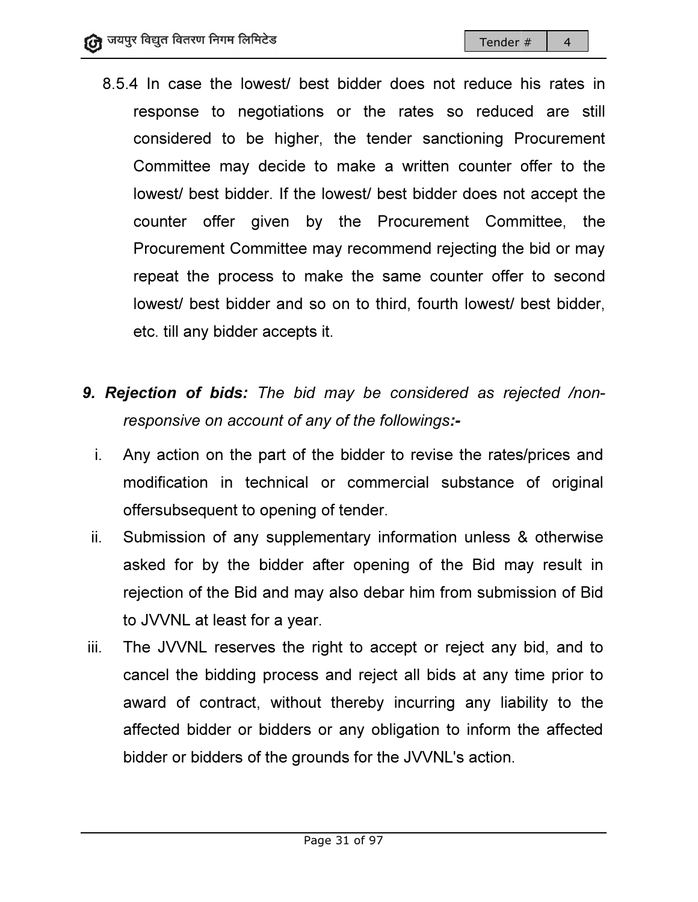8.5.4 In case the lowest/ best bidder does not reduce his rates in response to negotiations or the rates so reduced are still considered to be higher, the tender sanctioning Procurement Committee may decide to make a written counter offer to the lowest/ best bidder. If the lowest/ best bidder does not accept the counter offer given by the Procurement Committee, the Procurement Committee may recommend rejecting the bid or may repeat the process to make the same counter offer to second lowest/ best bidder and so on to third, fourth lowest/ best bidder, etc. till any bidder accepts it.

***9. Rejection of bids:*** *The bid may be considered as rejected /non-responsive on account of any of the followings**:-***

i. Any action on the part of the bidder to revise the rates/prices and modification in technical or commercial substance of original offersubsequent to opening of tender.
ii. Submission of any supplementary information unless & otherwise asked for by the bidder after opening of the Bid may result in rejection of the Bid and may also debar him from submission of Bid to JVVNL at least for a year.
iii. The JVVNL reserves the right to accept or reject any bid, and to cancel the bidding process and reject all bids at any time prior to award of contract, without thereby incurring any liability to the affected bidder or bidders or any obligation to inform the affected bidder or bidders of the grounds for the JVVNL's action.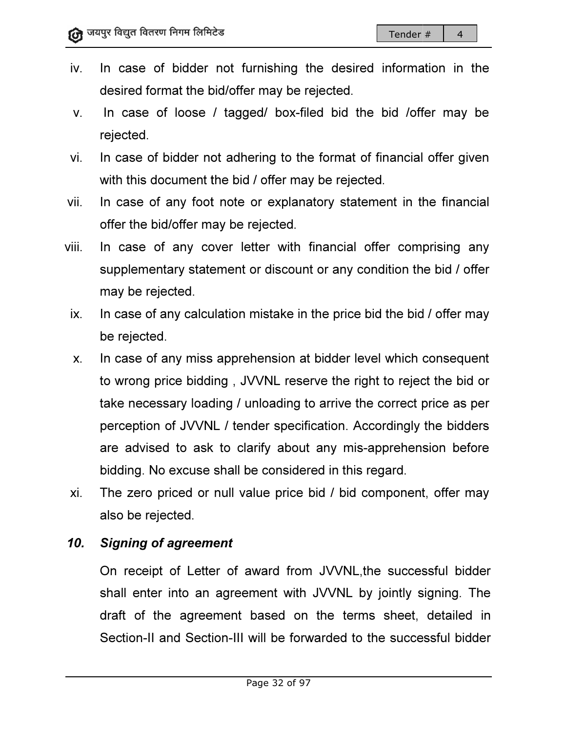iv. In case of bidder not furnishing the desired information in the desired format the bid/offer may be rejected.

v. In case of loose / tagged/ box-filed bid the bid /offer may be rejected.

vi. In case of bidder not adhering to the format of financial offer given with this document the bid / offer may be rejected.

vii. In case of any foot note or explanatory statement in the financial offer the bid/offer may be rejected.

viii. In case of any cover letter with financial offer comprising any supplementary statement or discount or any condition the bid / offer may be rejected.

ix. In case of any calculation mistake in the price bid the bid / offer may be rejected.

x. In case of any miss apprehension at bidder level which consequent to wrong price bidding , JVVNL reserve the right to reject the bid or take necessary loading / unloading to arrive the correct price as per perception of JVVNL / tender specification. Accordingly the bidders are advised to ask to clarify about any mis-apprehension before bidding. No excuse shall be considered in this regard.

xi. The zero priced or null value price bid / bid component, offer may also be rejected.

### *10. Signing of agreement*

On receipt of Letter of award from JVVNL,the successful bidder shall enter into an agreement with JVVNL by jointly signing. The draft of the agreement based on the terms sheet, detailed in Section-II and Section-III will be forwarded to the successful bidder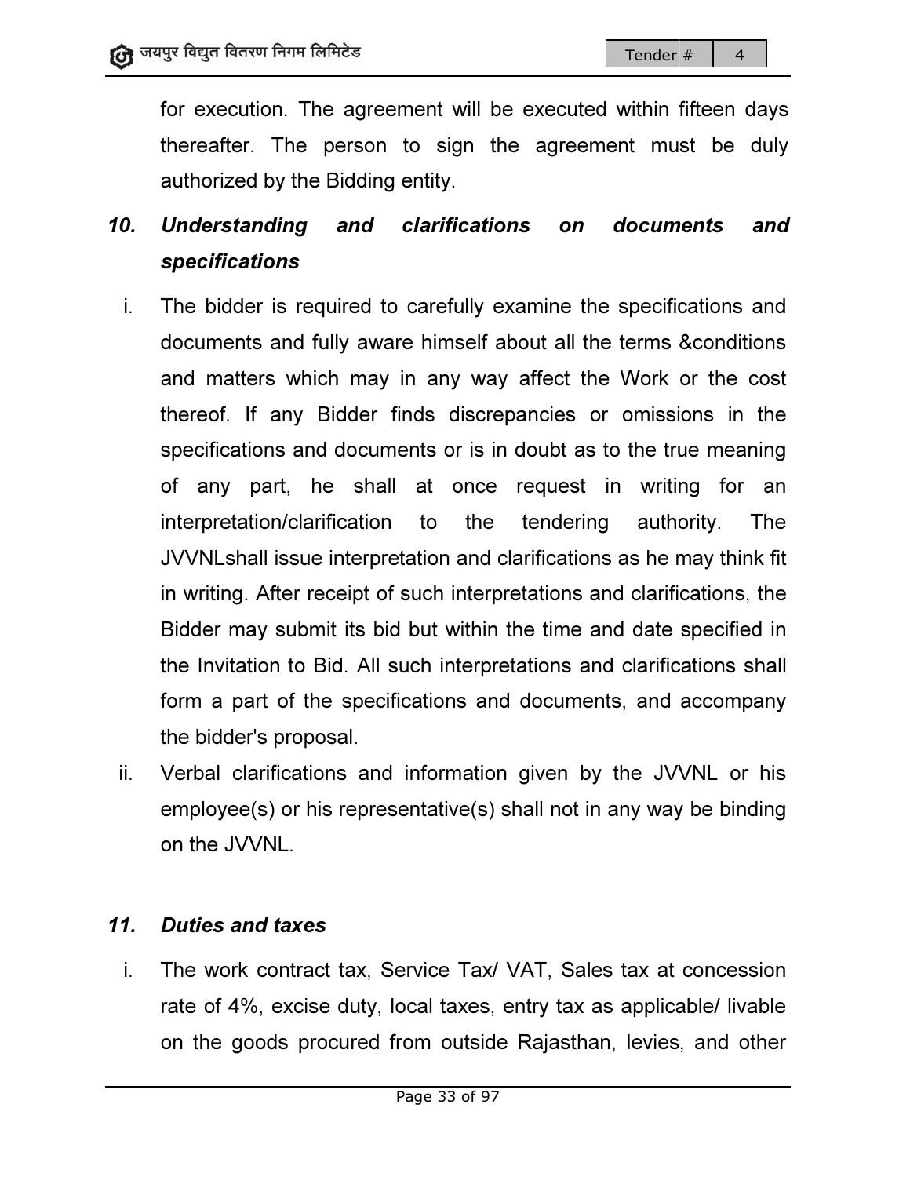for execution. The agreement will be executed within fifteen days thereafter. The person to sign the agreement must be duly authorized by the Bidding entity.

### *10. Understanding and clarifications on documents and specifications*

i. The bidder is required to carefully examine the specifications and documents and fully aware himself about all the terms &conditions and matters which may in any way affect the Work or the cost thereof. If any Bidder finds discrepancies or omissions in the specifications and documents or is in doubt as to the true meaning of any part, he shall at once request in writing for an interpretation/clarification to the tendering authority. The JVVNLshall issue interpretation and clarifications as he may think fit in writing. After receipt of such interpretations and clarifications, the Bidder may submit its bid but within the time and date specified in the Invitation to Bid. All such interpretations and clarifications shall form a part of the specifications and documents, and accompany the bidder's proposal.

ii. Verbal clarifications and information given by the JVVNL or his employee(s) or his representative(s) shall not in any way be binding on the JVVNL.

### *11. Duties and taxes*

i. The work contract tax, Service Tax/ VAT, Sales tax at concession rate of 4%, excise duty, local taxes, entry tax as applicable/ livable on the goods procured from outside Rajasthan, levies, and other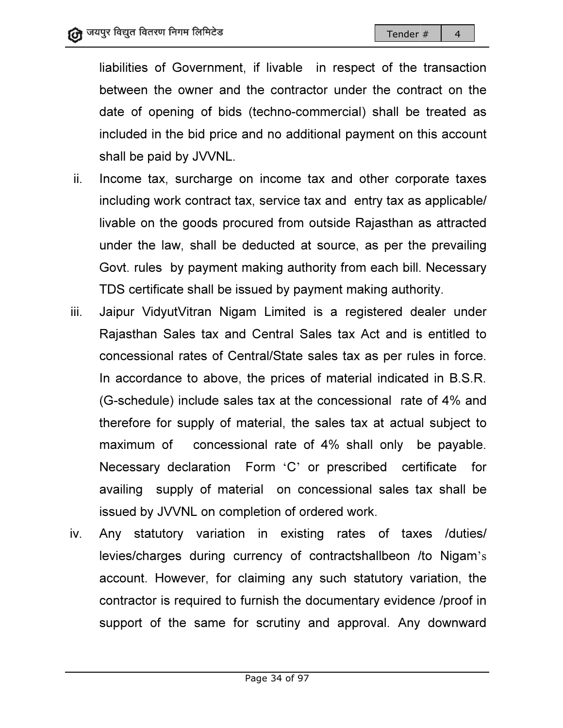liabilities of Government, if livable in respect of the transaction between the owner and the contractor under the contract on the date of opening of bids (techno-commercial) shall be treated as included in the bid price and no additional payment on this account shall be paid by JVVNL.

ii. Income tax, surcharge on income tax and other corporate taxes including work contract tax, service tax and entry tax as applicable/ livable on the goods procured from outside Rajasthan as attracted under the law, shall be deducted at source, as per the prevailing Govt. rules by payment making authority from each bill. Necessary TDS certificate shall be issued by payment making authority.

iii. Jaipur VidyutVitran Nigam Limited is a registered dealer under Rajasthan Sales tax and Central Sales tax Act and is entitled to concessional rates of Central/State sales tax as per rules in force. In accordance to above, the prices of material indicated in B.S.R. (G-schedule) include sales tax at the concessional rate of 4% and therefore for supply of material, the sales tax at actual subject to maximum of concessional rate of 4% shall only be payable. Necessary declaration Form 'C' or prescribed certificate for availing supply of material on concessional sales tax shall be issued by JVVNL on completion of ordered work.

iv. Any statutory variation in existing rates of taxes /duties/ levies/charges during currency of contractshallbeon /to Nigam's account. However, for claiming any such statutory variation, the contractor is required to furnish the documentary evidence /proof in support of the same for scrutiny and approval. Any downward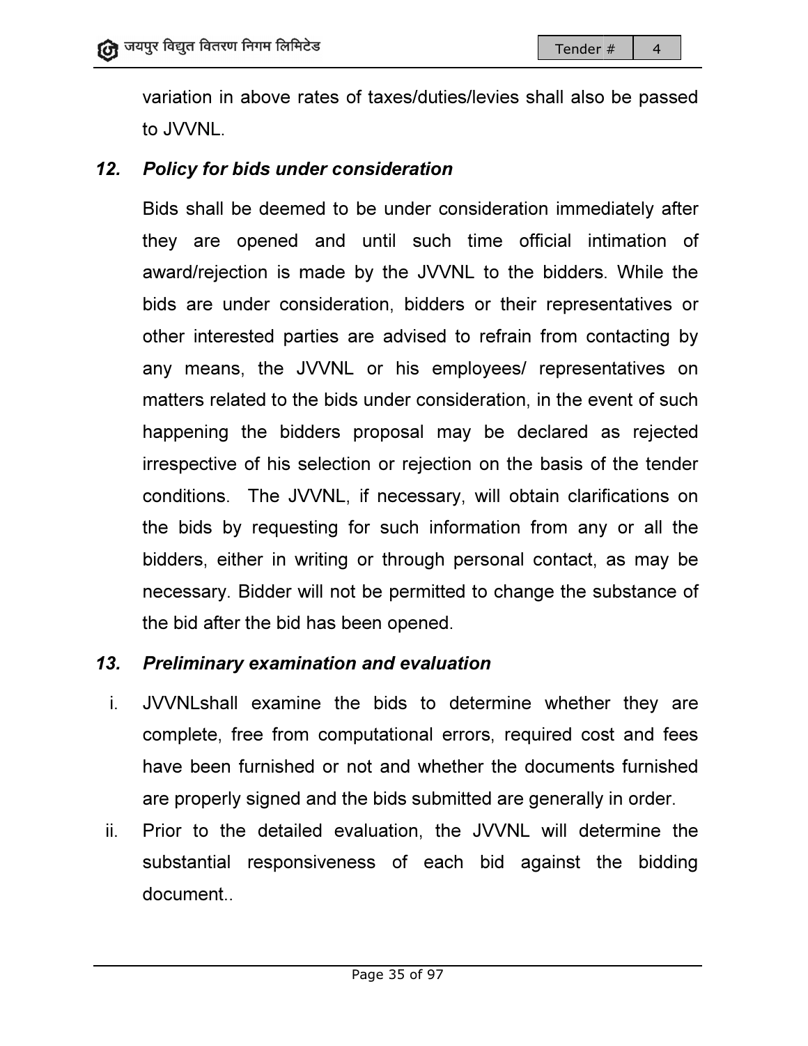variation in above rates of taxes/duties/levies shall also be passed to JVVNL.

### *12. Policy for bids under consideration*

Bids shall be deemed to be under consideration immediately after they are opened and until such time official intimation of award/rejection is made by the JVVNL to the bidders. While the bids are under consideration, bidders or their representatives or other interested parties are advised to refrain from contacting by any means, the JVVNL or his employees/ representatives on matters related to the bids under consideration, in the event of such happening the bidders proposal may be declared as rejected irrespective of his selection or rejection on the basis of the tender conditions. The JVVNL, if necessary, will obtain clarifications on the bids by requesting for such information from any or all the bidders, either in writing or through personal contact, as may be necessary. Bidder will not be permitted to change the substance of the bid after the bid has been opened.

### *13. Preliminary examination and evaluation*

i. JVVNLshall examine the bids to determine whether they are complete, free from computational errors, required cost and fees have been furnished or not and whether the documents furnished are properly signed and the bids submitted are generally in order.

ii. Prior to the detailed evaluation, the JVVNL will determine the substantial responsiveness of each bid against the bidding document..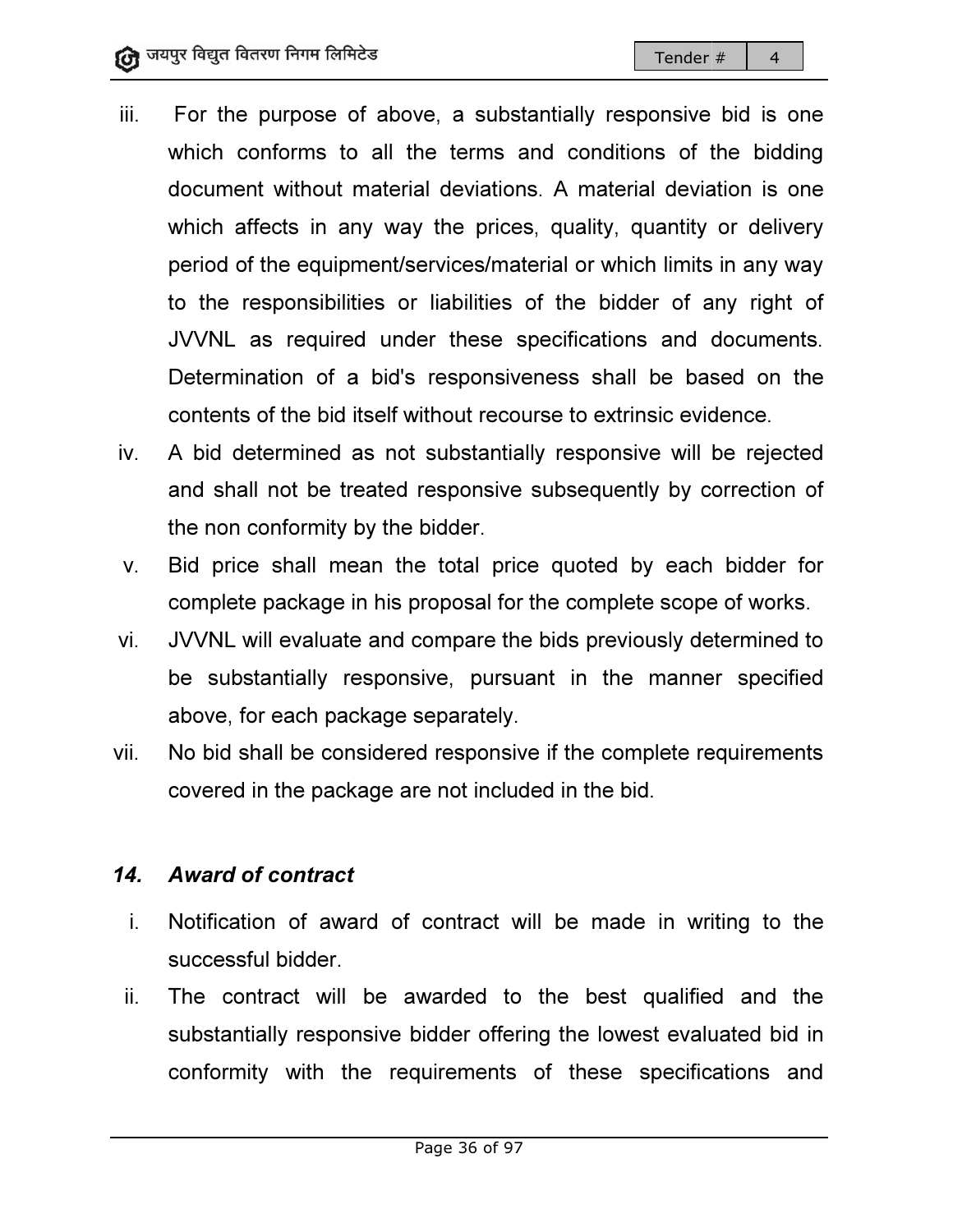iii. For the purpose of above, a substantially responsive bid is one which conforms to all the terms and conditions of the bidding document without material deviations. A material deviation is one which affects in any way the prices, quality, quantity or delivery period of the equipment/services/material or which limits in any way to the responsibilities or liabilities of the bidder of any right of JVVNL as required under these specifications and documents. Determination of a bid's responsiveness shall be based on the contents of the bid itself without recourse to extrinsic evidence.

iv. A bid determined as not substantially responsive will be rejected and shall not be treated responsive subsequently by correction of the non conformity by the bidder.

v. Bid price shall mean the total price quoted by each bidder for complete package in his proposal for the complete scope of works.

vi. JVVNL will evaluate and compare the bids previously determined to be substantially responsive, pursuant in the manner specified above, for each package separately.

vii. No bid shall be considered responsive if the complete requirements covered in the package are not included in the bid.

### *14. Award of contract*

i. Notification of award of contract will be made in writing to the successful bidder.

ii. The contract will be awarded to the best qualified and the substantially responsive bidder offering the lowest evaluated bid in conformity with the requirements of these specifications and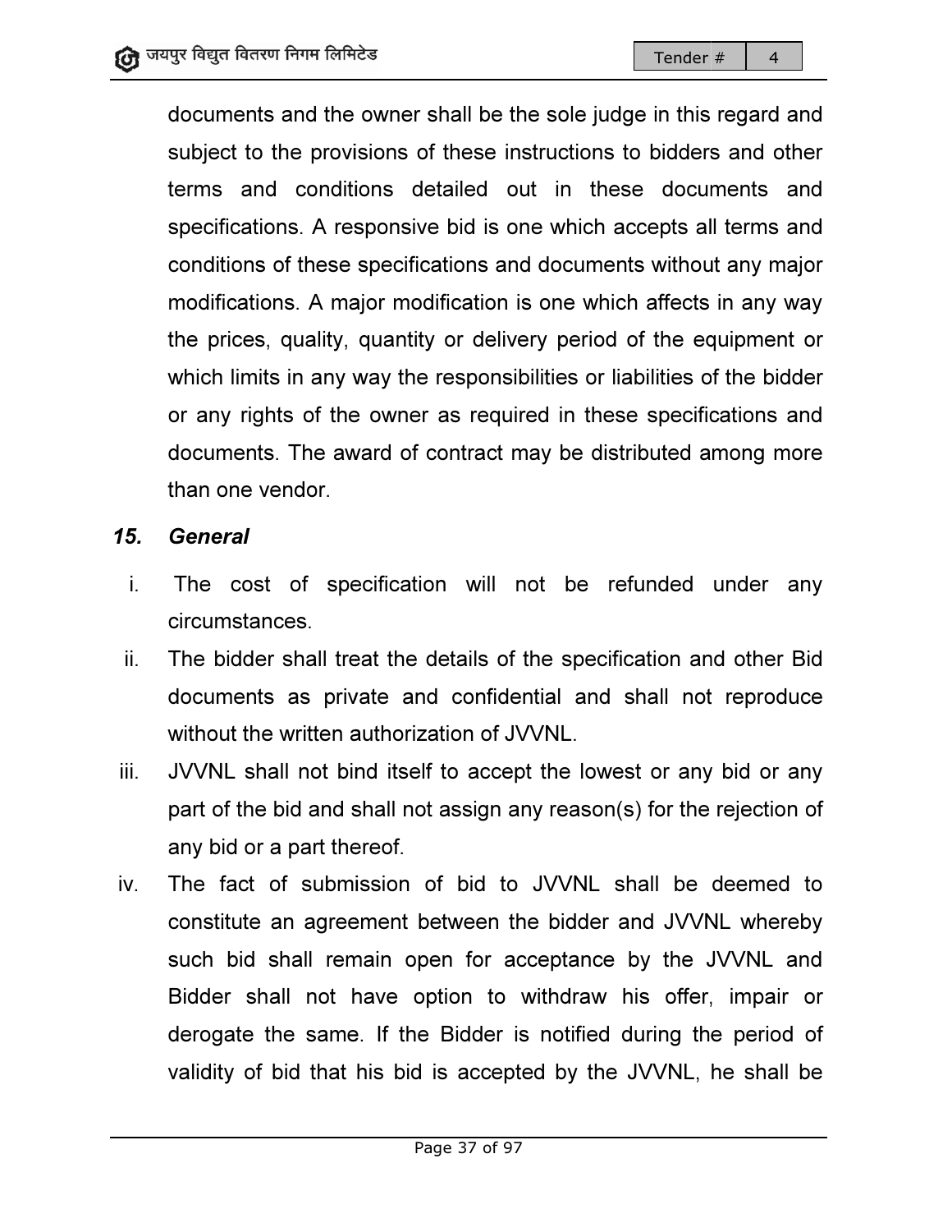documents and the owner shall be the sole judge in this regard and subject to the provisions of these instructions to bidders and other terms and conditions detailed out in these documents and specifications. A responsive bid is one which accepts all terms and conditions of these specifications and documents without any major modifications. A major modification is one which affects in any way the prices, quality, quantity or delivery period of the equipment or which limits in any way the responsibilities or liabilities of the bidder or any rights of the owner as required in these specifications and documents. The award of contract may be distributed among more than one vendor.

## *15. General*

i. The cost of specification will not be refunded under any circumstances.

ii. The bidder shall treat the details of the specification and other Bid documents as private and confidential and shall not reproduce without the written authorization of JVVNL.

iii. JVVNL shall not bind itself to accept the lowest or any bid or any part of the bid and shall not assign any reason(s) for the rejection of any bid or a part thereof.

iv. The fact of submission of bid to JVVNL shall be deemed to constitute an agreement between the bidder and JVVNL whereby such bid shall remain open for acceptance by the JVVNL and Bidder shall not have option to withdraw his offer, impair or derogate the same. If the Bidder is notified during the period of validity of bid that his bid is accepted by the JVVNL, he shall be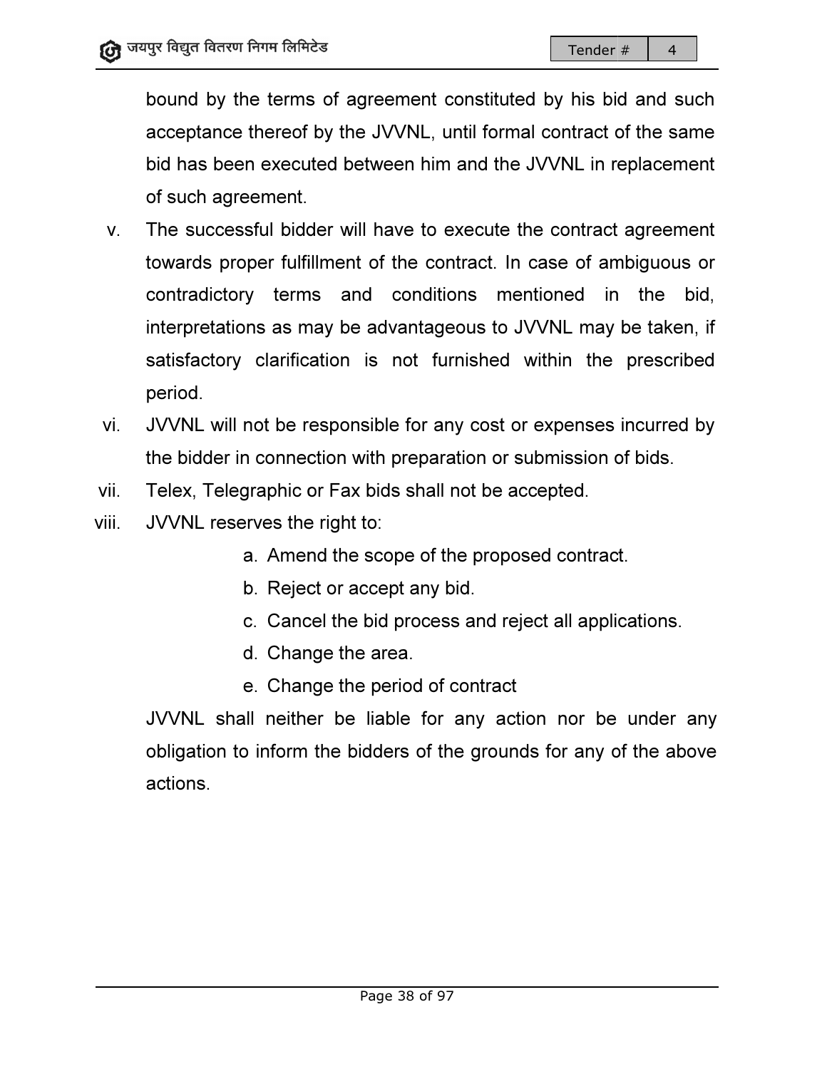bound by the terms of agreement constituted by his bid and such acceptance thereof by the JVVNL, until formal contract of the same bid has been executed between him and the JVVNL in replacement of such agreement.

v. The successful bidder will have to execute the contract agreement towards proper fulfillment of the contract. In case of ambiguous or contradictory terms and conditions mentioned in the bid, interpretations as may be advantageous to JVVNL may be taken, if satisfactory clarification is not furnished within the prescribed period.

vi. JVVNL will not be responsible for any cost or expenses incurred by the bidder in connection with preparation or submission of bids.

vii. Telex, Telegraphic or Fax bids shall not be accepted.

viii. JVVNL reserves the right to:

    a. Amend the scope of the proposed contract.
    b. Reject or accept any bid.
    c. Cancel the bid process and reject all applications.
    d. Change the area.
    e. Change the period of contract

JVVNL shall neither be liable for any action nor be under any obligation to inform the bidders of the grounds for any of the above actions.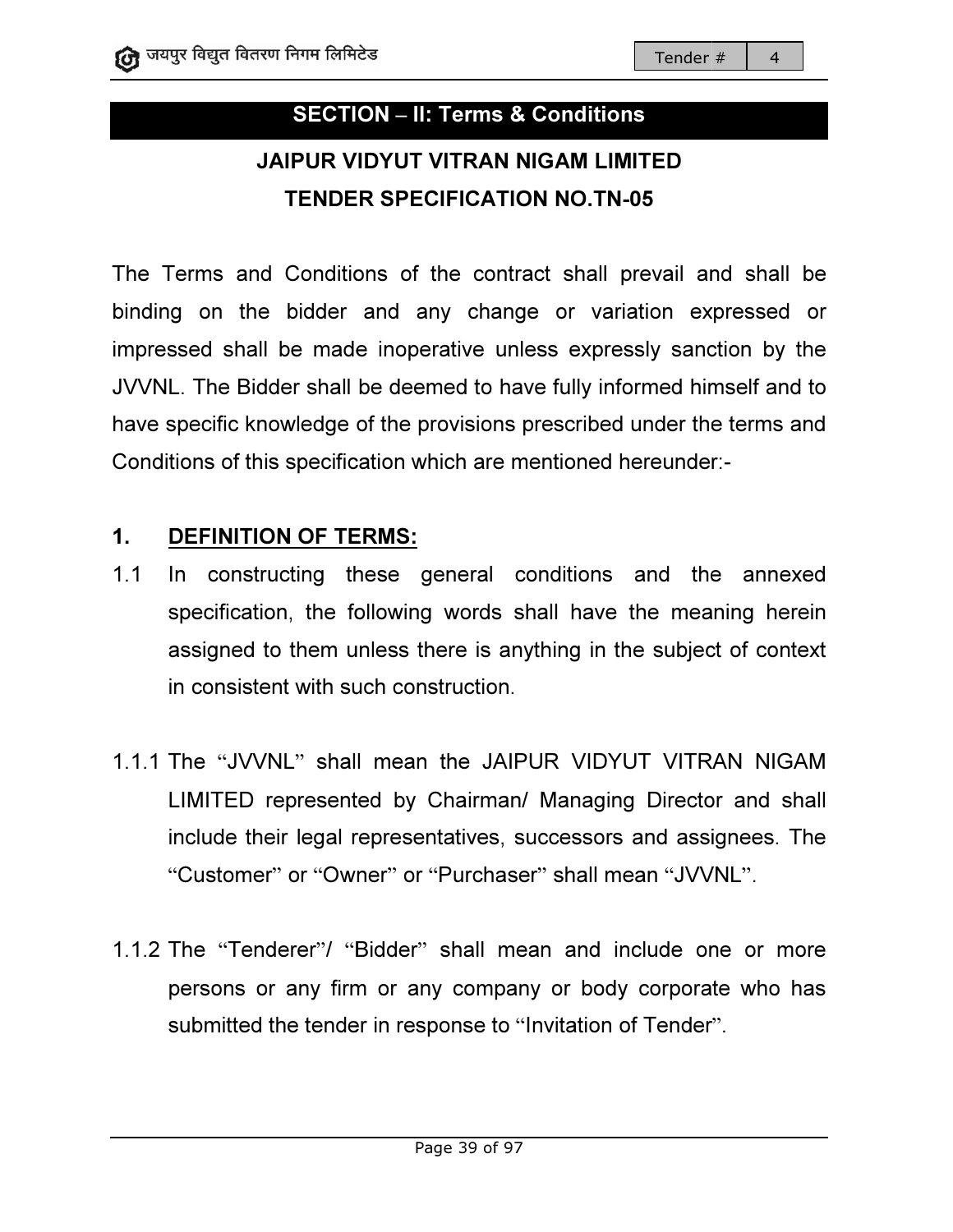## SECTION – II: Terms & Conditions

### JAIPUR VIDYUT VITRAN NIGAM LIMITED

### TENDER SPECIFICATION NO.TN-05

The Terms and Conditions of the contract shall prevail and shall be binding on the bidder and any change or variation expressed or impressed shall be made inoperative unless expressly sanction by the JVVNL. The Bidder shall be deemed to have fully informed himself and to have specific knowledge of the provisions prescribed under the terms and Conditions of this specification which are mentioned hereunder:-

**1. DEFINITION OF TERMS:**

1.1 In constructing these general conditions and the annexed specification, the following words shall have the meaning herein assigned to them unless there is anything in the subject of context in consistent with such construction.

1.1.1 The "JVVNL" shall mean the JAIPUR VIDYUT VITRAN NIGAM LIMITED represented by Chairman/ Managing Director and shall include their legal representatives, successors and assignees. The "Customer" or "Owner" or "Purchaser" shall mean "JVVNL".

1.1.2 The "Tenderer"/ "Bidder" shall mean and include one or more persons or any firm or any company or body corporate who has submitted the tender in response to "Invitation of Tender".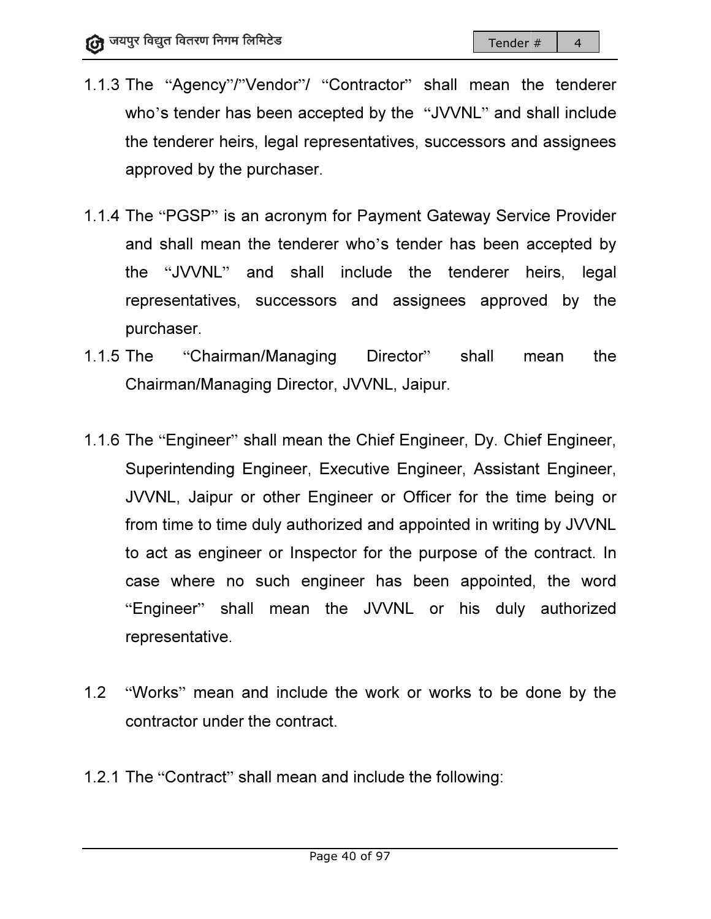1.1.3 The "Agency"/"Vendor"/ "Contractor" shall mean the tenderer who's tender has been accepted by the "JVVNL" and shall include the tenderer heirs, legal representatives, successors and assignees approved by the purchaser.

1.1.4 The "PGSP" is an acronym for Payment Gateway Service Provider and shall mean the tenderer who's tender has been accepted by the "JVVNL" and shall include the tenderer heirs, legal representatives, successors and assignees approved by the purchaser.

1.1.5 The "Chairman/Managing Director" shall mean the Chairman/Managing Director, JVVNL, Jaipur.

1.1.6 The "Engineer" shall mean the Chief Engineer, Dy. Chief Engineer, Superintending Engineer, Executive Engineer, Assistant Engineer, JVVNL, Jaipur or other Engineer or Officer for the time being or from time to time duly authorized and appointed in writing by JVVNL to act as engineer or Inspector for the purpose of the contract. In case where no such engineer has been appointed, the word "Engineer" shall mean the JVVNL or his duly authorized representative.

1.2 "Works" mean and include the work or works to be done by the contractor under the contract.

1.2.1 The "Contract" shall mean and include the following: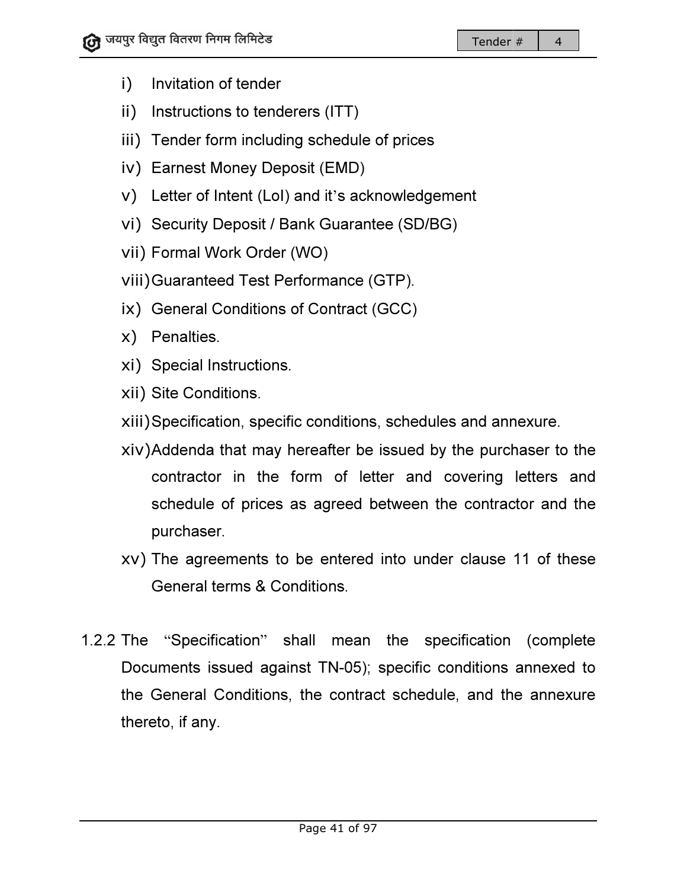i) Invitation of tender
ii) Instructions to tenderers (ITT)
iii) Tender form including schedule of prices
iv) Earnest Money Deposit (EMD)
v) Letter of Intent (LoI) and it's acknowledgement
vi) Security Deposit / Bank Guarantee (SD/BG)
vii) Formal Work Order (WO)
viii) Guaranteed Test Performance (GTP).
ix) General Conditions of Contract (GCC)
x) Penalties.
xi) Special Instructions.
xii) Site Conditions.
xiii) Specification, specific conditions, schedules and annexure.
xiv) Addenda that may hereafter be issued by the purchaser to the contractor in the form of letter and covering letters and schedule of prices as agreed between the contractor and the purchaser.
xv) The agreements to be entered into under clause 11 of these General terms & Conditions.

1.2.2 The "Specification" shall mean the specification (complete Documents issued against TN-05); specific conditions annexed to the General Conditions, the contract schedule, and the annexure thereto, if any.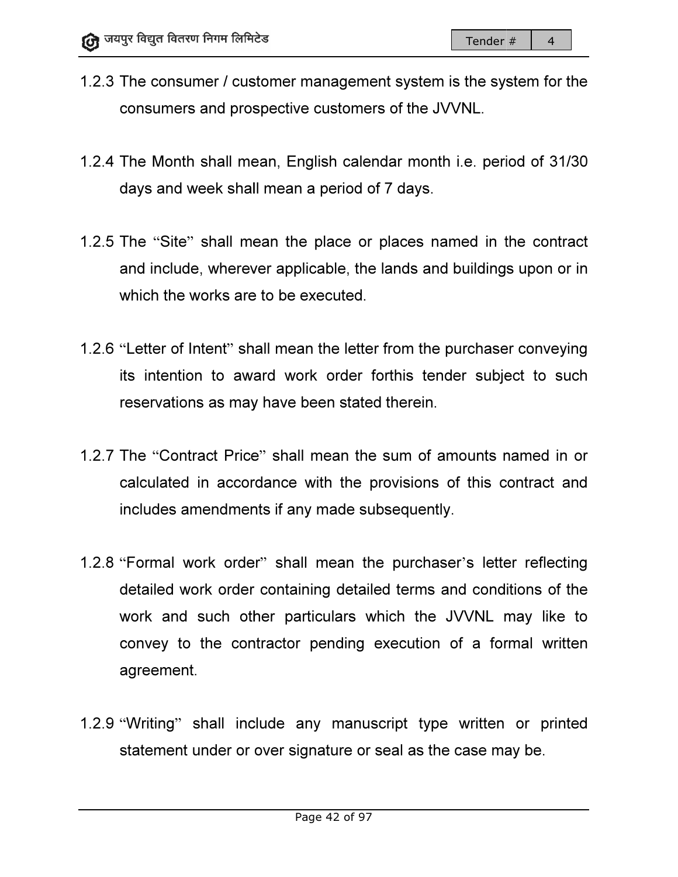1.2.3 The consumer / customer management system is the system for the consumers and prospective customers of the JVVNL.

1.2.4 The Month shall mean, English calendar month i.e. period of 31/30 days and week shall mean a period of 7 days.

1.2.5 The "Site" shall mean the place or places named in the contract and include, wherever applicable, the lands and buildings upon or in which the works are to be executed.

1.2.6 "Letter of Intent" shall mean the letter from the purchaser conveying its intention to award work order forthis tender subject to such reservations as may have been stated therein.

1.2.7 The "Contract Price" shall mean the sum of amounts named in or calculated in accordance with the provisions of this contract and includes amendments if any made subsequently.

1.2.8 "Formal work order" shall mean the purchaser's letter reflecting detailed work order containing detailed terms and conditions of the work and such other particulars which the JVVNL may like to convey to the contractor pending execution of a formal written agreement.

1.2.9 "Writing" shall include any manuscript type written or printed statement under or over signature or seal as the case may be.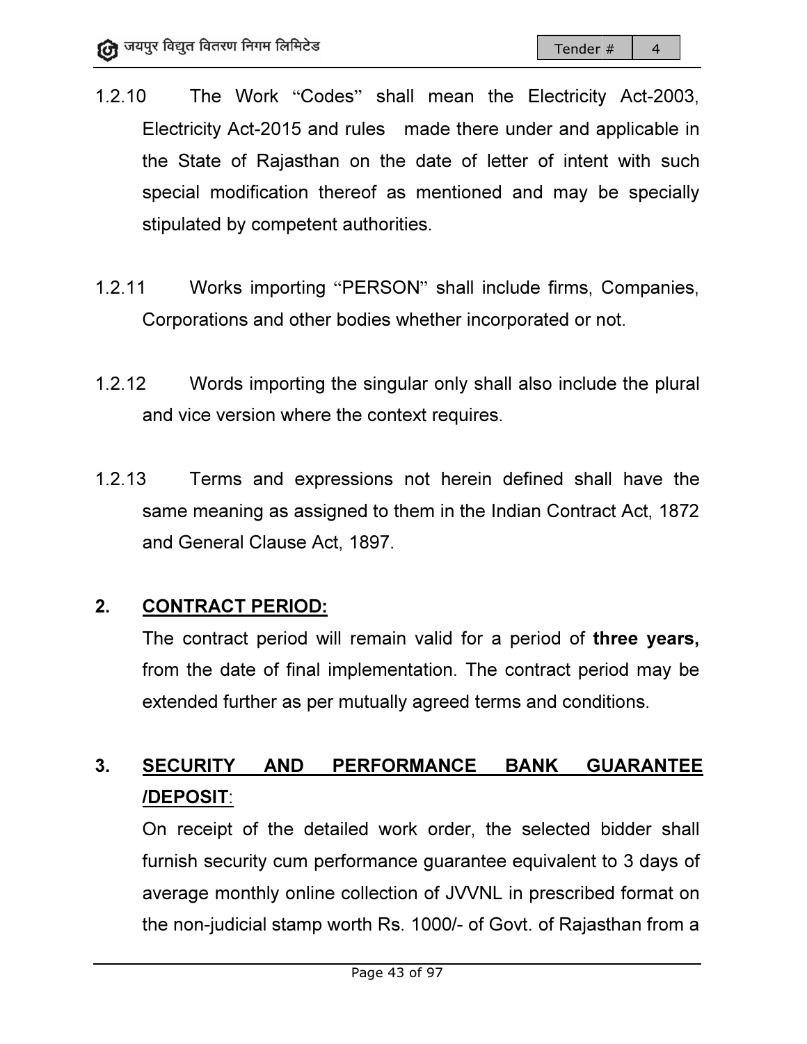1.2.10 The Work "Codes" shall mean the Electricity Act-2003, Electricity Act-2015 and rules made there under and applicable in the State of Rajasthan on the date of letter of intent with such special modification thereof as mentioned and may be specially stipulated by competent authorities.

1.2.11 Works importing "PERSON" shall include firms, Companies, Corporations and other bodies whether incorporated or not.

1.2.12 Words importing the singular only shall also include the plural and vice version where the context requires.

1.2.13 Terms and expressions not herein defined shall have the same meaning as assigned to them in the Indian Contract Act, 1872 and General Clause Act, 1897.

## 2. <u>CONTRACT PERIOD:</u>

The contract period will remain valid for a period of **three years,** from the date of final implementation. The contract period may be extended further as per mutually agreed terms and conditions.

## 3. <u>SECURITY AND PERFORMANCE BANK GUARANTEE /DEPOSIT</u>:

On receipt of the detailed work order, the selected bidder shall furnish security cum performance guarantee equivalent to 3 days of average monthly online collection of JVVNL in prescribed format on the non-judicial stamp worth Rs. 1000/- of Govt. of Rajasthan from a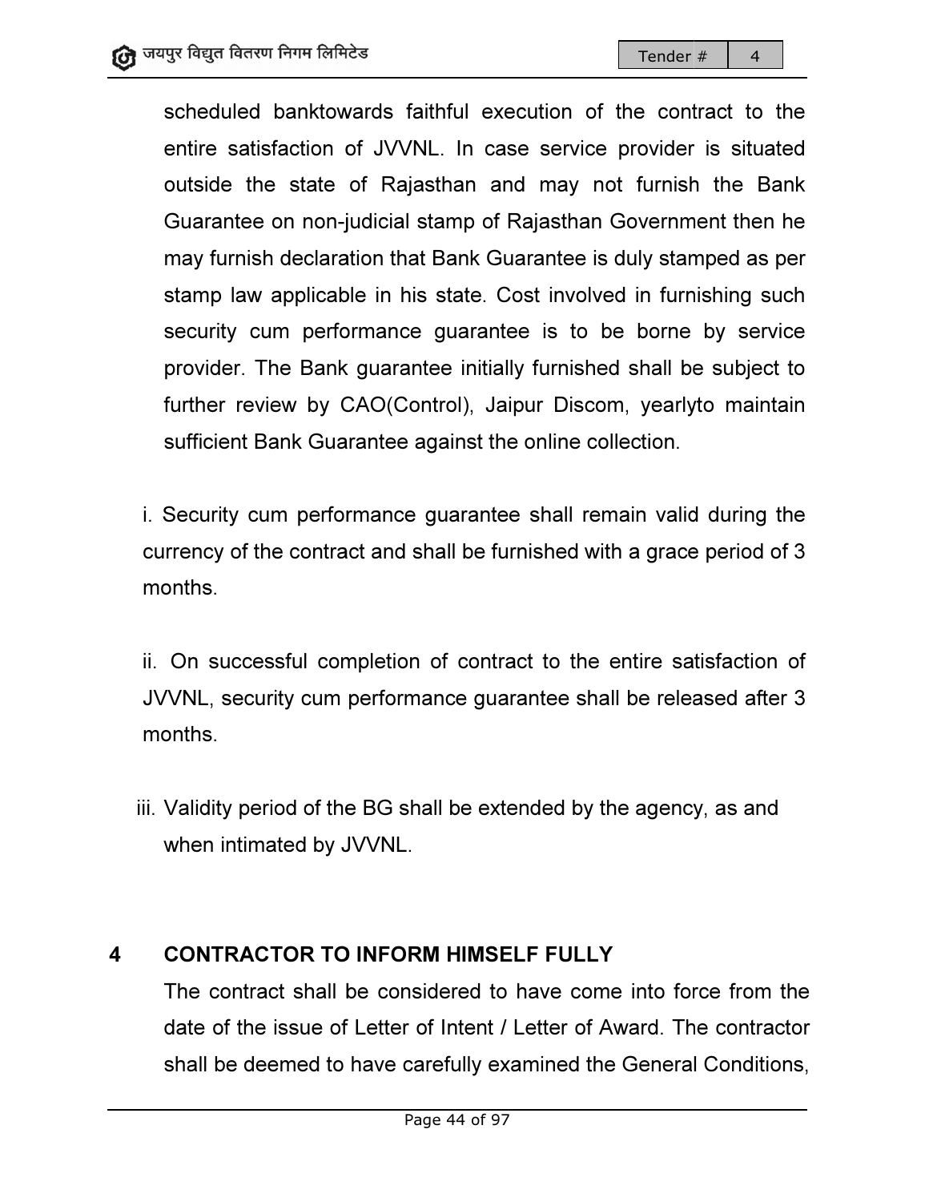scheduled banktowards faithful execution of the contract to the entire satisfaction of JVVNL. In case service provider is situated outside the state of Rajasthan and may not furnish the Bank Guarantee on non-judicial stamp of Rajasthan Government then he may furnish declaration that Bank Guarantee is duly stamped as per stamp law applicable in his state. Cost involved in furnishing such security cum performance guarantee is to be borne by service provider. The Bank guarantee initially furnished shall be subject to further review by CAO(Control), Jaipur Discom, yearlyto maintain sufficient Bank Guarantee against the online collection.

i. Security cum performance guarantee shall remain valid during the currency of the contract and shall be furnished with a grace period of 3 months.

ii. On successful completion of contract to the entire satisfaction of JVVNL, security cum performance guarantee shall be released after 3 months.

iii. Validity period of the BG shall be extended by the agency, as and when intimated by JVVNL.

## 4 CONTRACTOR TO INFORM HIMSELF FULLY

The contract shall be considered to have come into force from the date of the issue of Letter of Intent / Letter of Award. The contractor shall be deemed to have carefully examined the General Conditions,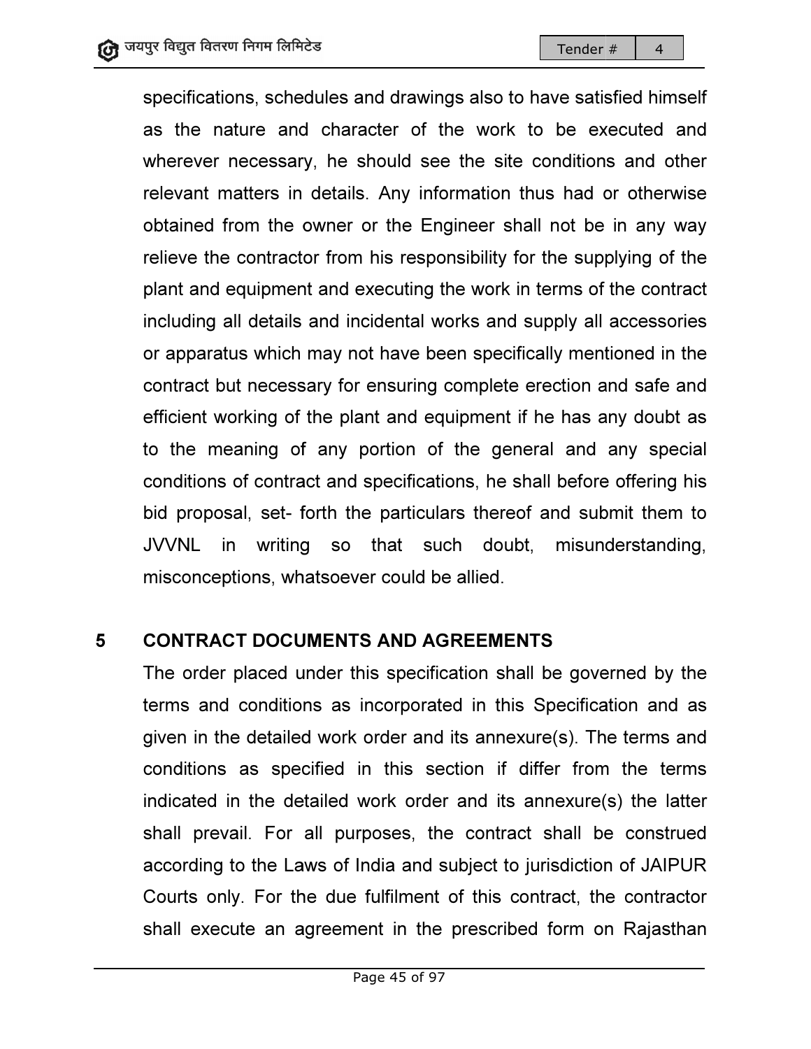specifications, schedules and drawings also to have satisfied himself as the nature and character of the work to be executed and wherever necessary, he should see the site conditions and other relevant matters in details. Any information thus had or otherwise obtained from the owner or the Engineer shall not be in any way relieve the contractor from his responsibility for the supplying of the plant and equipment and executing the work in terms of the contract including all details and incidental works and supply all accessories or apparatus which may not have been specifically mentioned in the contract but necessary for ensuring complete erection and safe and efficient working of the plant and equipment if he has any doubt as to the meaning of any portion of the general and any special conditions of contract and specifications, he shall before offering his bid proposal, set- forth the particulars thereof and submit them to JVVNL in writing so that such doubt, misunderstanding, misconceptions, whatsoever could be allied.

## 5 CONTRACT DOCUMENTS AND AGREEMENTS

The order placed under this specification shall be governed by the terms and conditions as incorporated in this Specification and as given in the detailed work order and its annexure(s). The terms and conditions as specified in this section if differ from the terms indicated in the detailed work order and its annexure(s) the latter shall prevail. For all purposes, the contract shall be construed according to the Laws of India and subject to jurisdiction of JAIPUR Courts only. For the due fulfilment of this contract, the contractor shall execute an agreement in the prescribed form on Rajasthan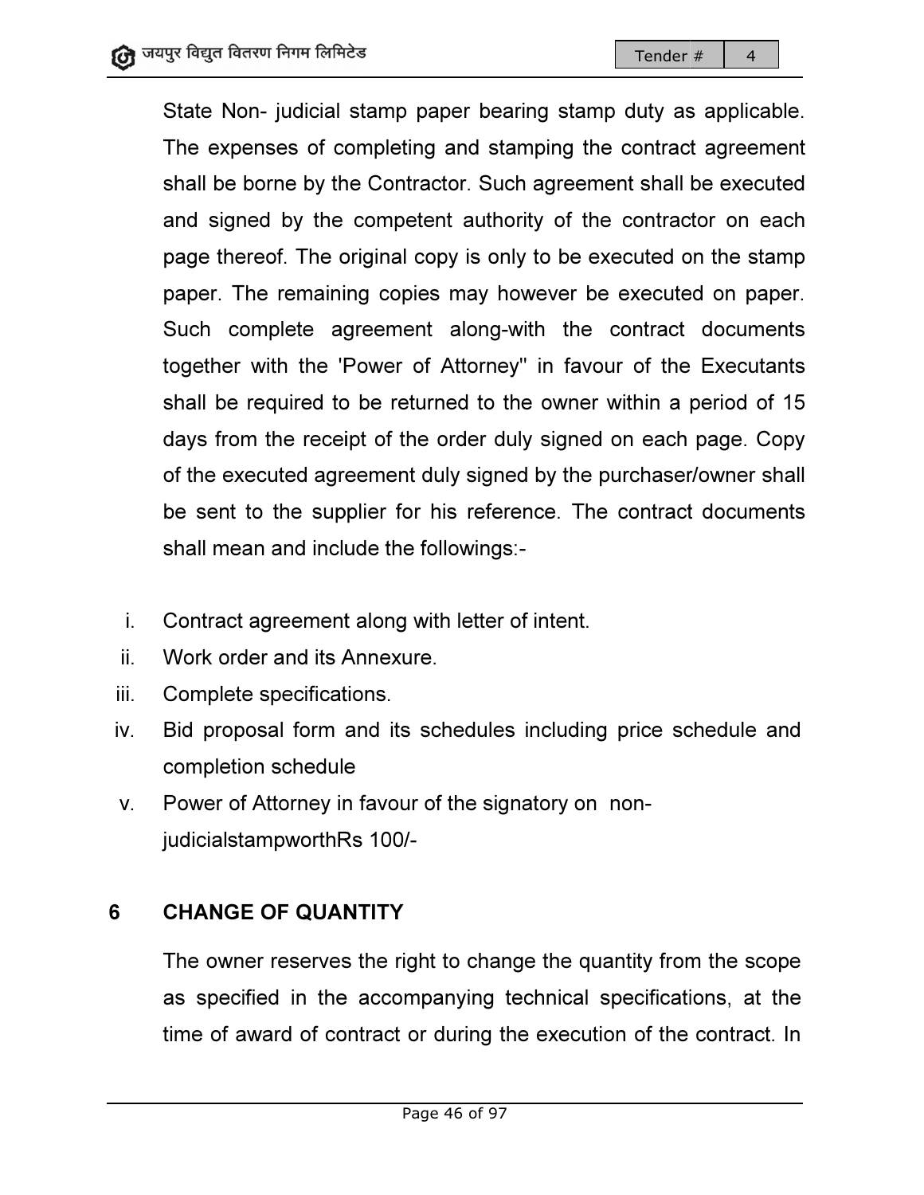State Non- judicial stamp paper bearing stamp duty as applicable. The expenses of completing and stamping the contract agreement shall be borne by the Contractor. Such agreement shall be executed and signed by the competent authority of the contractor on each page thereof. The original copy is only to be executed on the stamp paper. The remaining copies may however be executed on paper. Such complete agreement along-with the contract documents together with the 'Power of Attorney'' in favour of the Executants shall be required to be returned to the owner within a period of 15 days from the receipt of the order duly signed on each page. Copy of the executed agreement duly signed by the purchaser/owner shall be sent to the supplier for his reference. The contract documents shall mean and include the followings:-

i. Contract agreement along with letter of intent.
ii. Work order and its Annexure.
iii. Complete specifications.
iv. Bid proposal form and its schedules including price schedule and completion schedule
v. Power of Attorney in favour of the signatory on non-judicialstampworthRs 100/-

## 6 CHANGE OF QUANTITY

The owner reserves the right to change the quantity from the scope as specified in the accompanying technical specifications, at the time of award of contract or during the execution of the contract. In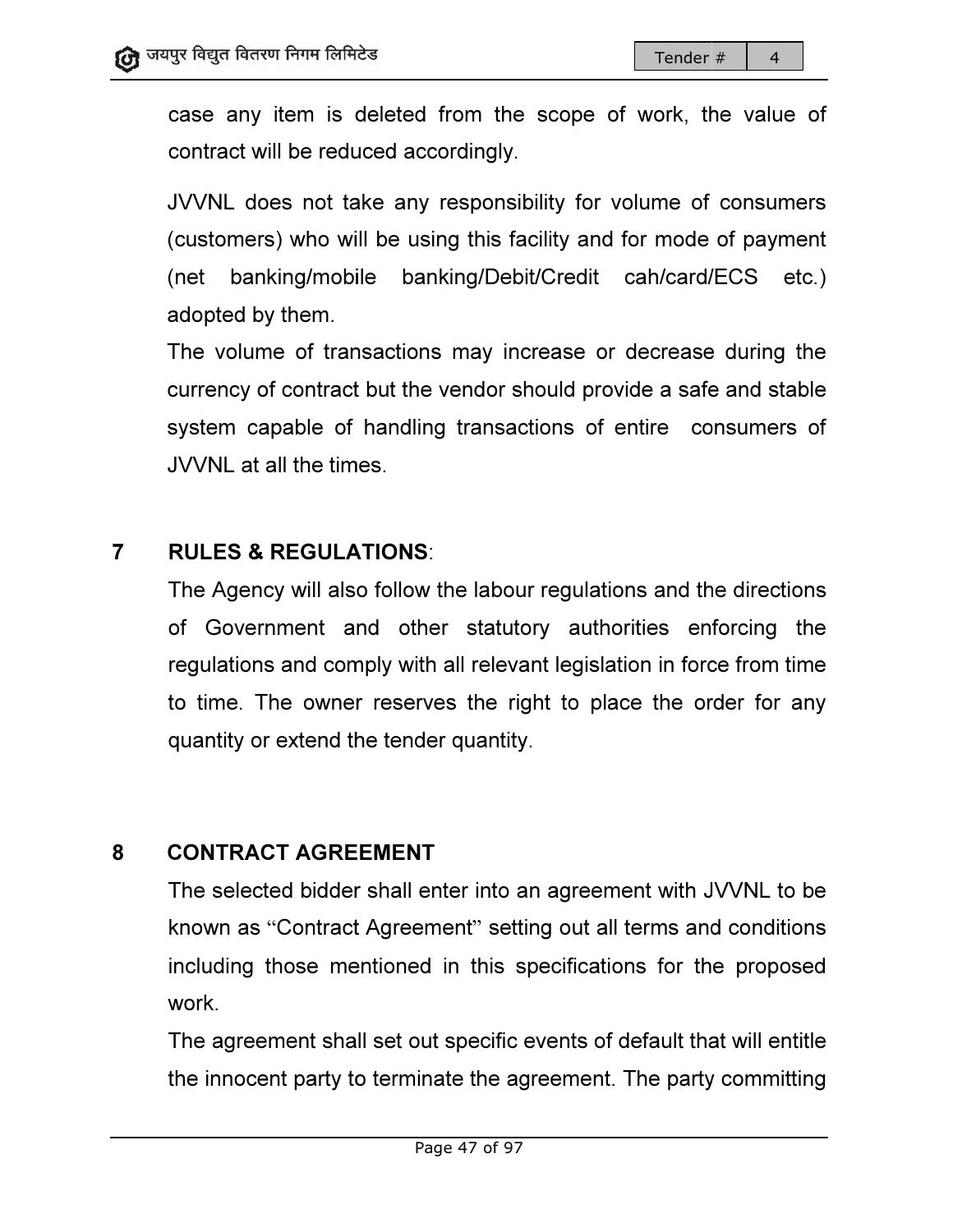case any item is deleted from the scope of work, the value of contract will be reduced accordingly.

JVVNL does not take any responsibility for volume of consumers (customers) who will be using this facility and for mode of payment (net banking/mobile banking/Debit/Credit cah/card/ECS etc.) adopted by them.

The volume of transactions may increase or decrease during the currency of contract but the vendor should provide a safe and stable system capable of handling transactions of entire consumers of JVVNL at all the times.

## 7 RULES & REGULATIONS:

The Agency will also follow the labour regulations and the directions of Government and other statutory authorities enforcing the regulations and comply with all relevant legislation in force from time to time. The owner reserves the right to place the order for any quantity or extend the tender quantity.

## 8 CONTRACT AGREEMENT

The selected bidder shall enter into an agreement with JVVNL to be known as "Contract Agreement" setting out all terms and conditions including those mentioned in this specifications for the proposed work.

The agreement shall set out specific events of default that will entitle the innocent party to terminate the agreement. The party committing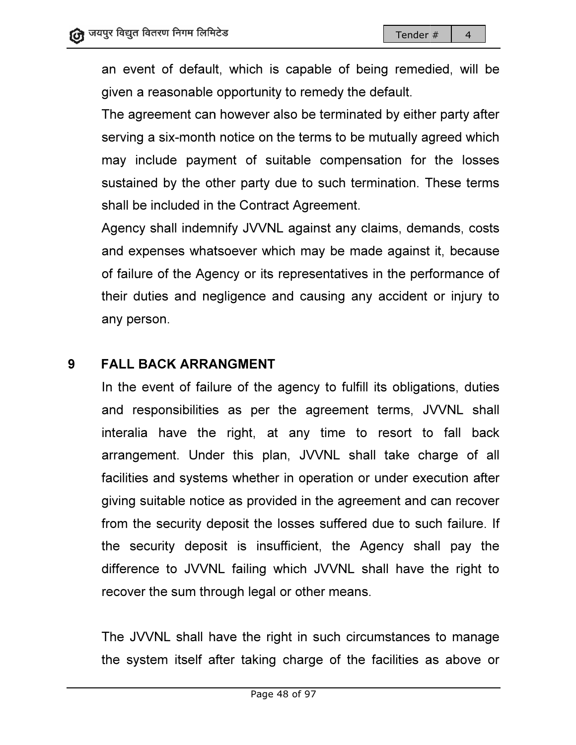an event of default, which is capable of being remedied, will be given a reasonable opportunity to remedy the default.

The agreement can however also be terminated by either party after serving a six-month notice on the terms to be mutually agreed which may include payment of suitable compensation for the losses sustained by the other party due to such termination. These terms shall be included in the Contract Agreement.

Agency shall indemnify JVVNL against any claims, demands, costs and expenses whatsoever which may be made against it, because of failure of the Agency or its representatives in the performance of their duties and negligence and causing any accident or injury to any person.

## 9 FALL BACK ARRANGMENT

In the event of failure of the agency to fulfill its obligations, duties and responsibilities as per the agreement terms, JVVNL shall interalia have the right, at any time to resort to fall back arrangement. Under this plan, JVVNL shall take charge of all facilities and systems whether in operation or under execution after giving suitable notice as provided in the agreement and can recover from the security deposit the losses suffered due to such failure. If the security deposit is insufficient, the Agency shall pay the difference to JVVNL failing which JVVNL shall have the right to recover the sum through legal or other means.

The JVVNL shall have the right in such circumstances to manage the system itself after taking charge of the facilities as above or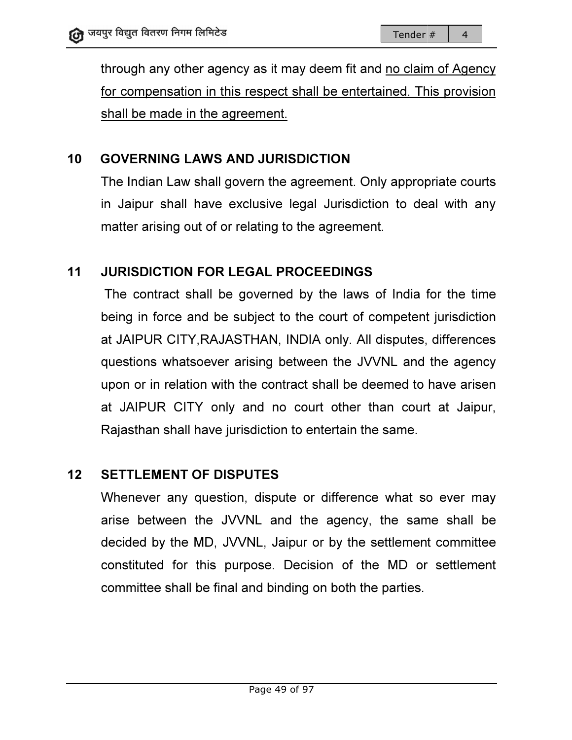through any other agency as it may deem fit and <u>no claim of Agency for compensation in this respect shall be entertained. This provision shall be made in the agreement.</u>

## 10 GOVERNING LAWS AND JURISDICTION

The Indian Law shall govern the agreement. Only appropriate courts in Jaipur shall have exclusive legal Jurisdiction to deal with any matter arising out of or relating to the agreement.

## 11 JURISDICTION FOR LEGAL PROCEEDINGS

The contract shall be governed by the laws of India for the time being in force and be subject to the court of competent jurisdiction at JAIPUR CITY,RAJASTHAN, INDIA only. All disputes, differences questions whatsoever arising between the JVVNL and the agency upon or in relation with the contract shall be deemed to have arisen at JAIPUR CITY only and no court other than court at Jaipur, Rajasthan shall have jurisdiction to entertain the same.

## 12 SETTLEMENT OF DISPUTES

Whenever any question, dispute or difference what so ever may arise between the JVVNL and the agency, the same shall be decided by the MD, JVVNL, Jaipur or by the settlement committee constituted for this purpose. Decision of the MD or settlement committee shall be final and binding on both the parties.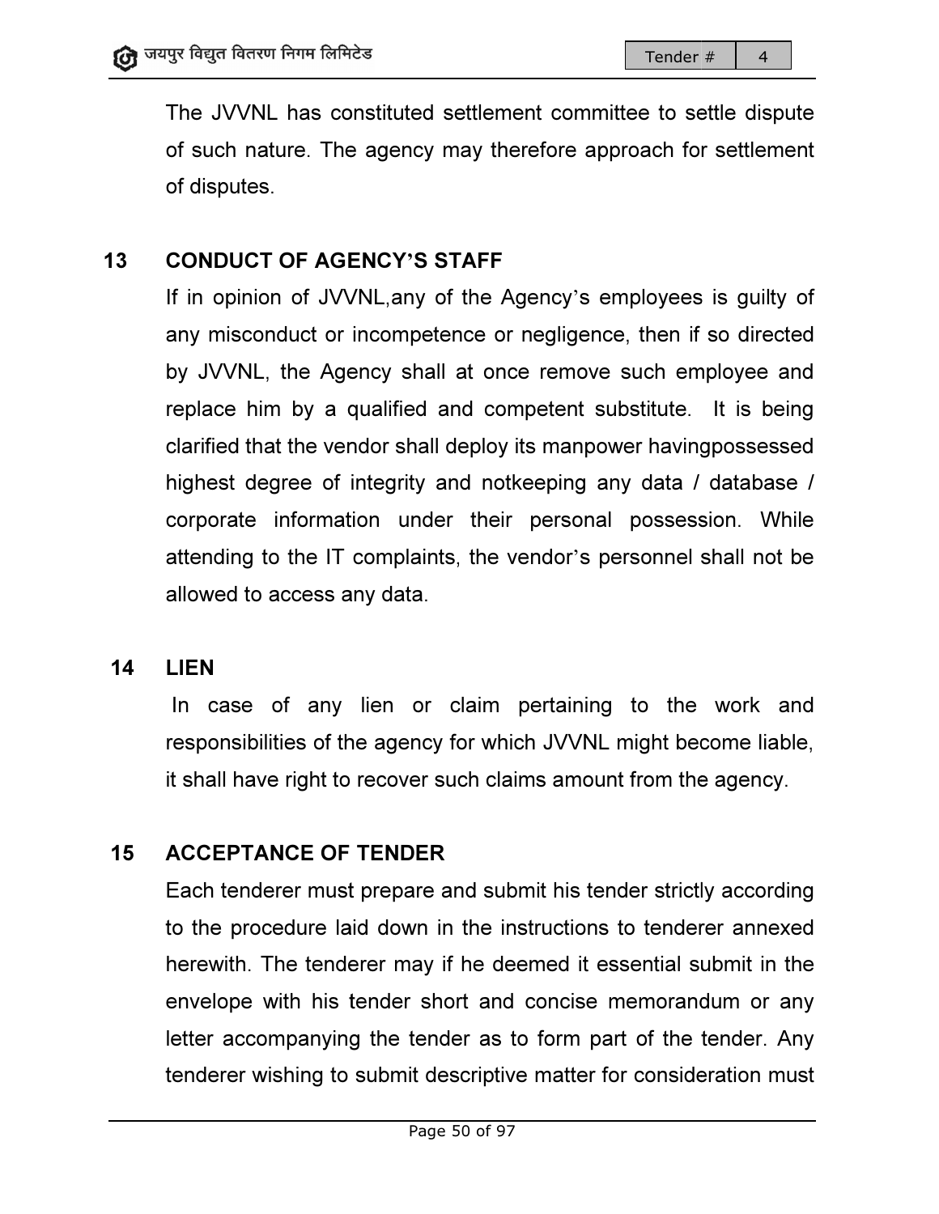The JVVNL has constituted settlement committee to settle dispute of such nature. The agency may therefore approach for settlement of disputes.

## 13 CONDUCT OF AGENCY'S STAFF

If in opinion of JVVNL,any of the Agency's employees is guilty of any misconduct or incompetence or negligence, then if so directed by JVVNL, the Agency shall at once remove such employee and replace him by a qualified and competent substitute. It is being clarified that the vendor shall deploy its manpower havingpossessed highest degree of integrity and notkeeping any data / database / corporate information under their personal possession. While attending to the IT complaints, the vendor's personnel shall not be allowed to access any data.

## 14 LIEN

In case of any lien or claim pertaining to the work and responsibilities of the agency for which JVVNL might become liable, it shall have right to recover such claims amount from the agency.

## 15 ACCEPTANCE OF TENDER

Each tenderer must prepare and submit his tender strictly according to the procedure laid down in the instructions to tenderer annexed herewith. The tenderer may if he deemed it essential submit in the envelope with his tender short and concise memorandum or any letter accompanying the tender as to form part of the tender. Any tenderer wishing to submit descriptive matter for consideration must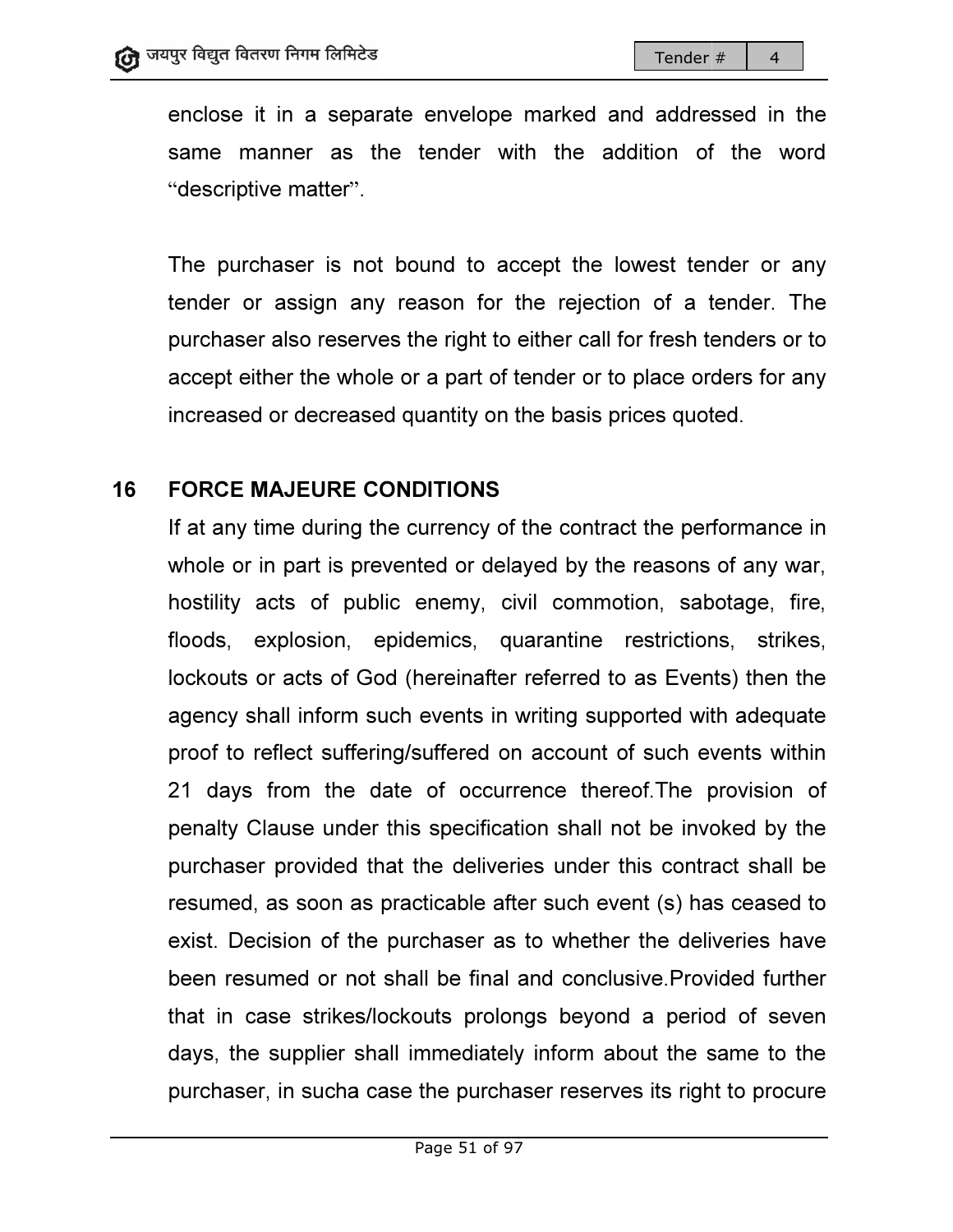enclose it in a separate envelope marked and addressed in the same manner as the tender with the addition of the word "descriptive matter".

The purchaser is not bound to accept the lowest tender or any tender or assign any reason for the rejection of a tender. The purchaser also reserves the right to either call for fresh tenders or to accept either the whole or a part of tender or to place orders for any increased or decreased quantity on the basis prices quoted.

**16 FORCE MAJEURE CONDITIONS**

If at any time during the currency of the contract the performance in whole or in part is prevented or delayed by the reasons of any war, hostility acts of public enemy, civil commotion, sabotage, fire, floods, explosion, epidemics, quarantine restrictions, strikes, lockouts or acts of God (hereinafter referred to as Events) then the agency shall inform such events in writing supported with adequate proof to reflect suffering/suffered on account of such events within 21 days from the date of occurrence thereof.The provision of penalty Clause under this specification shall not be invoked by the purchaser provided that the deliveries under this contract shall be resumed, as soon as practicable after such event (s) has ceased to exist. Decision of the purchaser as to whether the deliveries have been resumed or not shall be final and conclusive.Provided further that in case strikes/lockouts prolongs beyond a period of seven days, the supplier shall immediately inform about the same to the purchaser, in sucha case the purchaser reserves its right to procure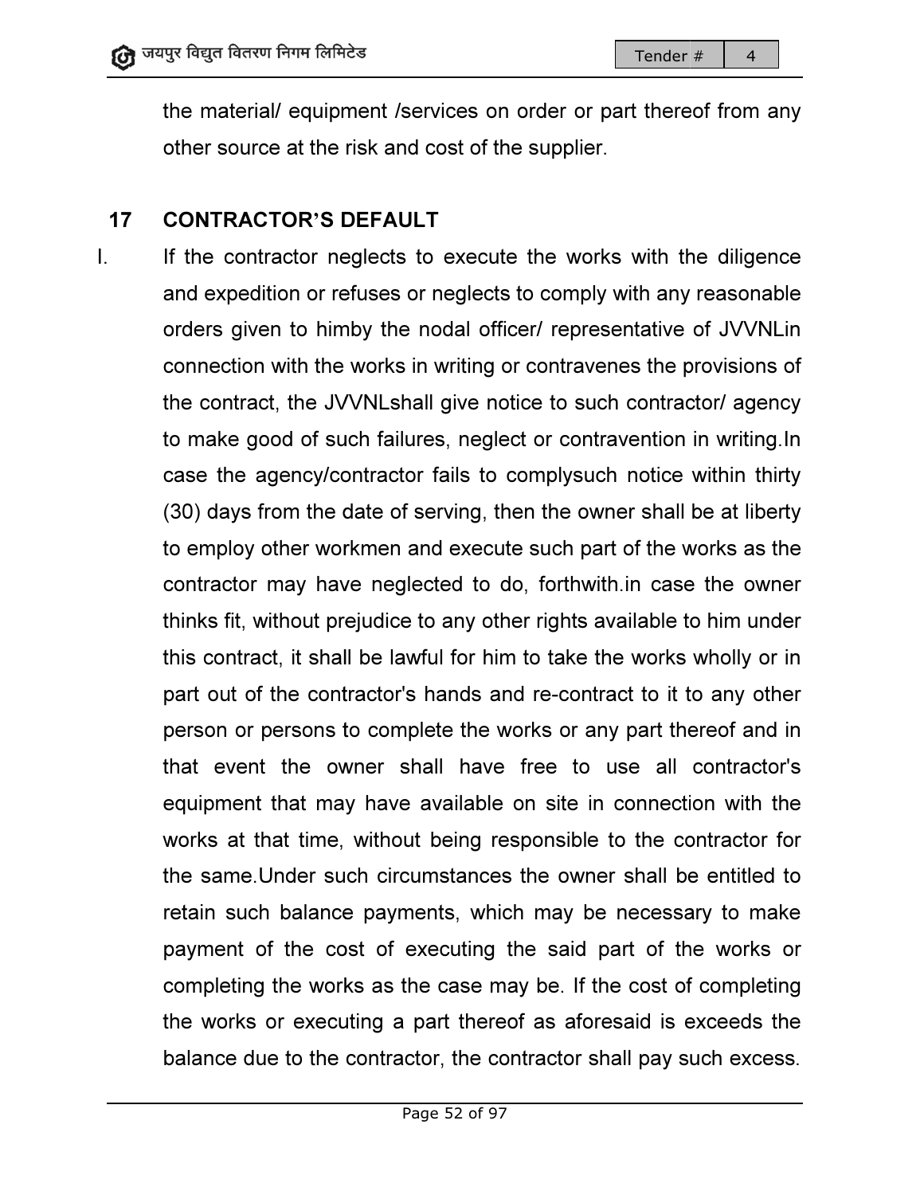the material/ equipment /services on order or part thereof from any other source at the risk and cost of the supplier.

## 17 CONTRACTOR'S DEFAULT

I. If the contractor neglects to execute the works with the diligence and expedition or refuses or neglects to comply with any reasonable orders given to himby the nodal officer/ representative of JVVNLin connection with the works in writing or contravenes the provisions of the contract, the JVVNLshall give notice to such contractor/ agency to make good of such failures, neglect or contravention in writing.In case the agency/contractor fails to complysuch notice within thirty (30) days from the date of serving, then the owner shall be at liberty to employ other workmen and execute such part of the works as the contractor may have neglected to do, forthwith.in case the owner thinks fit, without prejudice to any other rights available to him under this contract, it shall be lawful for him to take the works wholly or in part out of the contractor's hands and re-contract to it to any other person or persons to complete the works or any part thereof and in that event the owner shall have free to use all contractor's equipment that may have available on site in connection with the works at that time, without being responsible to the contractor for the same.Under such circumstances the owner shall be entitled to retain such balance payments, which may be necessary to make payment of the cost of executing the said part of the works or completing the works as the case may be. If the cost of completing the works or executing a part thereof as aforesaid is exceeds the balance due to the contractor, the contractor shall pay such excess.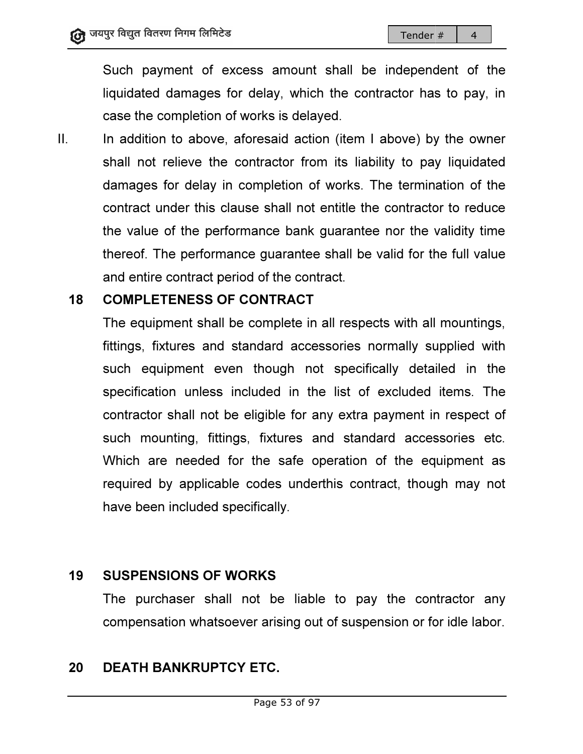Such payment of excess amount shall be independent of the liquidated damages for delay, which the contractor has to pay, in case the completion of works is delayed.

II. In addition to above, aforesaid action (item I above) by the owner shall not relieve the contractor from its liability to pay liquidated damages for delay in completion of works. The termination of the contract under this clause shall not entitle the contractor to reduce the value of the performance bank guarantee nor the validity time thereof. The performance guarantee shall be valid for the full value and entire contract period of the contract.

## 18 COMPLETENESS OF CONTRACT

The equipment shall be complete in all respects with all mountings, fittings, fixtures and standard accessories normally supplied with such equipment even though not specifically detailed in the specification unless included in the list of excluded items. The contractor shall not be eligible for any extra payment in respect of such mounting, fittings, fixtures and standard accessories etc. Which are needed for the safe operation of the equipment as required by applicable codes underthis contract, though may not have been included specifically.

## 19 SUSPENSIONS OF WORKS

The purchaser shall not be liable to pay the contractor any compensation whatsoever arising out of suspension or for idle labor.

## 20 DEATH BANKRUPTCY ETC.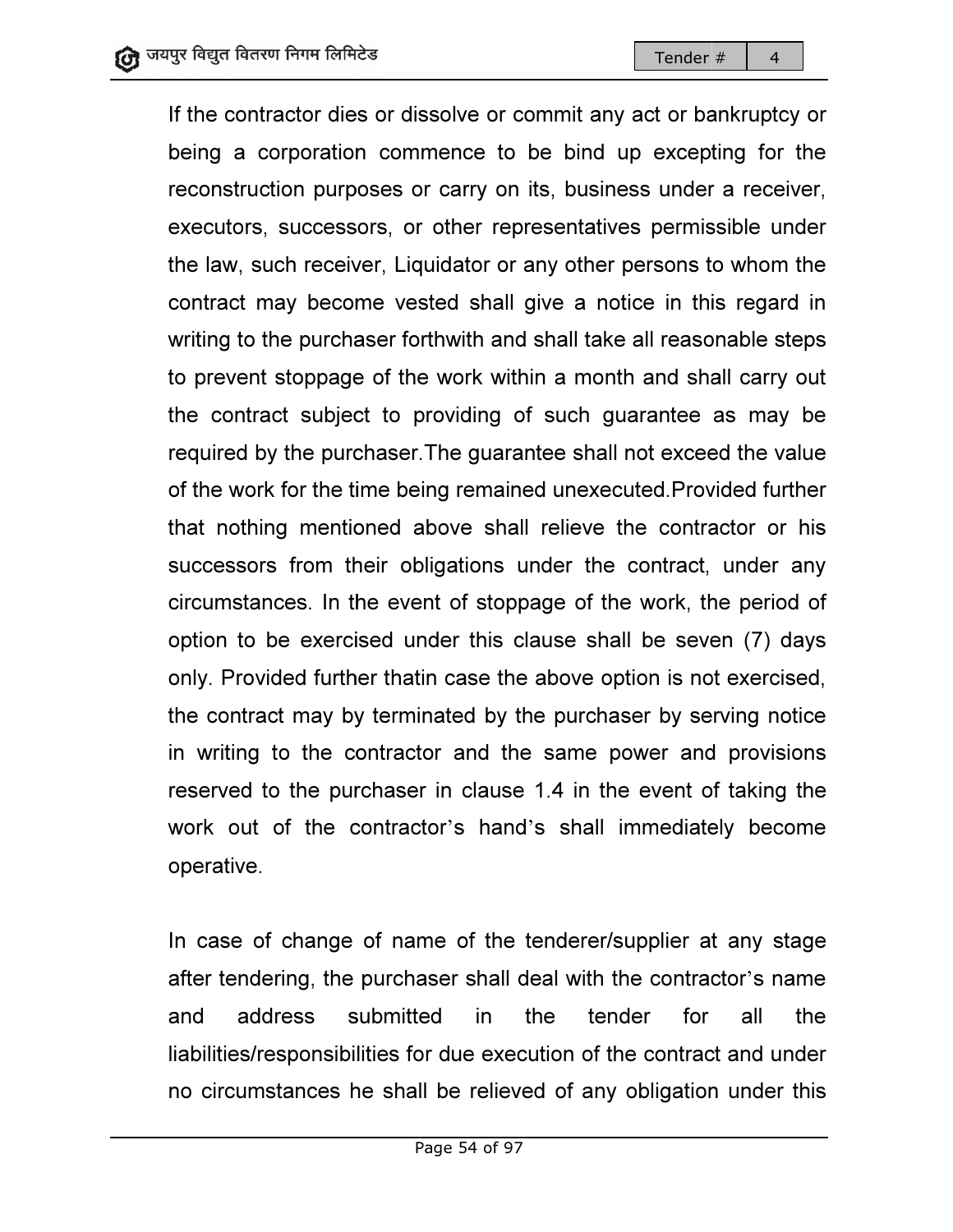If the contractor dies or dissolve or commit any act or bankruptcy or being a corporation commence to be bind up excepting for the reconstruction purposes or carry on its, business under a receiver, executors, successors, or other representatives permissible under the law, such receiver, Liquidator or any other persons to whom the contract may become vested shall give a notice in this regard in writing to the purchaser forthwith and shall take all reasonable steps to prevent stoppage of the work within a month and shall carry out the contract subject to providing of such guarantee as may be required by the purchaser.The guarantee shall not exceed the value of the work for the time being remained unexecuted.Provided further that nothing mentioned above shall relieve the contractor or his successors from their obligations under the contract, under any circumstances. In the event of stoppage of the work, the period of option to be exercised under this clause shall be seven (7) days only. Provided further thatin case the above option is not exercised, the contract may by terminated by the purchaser by serving notice in writing to the contractor and the same power and provisions reserved to the purchaser in clause 1.4 in the event of taking the work out of the contractor's hand's shall immediately become operative.

In case of change of name of the tenderer/supplier at any stage after tendering, the purchaser shall deal with the contractor's name and address submitted in the tender for all the liabilities/responsibilities for due execution of the contract and under no circumstances he shall be relieved of any obligation under this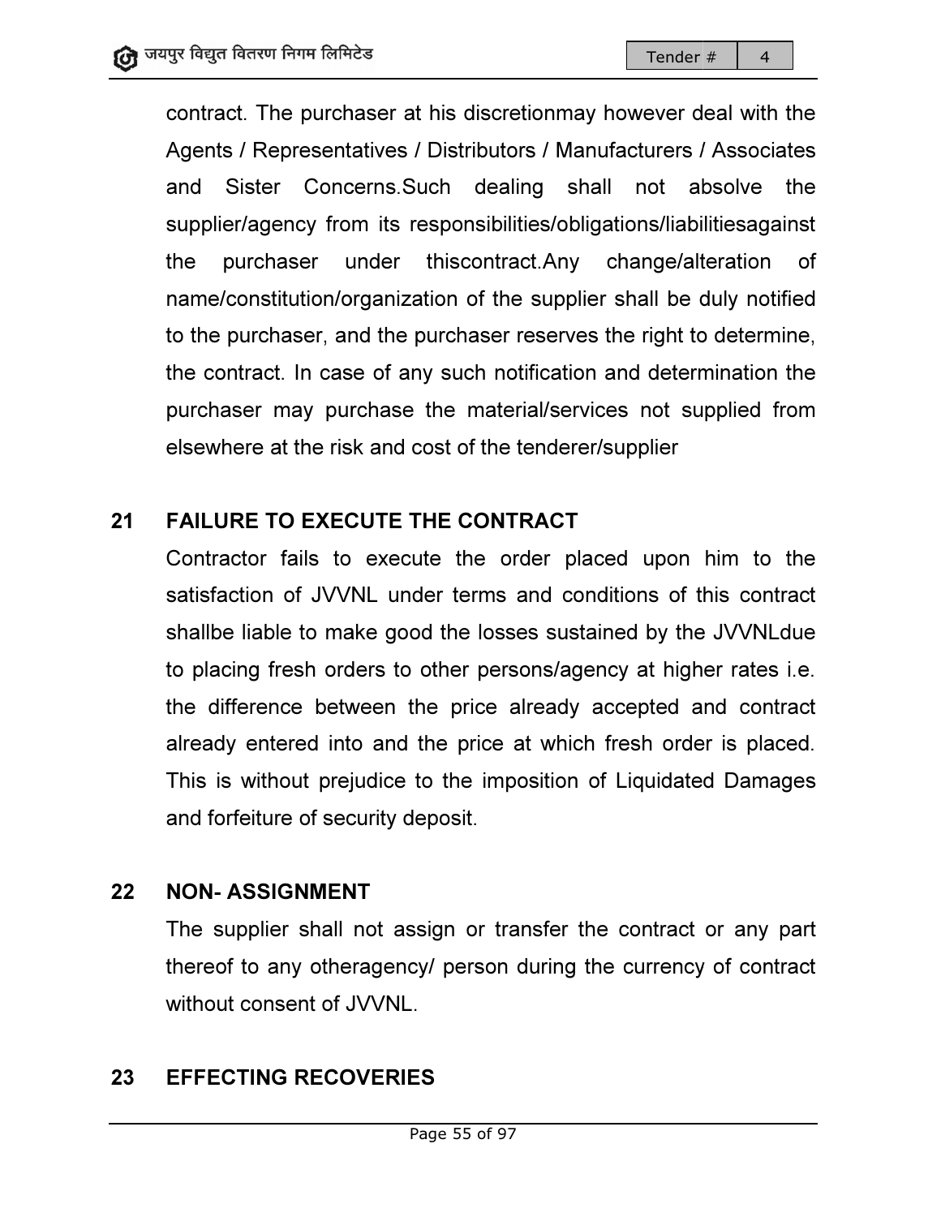contract. The purchaser at his discretionmay however deal with the Agents / Representatives / Distributors / Manufacturers / Associates and Sister Concerns.Such dealing shall not absolve the supplier/agency from its responsibilities/obligations/liabilitiesagainst the purchaser under thiscontract.Any change/alteration of name/constitution/organization of the supplier shall be duly notified to the purchaser, and the purchaser reserves the right to determine, the contract. In case of any such notification and determination the purchaser may purchase the material/services not supplied from elsewhere at the risk and cost of the tenderer/supplier

## 21 FAILURE TO EXECUTE THE CONTRACT

Contractor fails to execute the order placed upon him to the satisfaction of JVVNL under terms and conditions of this contract shallbe liable to make good the losses sustained by the JVVNLdue to placing fresh orders to other persons/agency at higher rates i.e. the difference between the price already accepted and contract already entered into and the price at which fresh order is placed. This is without prejudice to the imposition of Liquidated Damages and forfeiture of security deposit.

## 22 NON- ASSIGNMENT

The supplier shall not assign or transfer the contract or any part thereof to any otheragency/ person during the currency of contract without consent of JVVNL.

## 23 EFFECTING RECOVERIES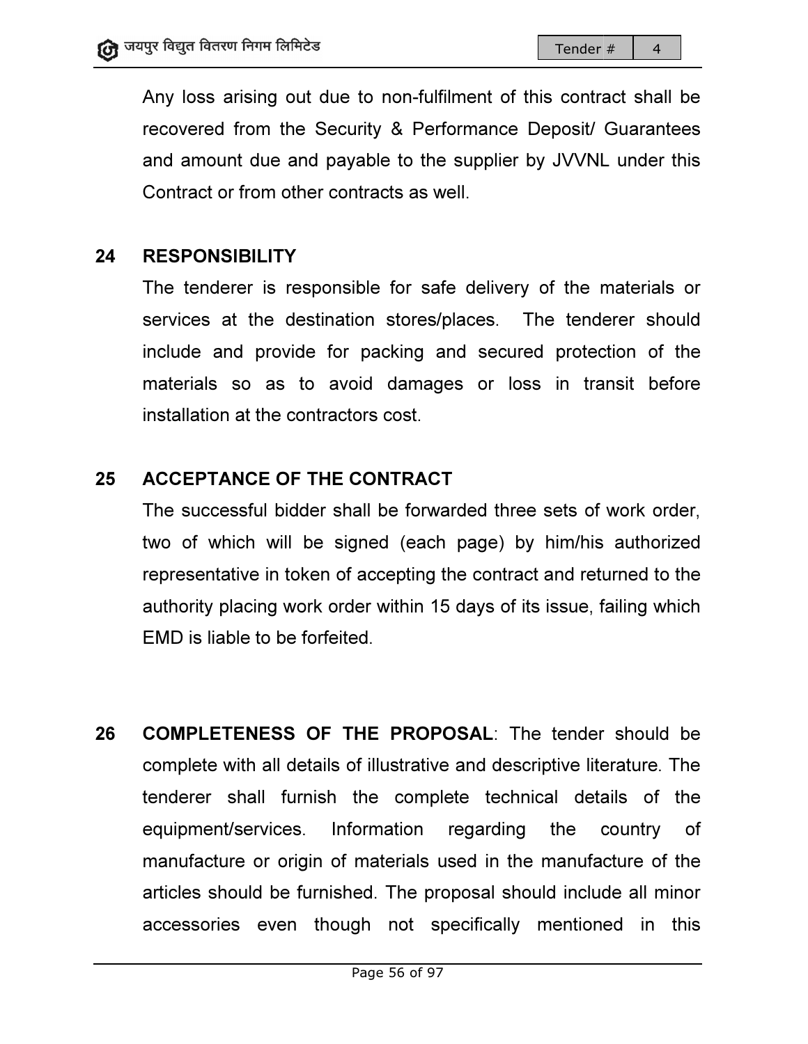Any loss arising out due to non-fulfilment of this contract shall be recovered from the Security & Performance Deposit/ Guarantees and amount due and payable to the supplier by JVVNL under this Contract or from other contracts as well.

## 24 RESPONSIBILITY

The tenderer is responsible for safe delivery of the materials or services at the destination stores/places. The tenderer should include and provide for packing and secured protection of the materials so as to avoid damages or loss in transit before installation at the contractors cost.

## 25 ACCEPTANCE OF THE CONTRACT

The successful bidder shall be forwarded three sets of work order, two of which will be signed (each page) by him/his authorized representative in token of accepting the contract and returned to the authority placing work order within 15 days of its issue, failing which EMD is liable to be forfeited.

**26 COMPLETENESS OF THE PROPOSAL**: The tender should be complete with all details of illustrative and descriptive literature. The tenderer shall furnish the complete technical details of the equipment/services. Information regarding the country of manufacture or origin of materials used in the manufacture of the articles should be furnished. The proposal should include all minor accessories even though not specifically mentioned in this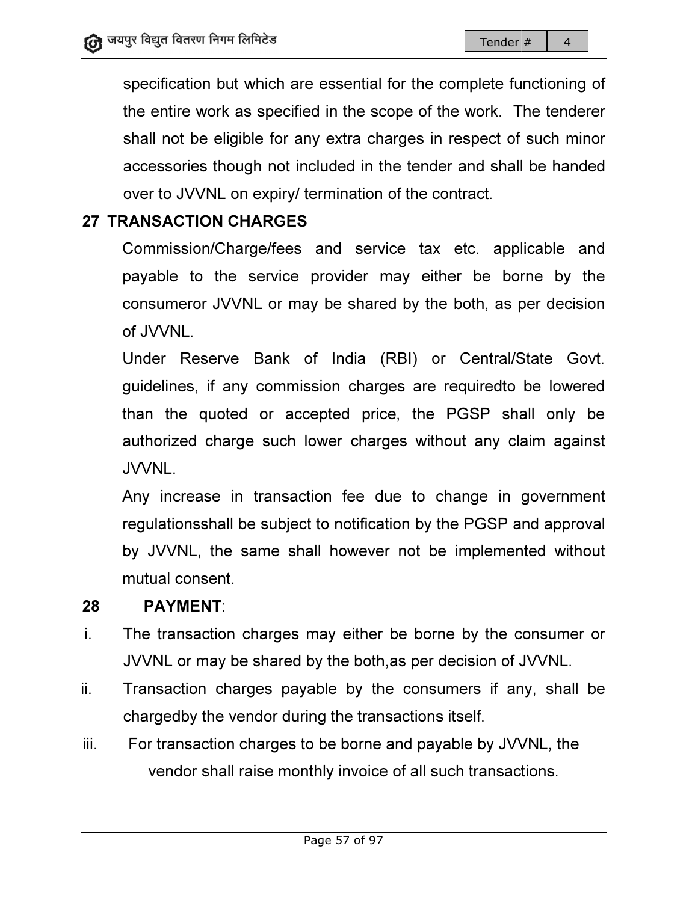specification but which are essential for the complete functioning of the entire work as specified in the scope of the work. The tenderer shall not be eligible for any extra charges in respect of such minor accessories though not included in the tender and shall be handed over to JVVNL on expiry/ termination of the contract.

## 27 TRANSACTION CHARGES

Commission/Charge/fees and service tax etc. applicable and payable to the service provider may either be borne by the consumeror JVVNL or may be shared by the both, as per decision of JVVNL.

Under Reserve Bank of India (RBI) or Central/State Govt. guidelines, if any commission charges are requiredto be lowered than the quoted or accepted price, the PGSP shall only be authorized charge such lower charges without any claim against JVVNL.

Any increase in transaction fee due to change in government regulationsshall be subject to notification by the PGSP and approval by JVVNL, the same shall however not be implemented without mutual consent.

## 28 PAYMENT:

i. The transaction charges may either be borne by the consumer or JVVNL or may be shared by the both,as per decision of JVVNL.

ii. Transaction charges payable by the consumers if any, shall be chargedby the vendor during the transactions itself.

iii. For transaction charges to be borne and payable by JVVNL, the vendor shall raise monthly invoice of all such transactions.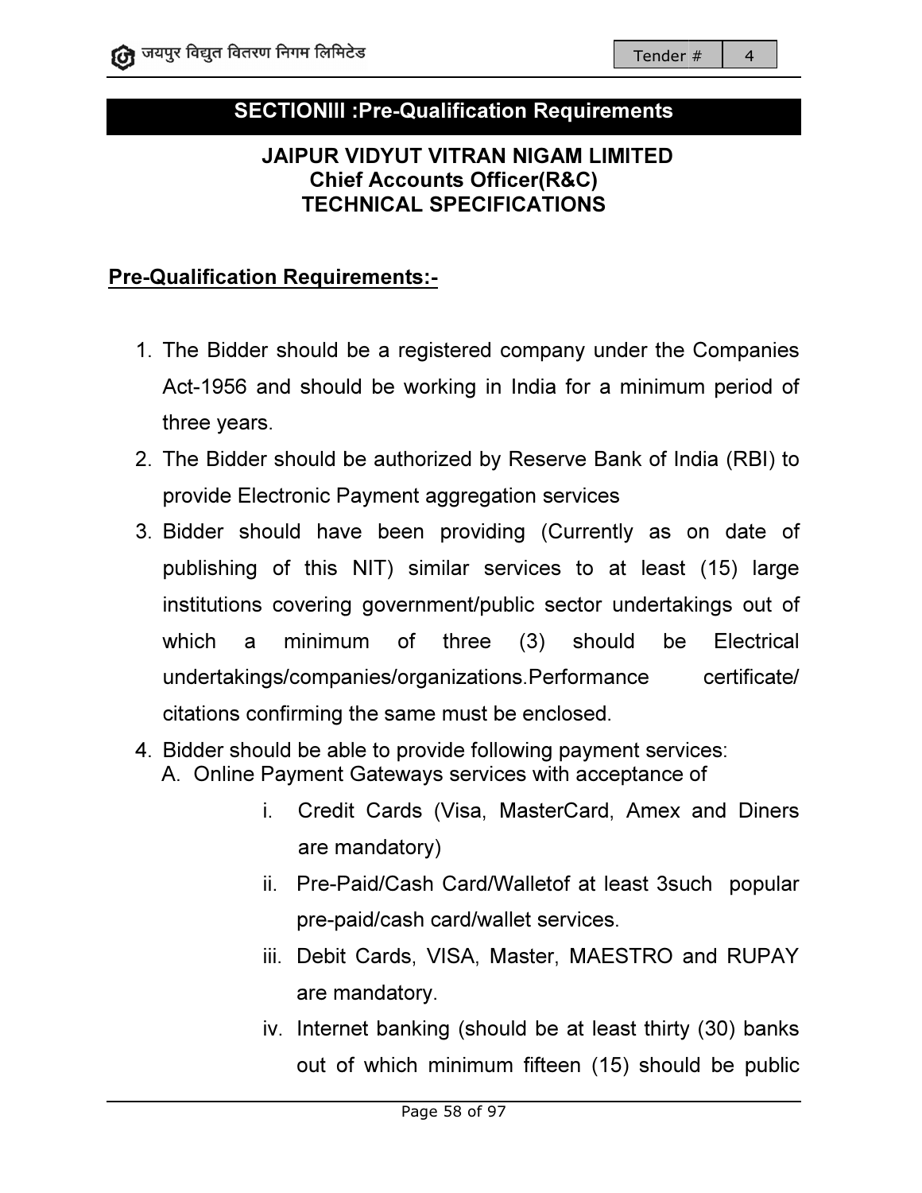# SECTIONIII :Pre-Qualification Requirements

**JAIPUR VIDYUT VITRAN NIGAM LIMITED**
**Chief Accounts Officer(R&C)**
**TECHNICAL SPECIFICATIONS**

**<u>Pre-Qualification Requirements:-</u>**

1. The Bidder should be a registered company under the Companies Act-1956 and should be working in India for a minimum period of three years.
2. The Bidder should be authorized by Reserve Bank of India (RBI) to provide Electronic Payment aggregation services
3. Bidder should have been providing (Currently as on date of publishing of this NIT) similar services to at least (15) large institutions covering government/public sector undertakings out of which a minimum of three (3) should be Electrical undertakings/companies/organizations.Performance certificate/ citations confirming the same must be enclosed.
4. Bidder should be able to provide following payment services:
   A. Online Payment Gateways services with acceptance of
      i. Credit Cards (Visa, MasterCard, Amex and Diners are mandatory)
      ii. Pre-Paid/Cash Card/Walletof at least 3such popular pre-paid/cash card/wallet services.
      iii. Debit Cards, VISA, Master, MAESTRO and RUPAY are mandatory.
      iv. Internet banking (should be at least thirty (30) banks out of which minimum fifteen (15) should be public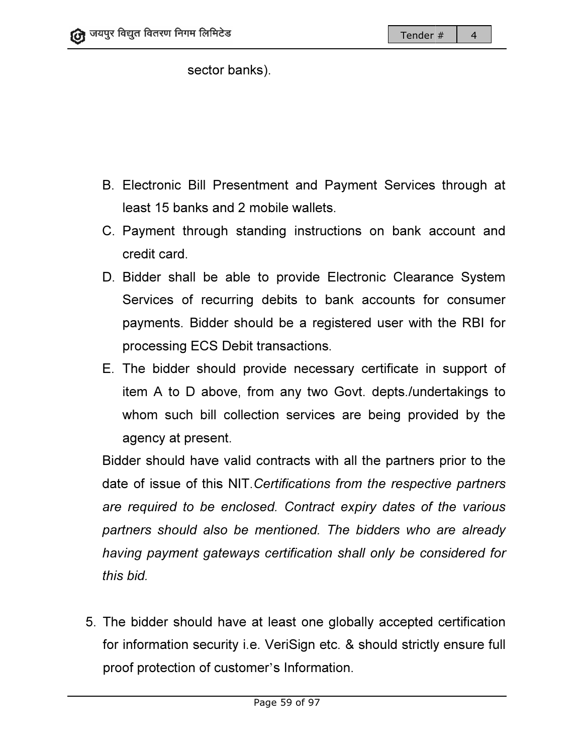sector banks).

B. Electronic Bill Presentment and Payment Services through at least 15 banks and 2 mobile wallets.
C. Payment through standing instructions on bank account and credit card.
D. Bidder shall be able to provide Electronic Clearance System Services of recurring debits to bank accounts for consumer payments. Bidder should be a registered user with the RBI for processing ECS Debit transactions.
E. The bidder should provide necessary certificate in support of item A to D above, from any two Govt. depts./undertakings to whom such bill collection services are being provided by the agency at present.

Bidder should have valid contracts with all the partners prior to the date of issue of this NIT.*Certifications from the respective partners are required to be enclosed. Contract expiry dates of the various partners should also be mentioned. The bidders who are already having payment gateways certification shall only be considered for this bid.*

5. The bidder should have at least one globally accepted certification for information security i.e. VeriSign etc. & should strictly ensure full proof protection of customer's Information.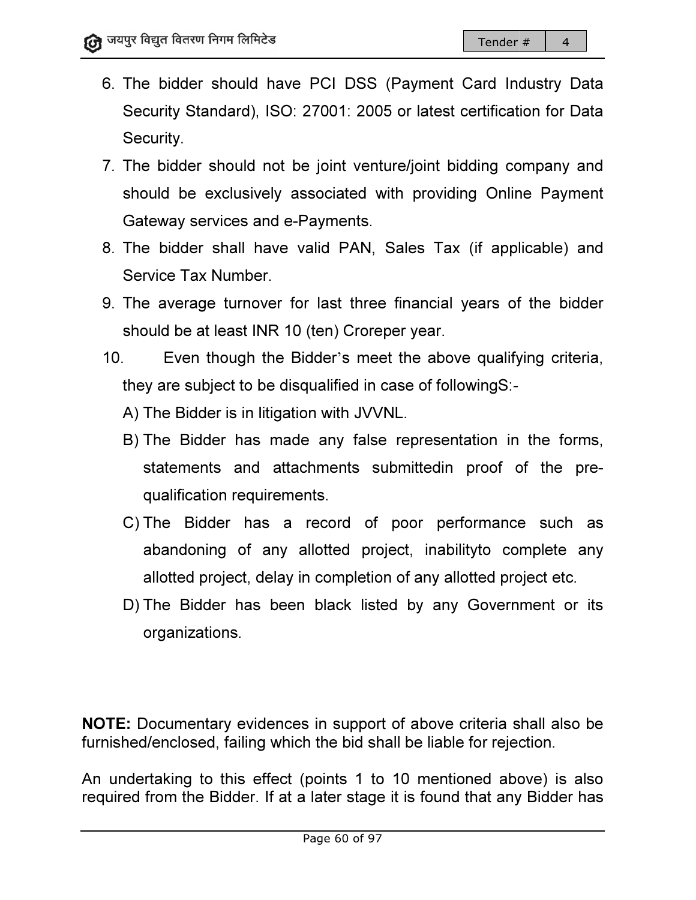6. The bidder should have PCI DSS (Payment Card Industry Data Security Standard), ISO: 27001: 2005 or latest certification for Data Security.
7. The bidder should not be joint venture/joint bidding company and should be exclusively associated with providing Online Payment Gateway services and e-Payments.
8. The bidder shall have valid PAN, Sales Tax (if applicable) and Service Tax Number.
9. The average turnover for last three financial years of the bidder should be at least INR 10 (ten) Croreper year.
10. Even though the Bidder's meet the above qualifying criteria, they are subject to be disqualified in case of followingS:-
    A) The Bidder is in litigation with JVVNL.
    B) The Bidder has made any false representation in the forms, statements and attachments submittedin proof of the pre-qualification requirements.
    C) The Bidder has a record of poor performance such as abandoning of any allotted project, inabilityto complete any allotted project, delay in completion of any allotted project etc.
    D) The Bidder has been black listed by any Government or its organizations.

**NOTE:** Documentary evidences in support of above criteria shall also be furnished/enclosed, failing which the bid shall be liable for rejection.

An undertaking to this effect (points 1 to 10 mentioned above) is also required from the Bidder. If at a later stage it is found that any Bidder has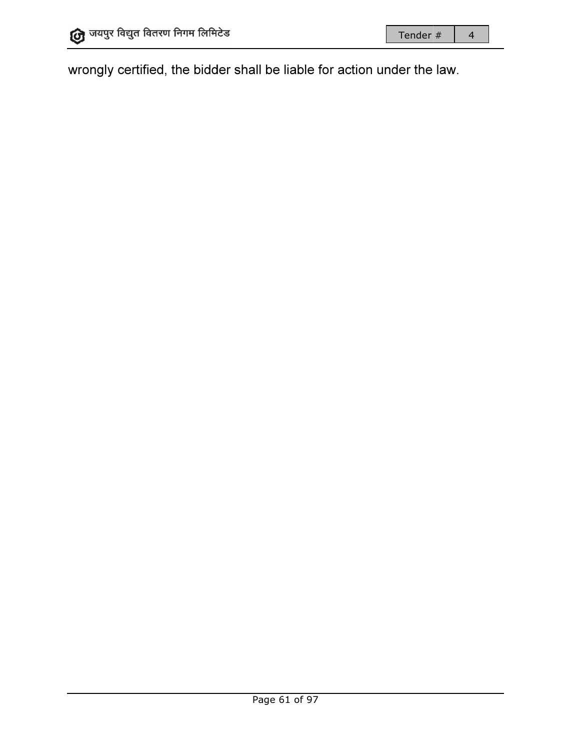wrongly certified, the bidder shall be liable for action under the law.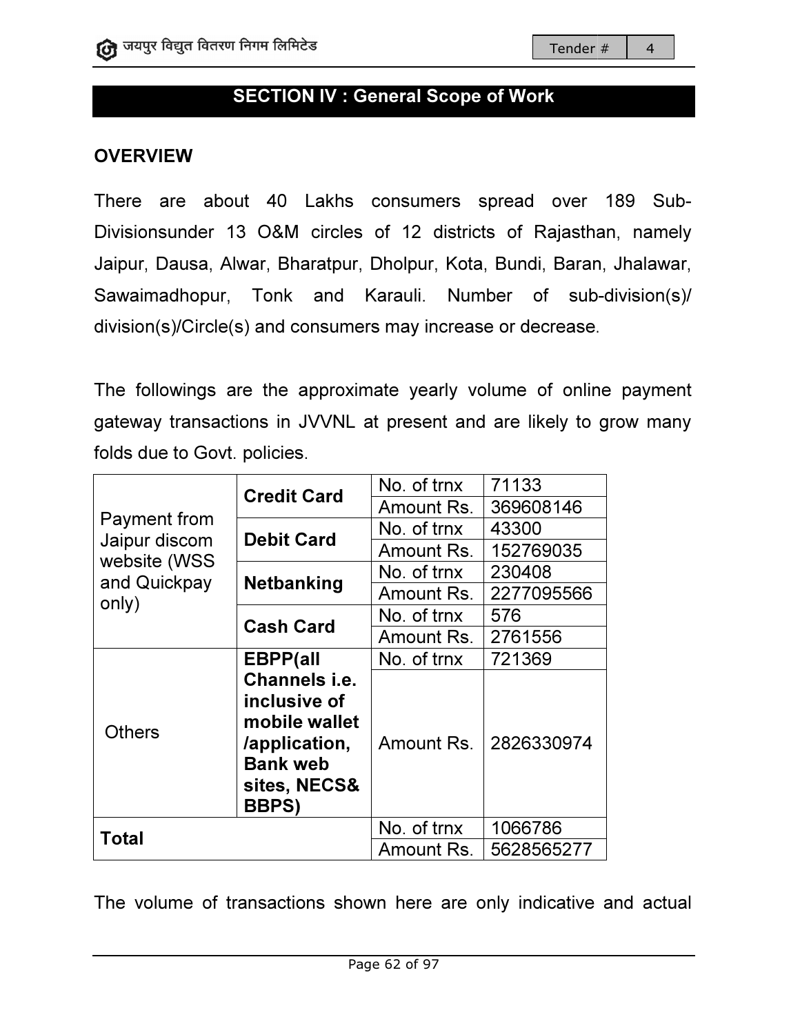## SECTION IV : General Scope of Work

**OVERVIEW**

There are about 40 Lakhs consumers spread over 189 Sub-Divisionsunder 13 O&M circles of 12 districts of Rajasthan, namely Jaipur, Dausa, Alwar, Bharatpur, Dholpur, Kota, Bundi, Baran, Jhalawar, Sawaimadhopur, Tonk and Karauli. Number of sub-division(s)/ division(s)/Circle(s) and consumers may increase or decrease.

The followings are the approximate yearly volume of online payment gateway transactions in JVVNL at present and are likely to grow many folds due to Govt. policies.

| | | | |
|---|---|---|---|
| Payment from Jaipur discom website (WSS and Quickpay only) | **Credit Card** | No. of trnx | 71133 |
| | | Amount Rs. | 369608146 |
| | **Debit Card** | No. of trnx | 43300 |
| | | Amount Rs. | 152769035 |
| | **Netbanking** | No. of trnx | 230408 |
| | | Amount Rs. | 2277095566 |
| | **Cash Card** | No. of trnx | 576 |
| | | Amount Rs. | 2761556 |
| Others | **EBPP(all Channels i.e. inclusive of mobile wallet /application, Bank web sites, NECS& BBPS)** | No. of trnx | 721369 |
| | | Amount Rs. | 2826330974 |
| **Total** | | No. of trnx | 1066786 |
| | | Amount Rs. | 5628565277 |

The volume of transactions shown here are only indicative and actual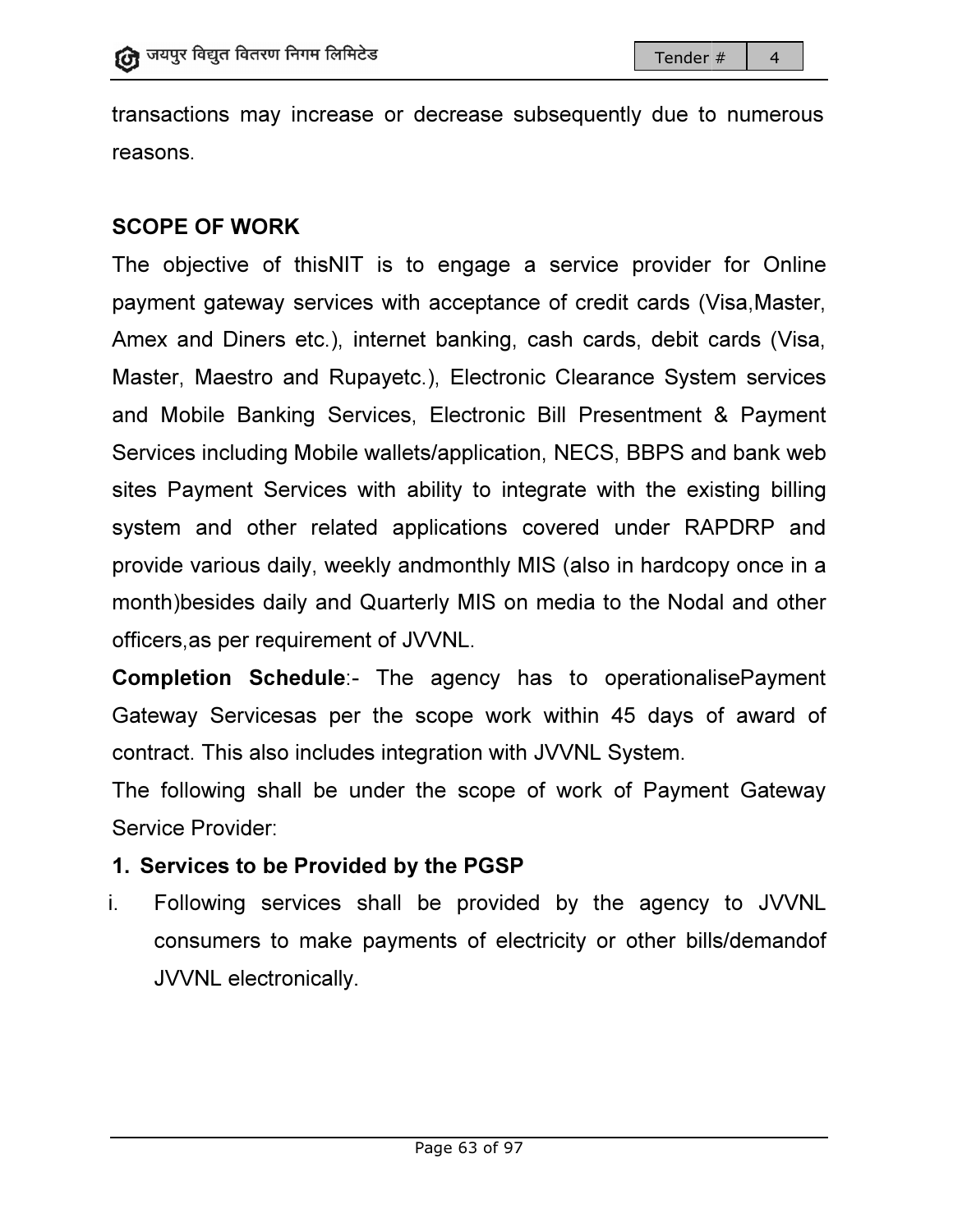transactions may increase or decrease subsequently due to numerous reasons.

**SCOPE OF WORK**

The objective of thisNIT is to engage a service provider for Online payment gateway services with acceptance of credit cards (Visa,Master, Amex and Diners etc.), internet banking, cash cards, debit cards (Visa, Master, Maestro and Rupayetc.), Electronic Clearance System services and Mobile Banking Services, Electronic Bill Presentment & Payment Services including Mobile wallets/application, NECS, BBPS and bank web sites Payment Services with ability to integrate with the existing billing system and other related applications covered under RAPDRP and provide various daily, weekly andmonthly MIS (also in hardcopy once in a month)besides daily and Quarterly MIS on media to the Nodal and other officers,as per requirement of JVVNL.

**Completion Schedule**:- The agency has to operationalisePayment Gateway Servicesas per the scope work within 45 days of award of contract. This also includes integration with JVVNL System.

The following shall be under the scope of work of Payment Gateway Service Provider:

**1. Services to be Provided by the PGSP**

i. Following services shall be provided by the agency to JVVNL consumers to make payments of electricity or other bills/demandof JVVNL electronically.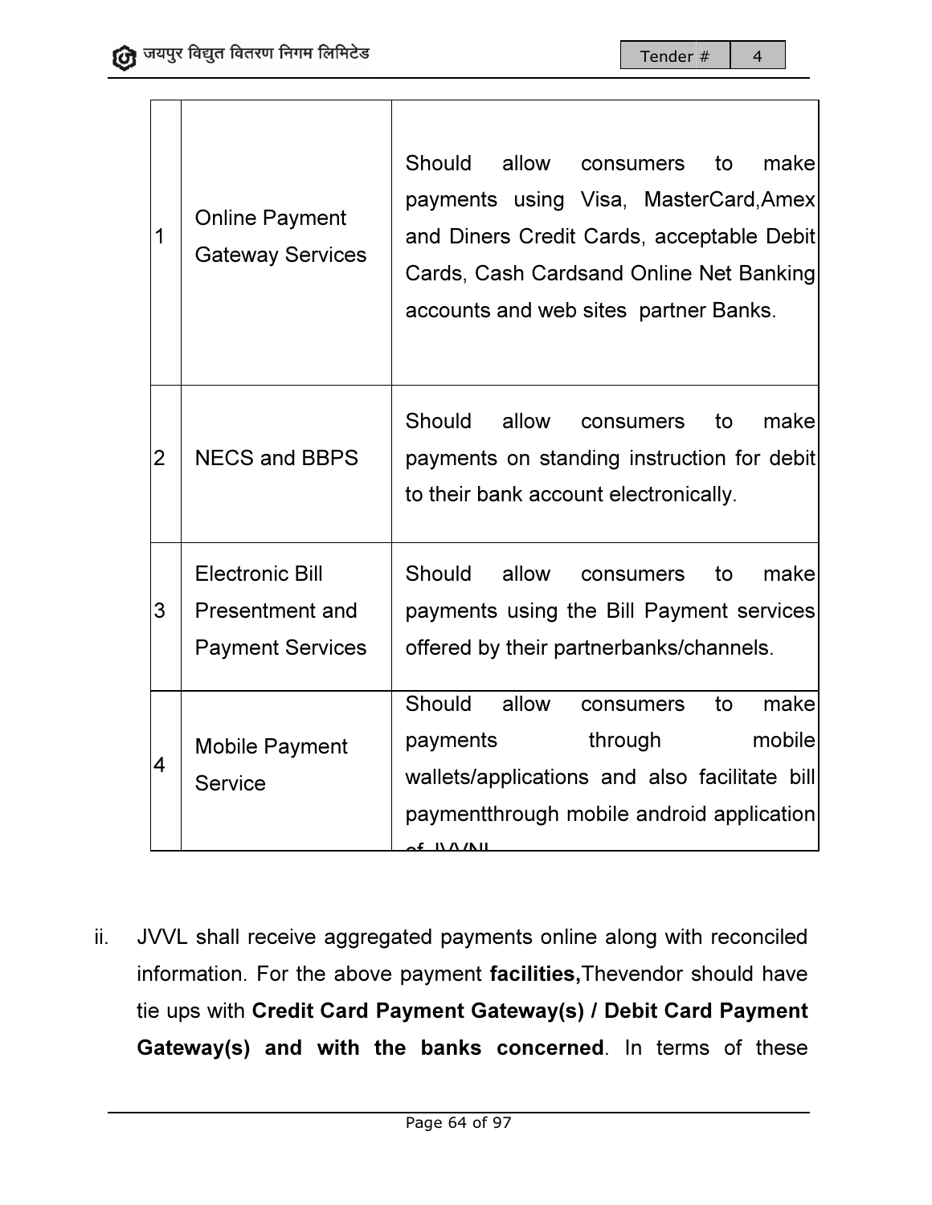| | | |
|---|---|---|
| 1 | Online Payment Gateway Services | Should allow consumers to make payments using Visa, MasterCard,Amex and Diners Credit Cards, acceptable Debit Cards, Cash Cardsand Online Net Banking accounts and web sites partner Banks. |
| 2 | NECS and BBPS | Should allow consumers to make payments on standing instruction for debit to their bank account electronically. |
| 3 | Electronic Bill Presentment and Payment Services | Should allow consumers to make payments using the Bill Payment services offered by their partnerbanks/channels. |
| 4 | Mobile Payment Service | Should allow consumers to make payments through mobile wallets/applications and also facilitate bill paymentthrough mobile android application of JVVNL |

ii. JVVL shall receive aggregated payments online along with reconciled information. For the above payment **facilities,**Thevendor should have tie ups with **Credit Card Payment Gateway(s) / Debit Card Payment Gateway(s) and with the banks concerned**. In terms of these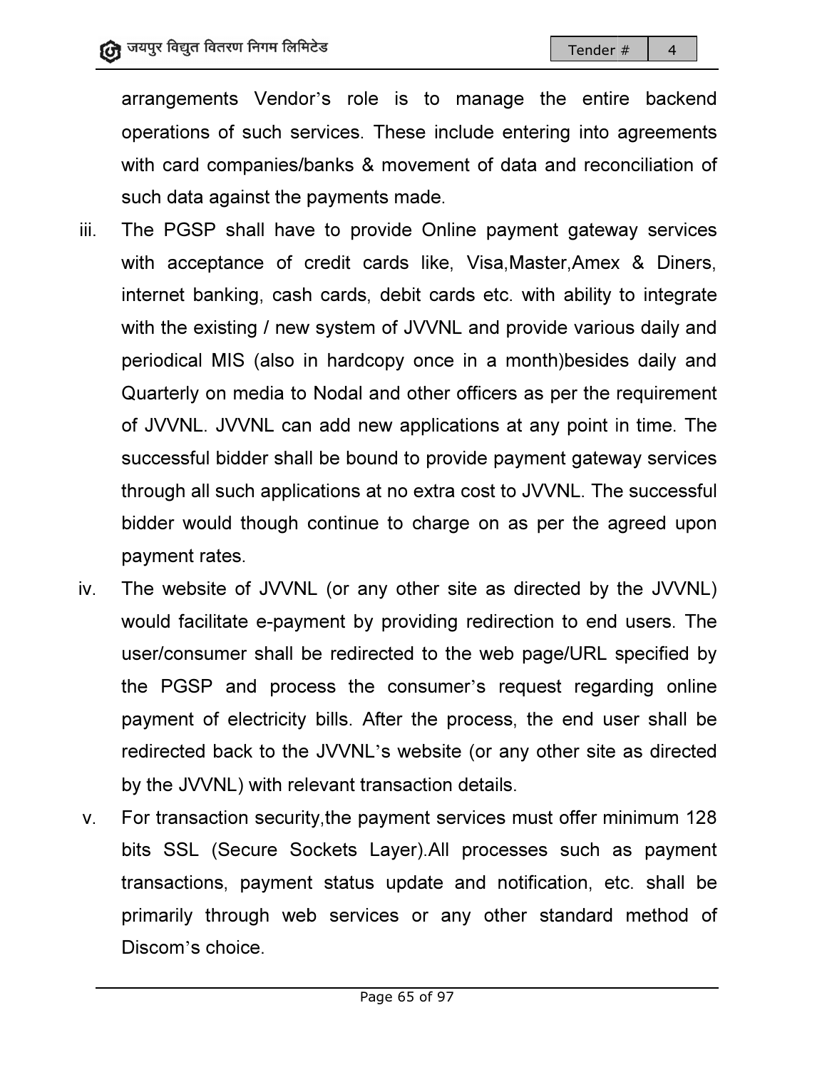arrangements Vendor's role is to manage the entire backend operations of such services. These include entering into agreements with card companies/banks & movement of data and reconciliation of such data against the payments made.

iii. The PGSP shall have to provide Online payment gateway services with acceptance of credit cards like, Visa,Master,Amex & Diners, internet banking, cash cards, debit cards etc. with ability to integrate with the existing / new system of JVVNL and provide various daily and periodical MIS (also in hardcopy once in a month)besides daily and Quarterly on media to Nodal and other officers as per the requirement of JVVNL. JVVNL can add new applications at any point in time. The successful bidder shall be bound to provide payment gateway services through all such applications at no extra cost to JVVNL. The successful bidder would though continue to charge on as per the agreed upon payment rates.

iv. The website of JVVNL (or any other site as directed by the JVVNL) would facilitate e-payment by providing redirection to end users. The user/consumer shall be redirected to the web page/URL specified by the PGSP and process the consumer's request regarding online payment of electricity bills. After the process, the end user shall be redirected back to the JVVNL's website (or any other site as directed by the JVVNL) with relevant transaction details.

v. For transaction security,the payment services must offer minimum 128 bits SSL (Secure Sockets Layer).All processes such as payment transactions, payment status update and notification, etc. shall be primarily through web services or any other standard method of Discom's choice.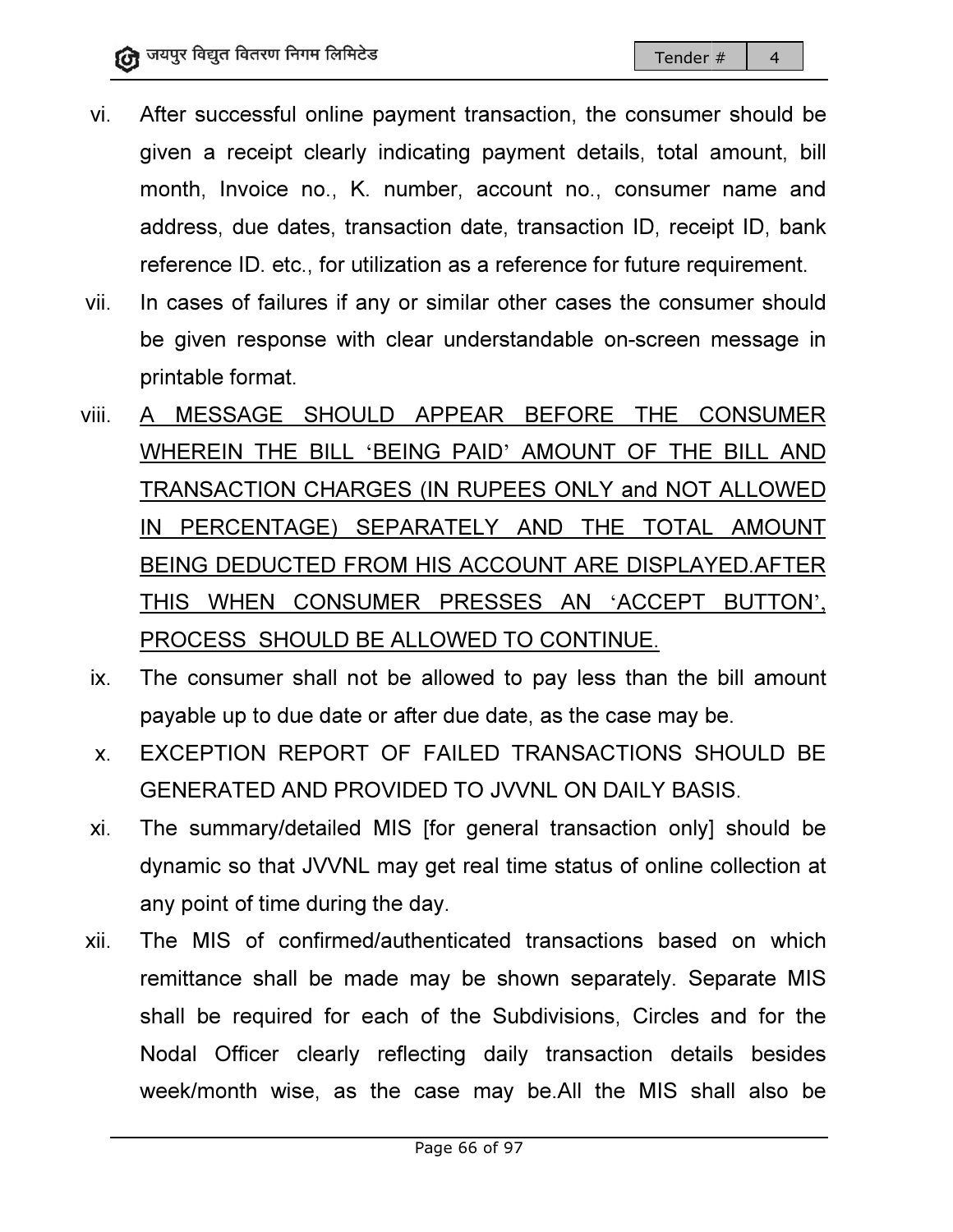vi. After successful online payment transaction, the consumer should be given a receipt clearly indicating payment details, total amount, bill month, Invoice no., K. number, account no., consumer name and address, due dates, transaction date, transaction ID, receipt ID, bank reference ID. etc., for utilization as a reference for future requirement.

vii. In cases of failures if any or similar other cases the consumer should be given response with clear understandable on-screen message in printable format.

viii. <u>A MESSAGE SHOULD APPEAR BEFORE THE CONSUMER WHEREIN THE BILL 'BEING PAID' AMOUNT OF THE BILL AND TRANSACTION CHARGES (IN RUPEES ONLY and NOT ALLOWED IN PERCENTAGE) SEPARATELY AND THE TOTAL AMOUNT BEING DEDUCTED FROM HIS ACCOUNT ARE DISPLAYED.AFTER THIS WHEN CONSUMER PRESSES AN 'ACCEPT BUTTON', PROCESS SHOULD BE ALLOWED TO CONTINUE.</u>

ix. The consumer shall not be allowed to pay less than the bill amount payable up to due date or after due date, as the case may be.

x. EXCEPTION REPORT OF FAILED TRANSACTIONS SHOULD BE GENERATED AND PROVIDED TO JVVNL ON DAILY BASIS.

xi. The summary/detailed MIS [for general transaction only] should be dynamic so that JVVNL may get real time status of online collection at any point of time during the day.

xii. The MIS of confirmed/authenticated transactions based on which remittance shall be made may be shown separately. Separate MIS shall be required for each of the Subdivisions, Circles and for the Nodal Officer clearly reflecting daily transaction details besides week/month wise, as the case may be.All the MIS shall also be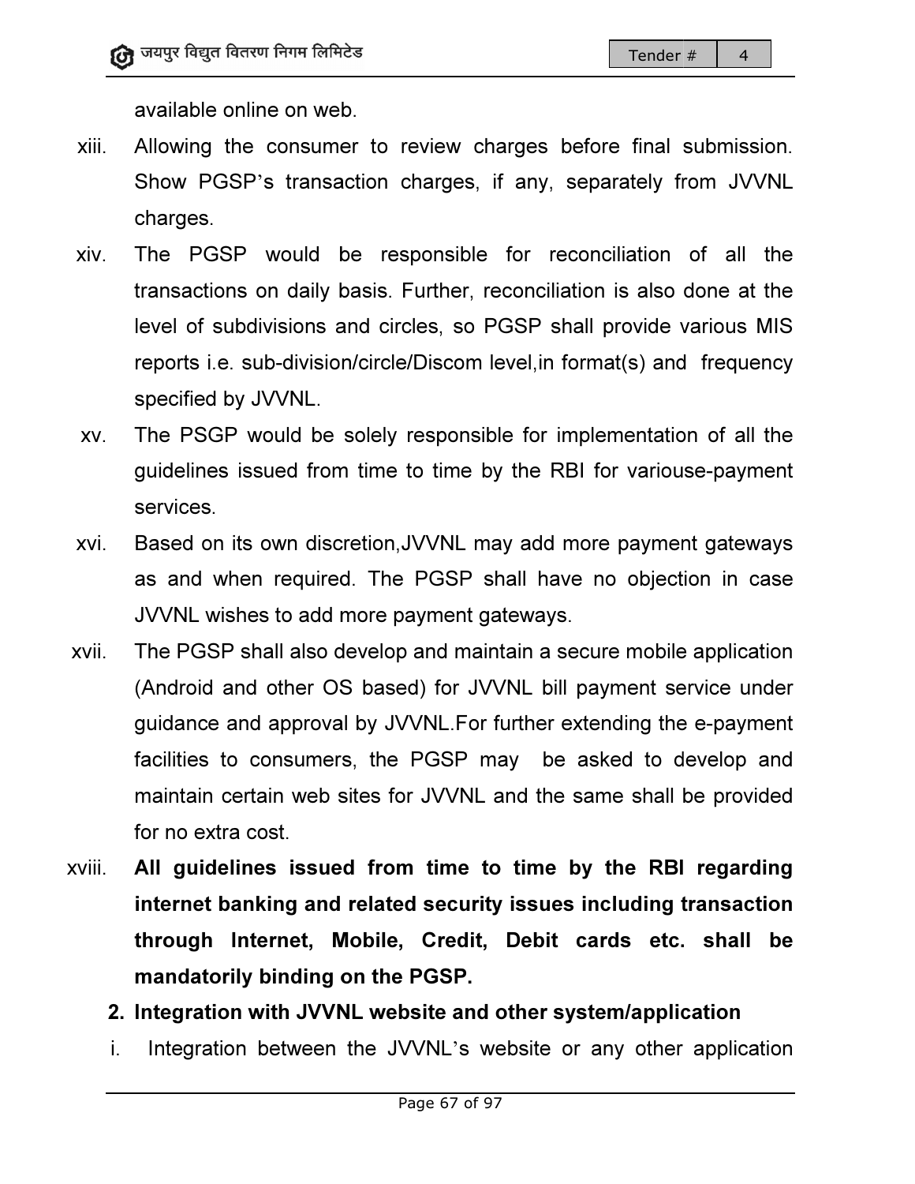available online on web.

xiii. Allowing the consumer to review charges before final submission. Show PGSP's transaction charges, if any, separately from JVVNL charges.

xiv. The PGSP would be responsible for reconciliation of all the transactions on daily basis. Further, reconciliation is also done at the level of subdivisions and circles, so PGSP shall provide various MIS reports i.e. sub-division/circle/Discom level,in format(s) and frequency specified by JVVNL.

xv. The PSGP would be solely responsible for implementation of all the guidelines issued from time to time by the RBI for variouse-payment services.

xvi. Based on its own discretion,JVVNL may add more payment gateways as and when required. The PGSP shall have no objection in case JVVNL wishes to add more payment gateways.

xvii. The PGSP shall also develop and maintain a secure mobile application (Android and other OS based) for JVVNL bill payment service under guidance and approval by JVVNL.For further extending the e-payment facilities to consumers, the PGSP may be asked to develop and maintain certain web sites for JVVNL and the same shall be provided for no extra cost.

xviii. **All guidelines issued from time to time by the RBI regarding internet banking and related security issues including transaction through Internet, Mobile, Credit, Debit cards etc. shall be mandatorily binding on the PGSP.**

**2. Integration with JVVNL website and other system/application**

i. Integration between the JVVNL's website or any other application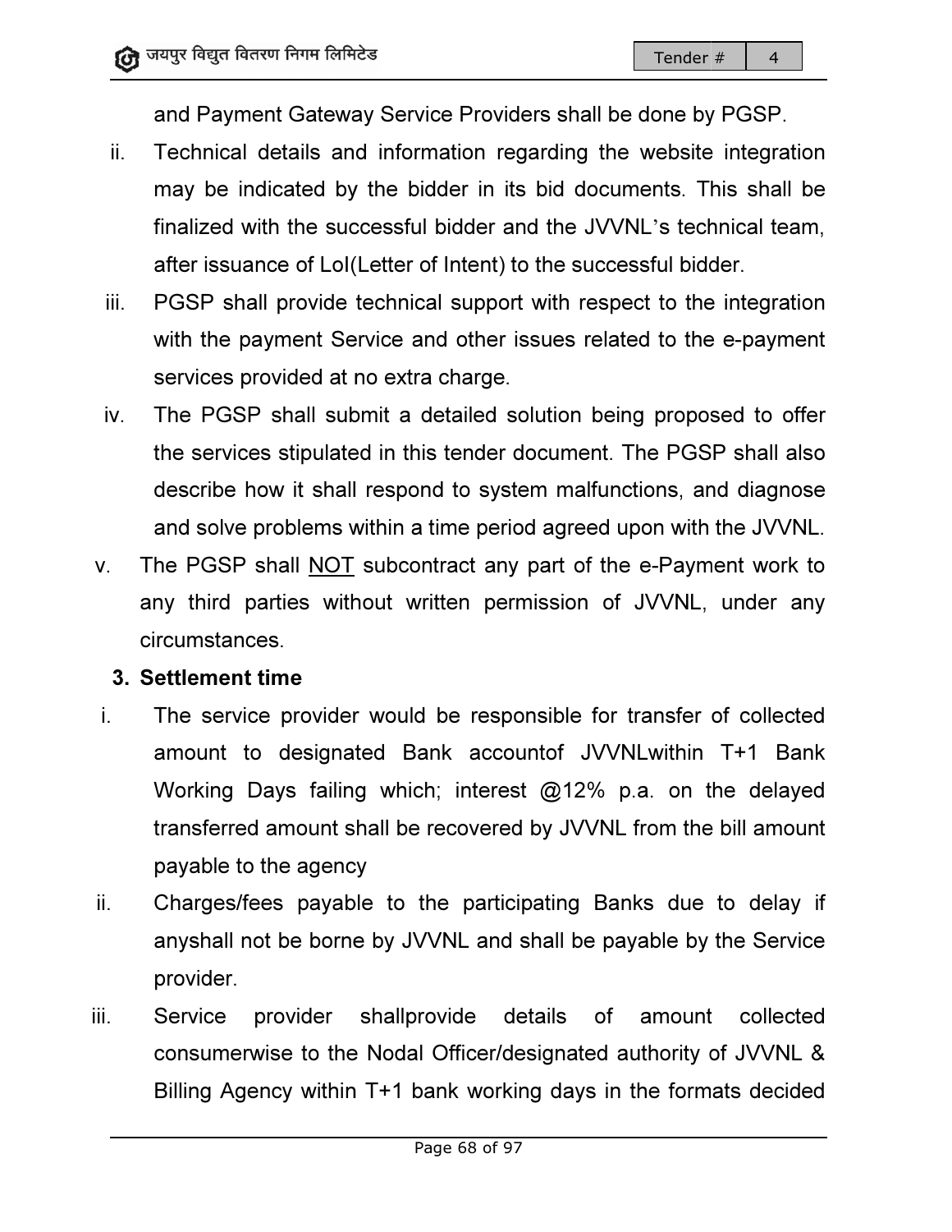and Payment Gateway Service Providers shall be done by PGSP.

ii. Technical details and information regarding the website integration may be indicated by the bidder in its bid documents. This shall be finalized with the successful bidder and the JVVNL's technical team, after issuance of LoI(Letter of Intent) to the successful bidder.

iii. PGSP shall provide technical support with respect to the integration with the payment Service and other issues related to the e-payment services provided at no extra charge.

iv. The PGSP shall submit a detailed solution being proposed to offer the services stipulated in this tender document. The PGSP shall also describe how it shall respond to system malfunctions, and diagnose and solve problems within a time period agreed upon with the JVVNL.

v. The PGSP shall NOT subcontract any part of the e-Payment work to any third parties without written permission of JVVNL, under any circumstances.

**3. Settlement time**

i. The service provider would be responsible for transfer of collected amount to designated Bank accountof JVVNLwithin T+1 Bank Working Days failing which; interest @12% p.a. on the delayed transferred amount shall be recovered by JVVNL from the bill amount payable to the agency

ii. Charges/fees payable to the participating Banks due to delay if anyshall not be borne by JVVNL and shall be payable by the Service provider.

iii. Service provider shallprovide details of amount collected consumerwise to the Nodal Officer/designated authority of JVVNL & Billing Agency within T+1 bank working days in the formats decided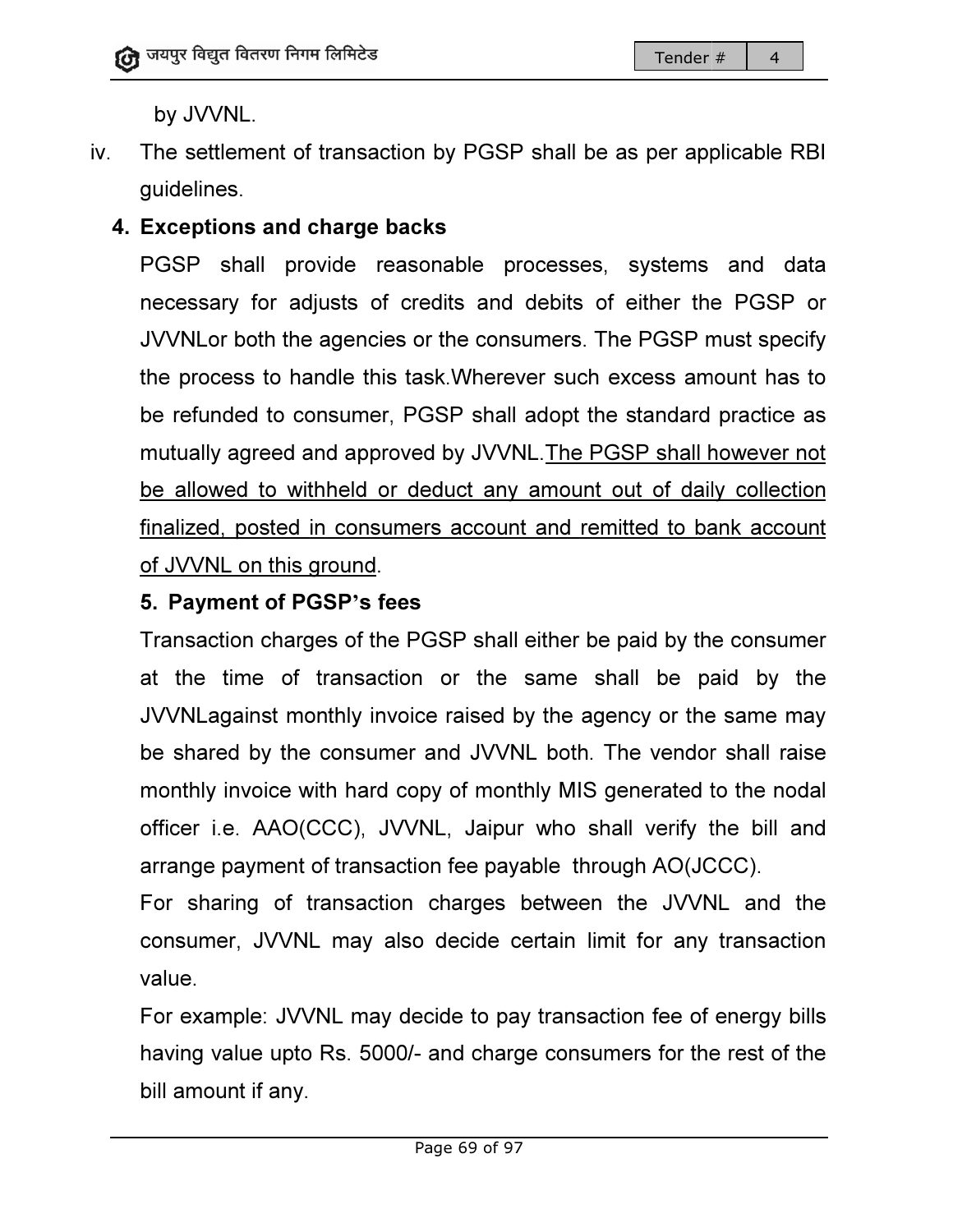by JVVNL.

iv. The settlement of transaction by PGSP shall be as per applicable RBI guidelines.

**4. Exceptions and charge backs**

PGSP shall provide reasonable processes, systems and data necessary for adjusts of credits and debits of either the PGSP or JVVNLor both the agencies or the consumers. The PGSP must specify the process to handle this task.Wherever such excess amount has to be refunded to consumer, PGSP shall adopt the standard practice as mutually agreed and approved by JVVNL.<u>The PGSP shall however not be allowed to withheld or deduct any amount out of daily collection finalized, posted in consumers account and remitted to bank account of JVVNL on this ground</u>.

**5. Payment of PGSP's fees**

Transaction charges of the PGSP shall either be paid by the consumer at the time of transaction or the same shall be paid by the JVVNLagainst monthly invoice raised by the agency or the same may be shared by the consumer and JVVNL both. The vendor shall raise monthly invoice with hard copy of monthly MIS generated to the nodal officer i.e. AAO(CCC), JVVNL, Jaipur who shall verify the bill and arrange payment of transaction fee payable through AO(JCCC).

For sharing of transaction charges between the JVVNL and the consumer, JVVNL may also decide certain limit for any transaction value.

For example: JVVNL may decide to pay transaction fee of energy bills having value upto Rs. 5000/- and charge consumers for the rest of the bill amount if any.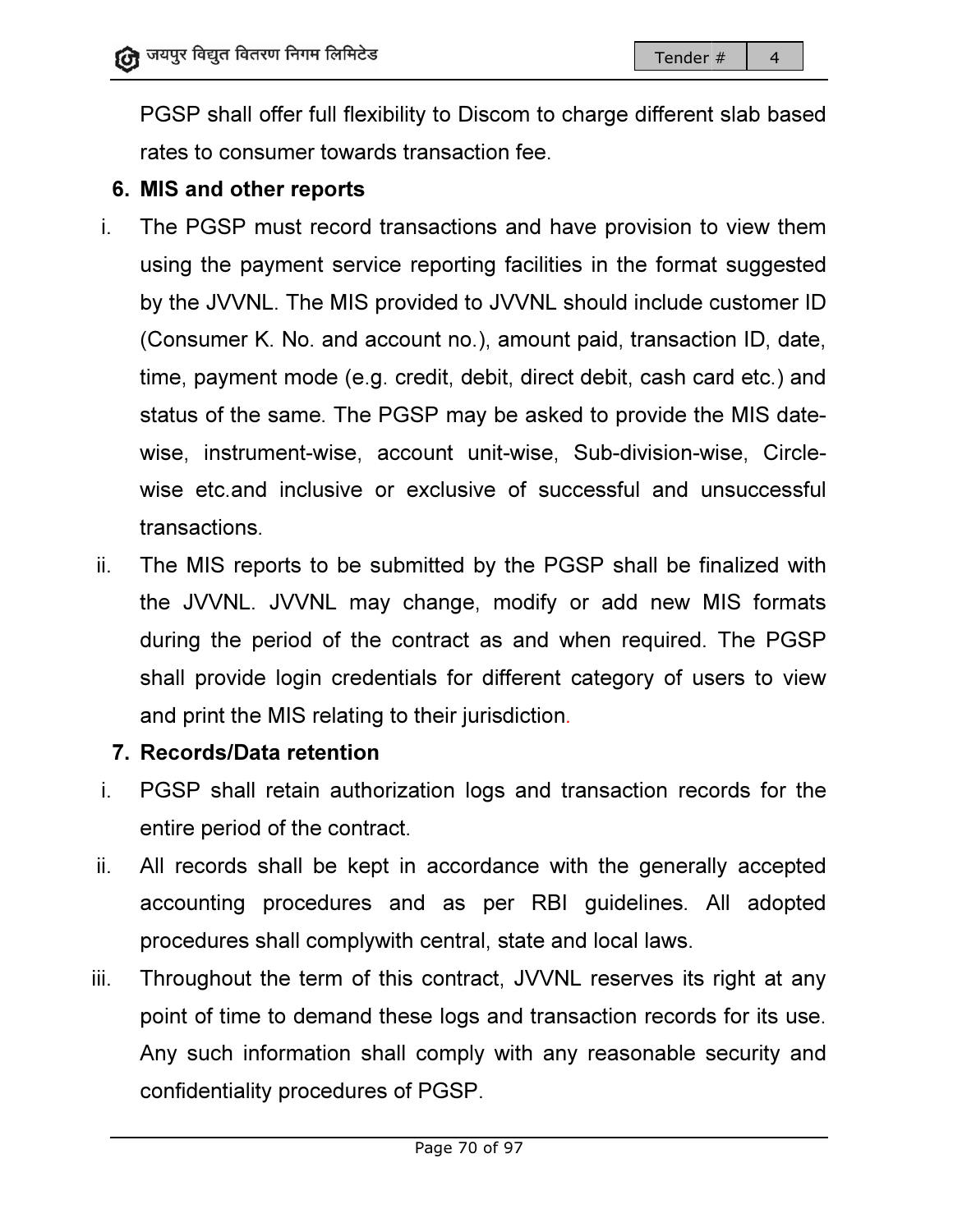PGSP shall offer full flexibility to Discom to charge different slab based rates to consumer towards transaction fee.

**6. MIS and other reports**

i. The PGSP must record transactions and have provision to view them using the payment service reporting facilities in the format suggested by the JVVNL. The MIS provided to JVVNL should include customer ID (Consumer K. No. and account no.), amount paid, transaction ID, date, time, payment mode (e.g. credit, debit, direct debit, cash card etc.) and status of the same. The PGSP may be asked to provide the MIS date-wise, instrument-wise, account unit-wise, Sub-division-wise, Circle-wise etc.and inclusive or exclusive of successful and unsuccessful transactions.

ii. The MIS reports to be submitted by the PGSP shall be finalized with the JVVNL. JVVNL may change, modify or add new MIS formats during the period of the contract as and when required. The PGSP shall provide login credentials for different category of users to view and print the MIS relating to their jurisdiction.

**7. Records/Data retention**

i. PGSP shall retain authorization logs and transaction records for the entire period of the contract.

ii. All records shall be kept in accordance with the generally accepted accounting procedures and as per RBI guidelines. All adopted procedures shall complywith central, state and local laws.

iii. Throughout the term of this contract, JVVNL reserves its right at any point of time to demand these logs and transaction records for its use. Any such information shall comply with any reasonable security and confidentiality procedures of PGSP.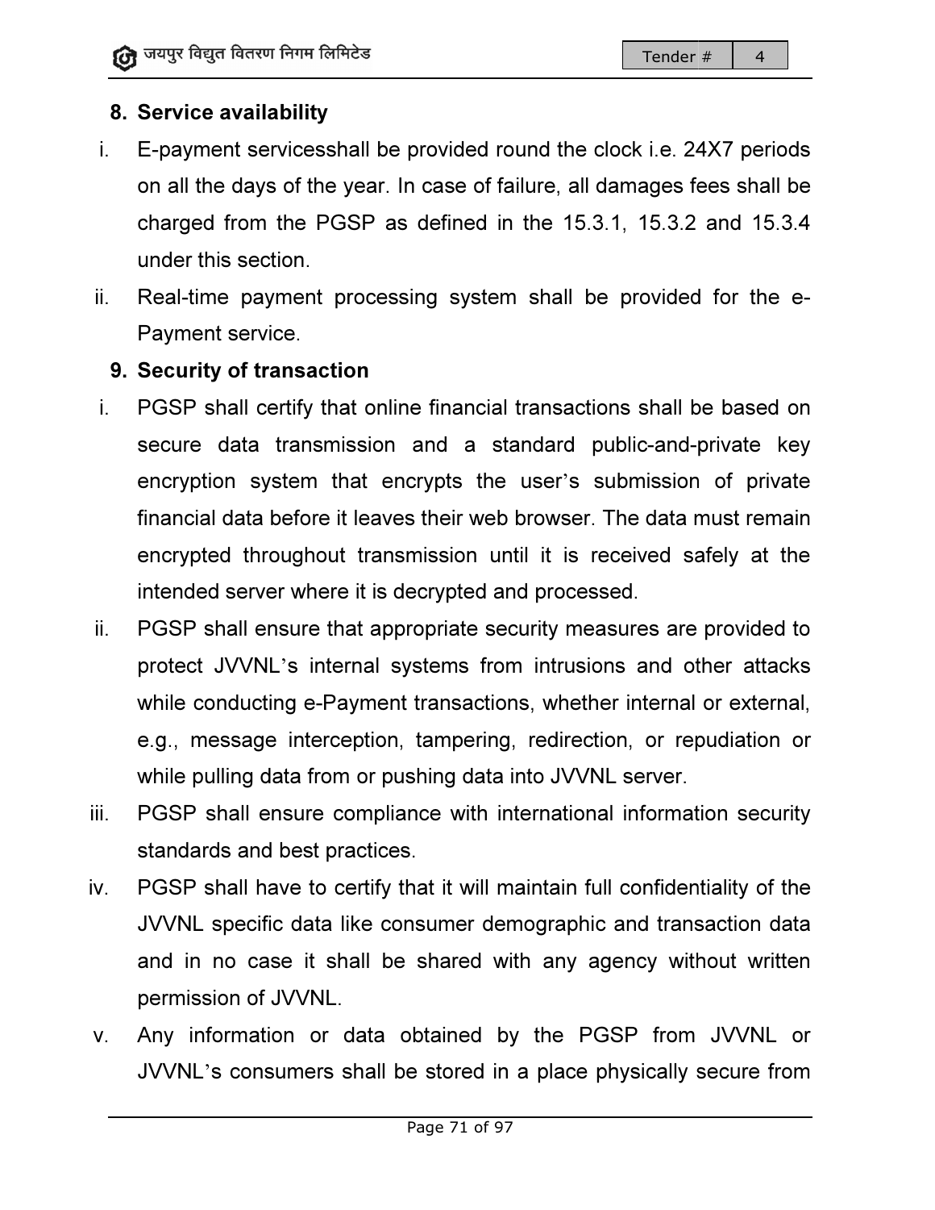8. **Service availability**

i. E-payment servicesshall be provided round the clock i.e. 24X7 periods on all the days of the year. In case of failure, all damages fees shall be charged from the PGSP as defined in the 15.3.1, 15.3.2 and 15.3.4 under this section.

ii. Real-time payment processing system shall be provided for the e-Payment service.

9. **Security of transaction**

i. PGSP shall certify that online financial transactions shall be based on secure data transmission and a standard public-and-private key encryption system that encrypts the user's submission of private financial data before it leaves their web browser. The data must remain encrypted throughout transmission until it is received safely at the intended server where it is decrypted and processed.

ii. PGSP shall ensure that appropriate security measures are provided to protect JVVNL's internal systems from intrusions and other attacks while conducting e-Payment transactions, whether internal or external, e.g., message interception, tampering, redirection, or repudiation or while pulling data from or pushing data into JVVNL server.

iii. PGSP shall ensure compliance with international information security standards and best practices.

iv. PGSP shall have to certify that it will maintain full confidentiality of the JVVNL specific data like consumer demographic and transaction data and in no case it shall be shared with any agency without written permission of JVVNL.

v. Any information or data obtained by the PGSP from JVVNL or JVVNL's consumers shall be stored in a place physically secure from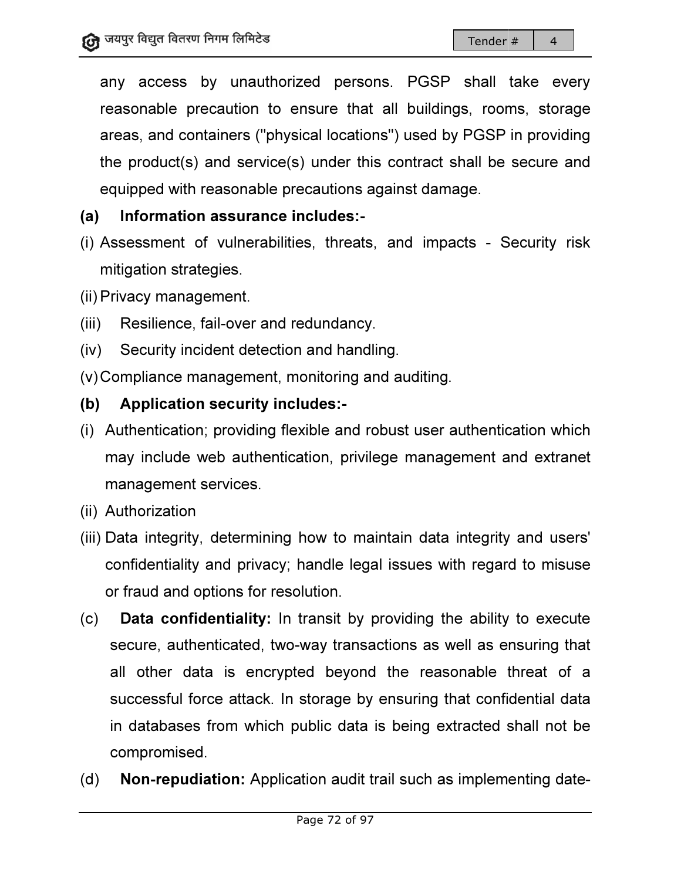any access by unauthorized persons. PGSP shall take every reasonable precaution to ensure that all buildings, rooms, storage areas, and containers ("physical locations") used by PGSP in providing the product(s) and service(s) under this contract shall be secure and equipped with reasonable precautions against damage.

**(a) Information assurance includes:-**

(i) Assessment of vulnerabilities, threats, and impacts - Security risk mitigation strategies.

(ii) Privacy management.

(iii) Resilience, fail-over and redundancy.

(iv) Security incident detection and handling.

(v) Compliance management, monitoring and auditing.

**(b) Application security includes:-**

(i) Authentication; providing flexible and robust user authentication which may include web authentication, privilege management and extranet management services.

(ii) Authorization

(iii) Data integrity, determining how to maintain data integrity and users' confidentiality and privacy; handle legal issues with regard to misuse or fraud and options for resolution.

(c) **Data confidentiality:** In transit by providing the ability to execute secure, authenticated, two-way transactions as well as ensuring that all other data is encrypted beyond the reasonable threat of a successful force attack. In storage by ensuring that confidential data in databases from which public data is being extracted shall not be compromised.

(d) **Non-repudiation:** Application audit trail such as implementing date-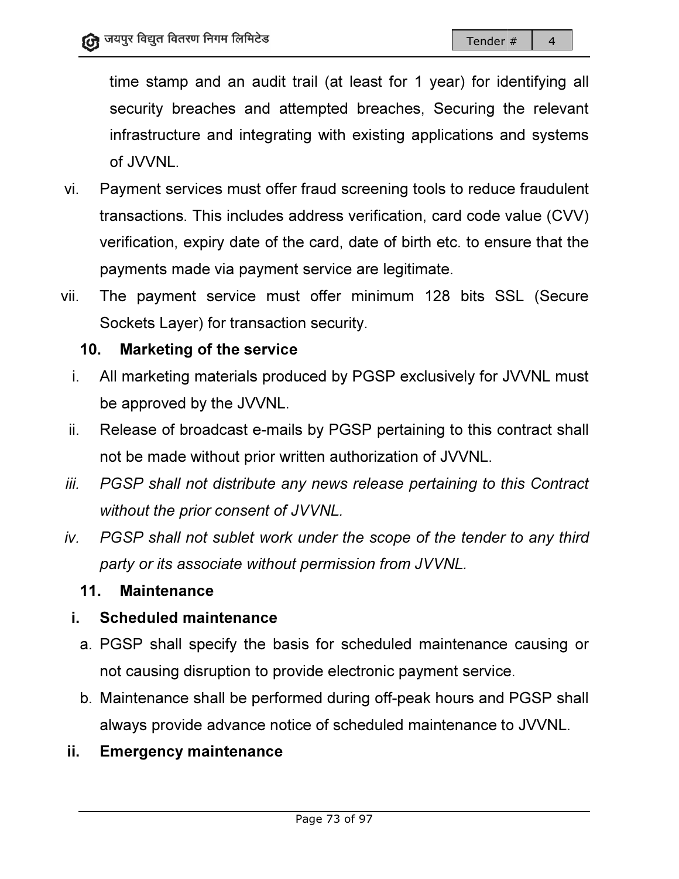time stamp and an audit trail (at least for 1 year) for identifying all security breaches and attempted breaches, Securing the relevant infrastructure and integrating with existing applications and systems of JVVNL.

vi. Payment services must offer fraud screening tools to reduce fraudulent transactions. This includes address verification, card code value (CVV) verification, expiry date of the card, date of birth etc. to ensure that the payments made via payment service are legitimate.

vii. The payment service must offer minimum 128 bits SSL (Secure Sockets Layer) for transaction security.

**10. Marketing of the service**

i. All marketing materials produced by PGSP exclusively for JVVNL must be approved by the JVVNL.

ii. Release of broadcast e-mails by PGSP pertaining to this contract shall not be made without prior written authorization of JVVNL.

*iii. PGSP shall not distribute any news release pertaining to this Contract without the prior consent of JVVNL.*

*iv. PGSP shall not sublet work under the scope of the tender to any third party or its associate without permission from JVVNL.*

**11. Maintenance**

**i. Scheduled maintenance**

a. PGSP shall specify the basis for scheduled maintenance causing or not causing disruption to provide electronic payment service.

b. Maintenance shall be performed during off-peak hours and PGSP shall always provide advance notice of scheduled maintenance to JVVNL.

**ii. Emergency maintenance**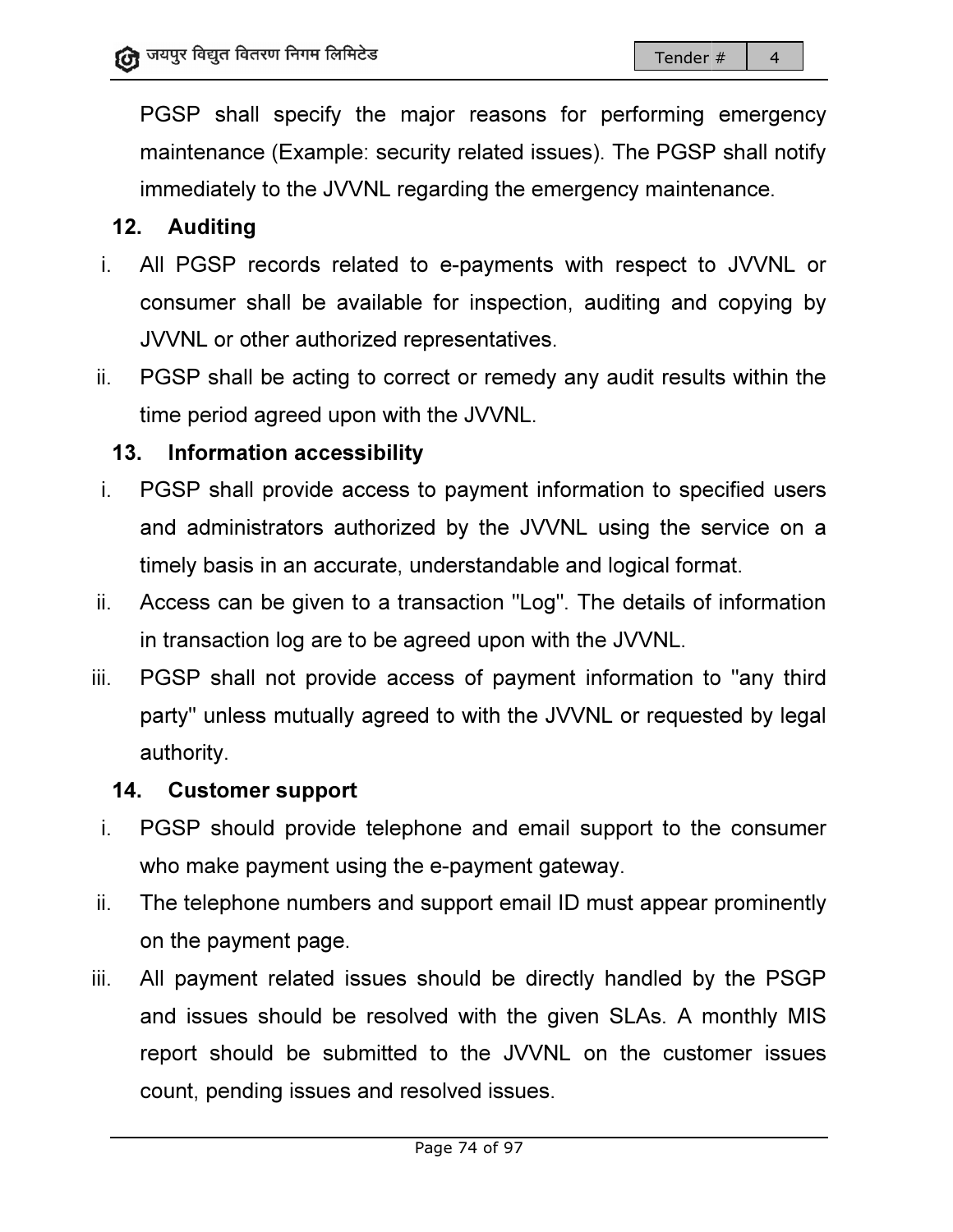PGSP shall specify the major reasons for performing emergency maintenance (Example: security related issues). The PGSP shall notify immediately to the JVVNL regarding the emergency maintenance.

**12. Auditing**

i. All PGSP records related to e-payments with respect to JVVNL or consumer shall be available for inspection, auditing and copying by JVVNL or other authorized representatives.

ii. PGSP shall be acting to correct or remedy any audit results within the time period agreed upon with the JVVNL.

**13. Information accessibility**

i. PGSP shall provide access to payment information to specified users and administrators authorized by the JVVNL using the service on a timely basis in an accurate, understandable and logical format.

ii. Access can be given to a transaction "Log". The details of information in transaction log are to be agreed upon with the JVVNL.

iii. PGSP shall not provide access of payment information to "any third party" unless mutually agreed to with the JVVNL or requested by legal authority.

**14. Customer support**

i. PGSP should provide telephone and email support to the consumer who make payment using the e-payment gateway.

ii. The telephone numbers and support email ID must appear prominently on the payment page.

iii. All payment related issues should be directly handled by the PSGP and issues should be resolved with the given SLAs. A monthly MIS report should be submitted to the JVVNL on the customer issues count, pending issues and resolved issues.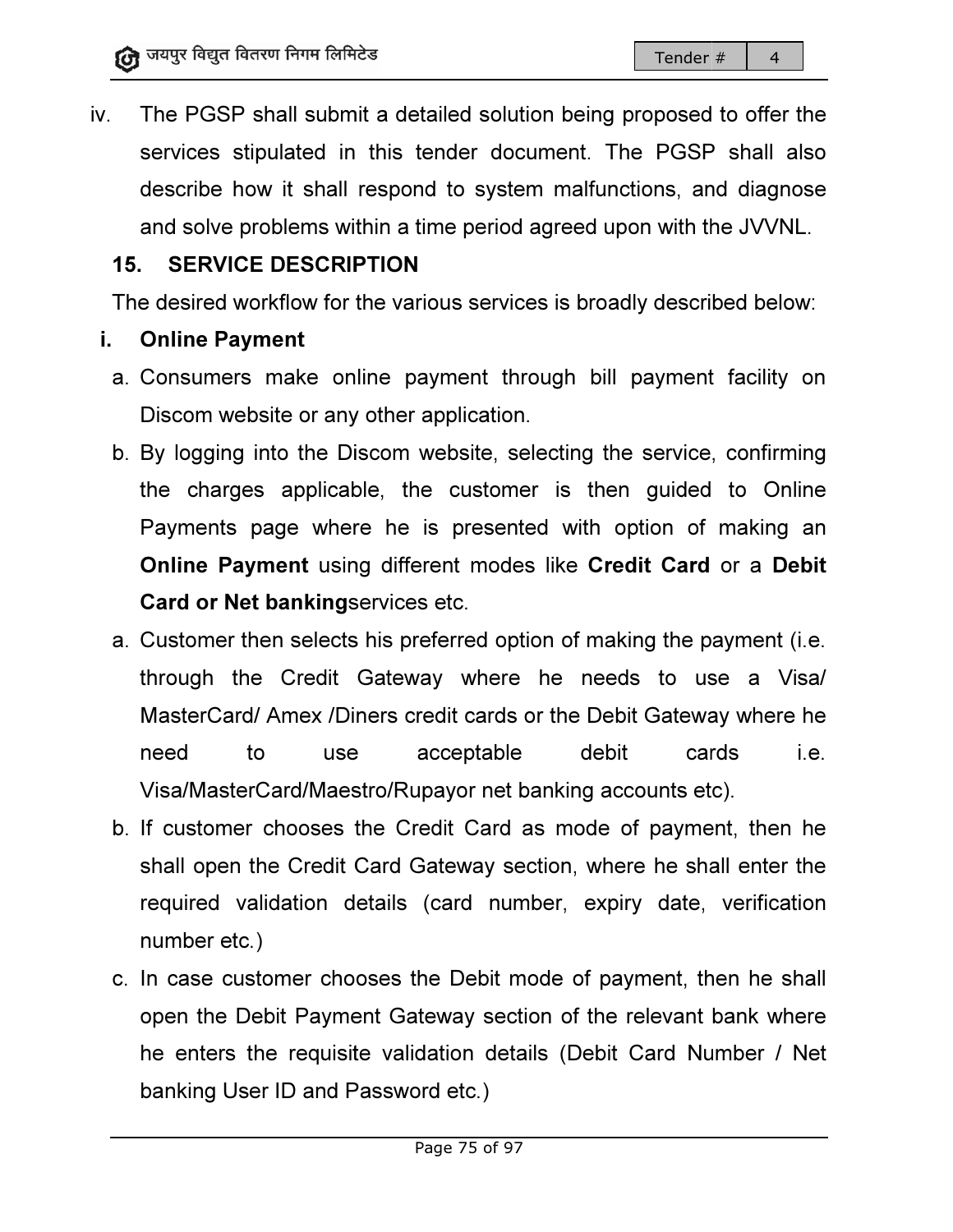iv. The PGSP shall submit a detailed solution being proposed to offer the services stipulated in this tender document. The PGSP shall also describe how it shall respond to system malfunctions, and diagnose and solve problems within a time period agreed upon with the JVVNL.

## 15. SERVICE DESCRIPTION

The desired workflow for the various services is broadly described below:

**i. Online Payment**

a. Consumers make online payment through bill payment facility on Discom website or any other application.

b. By logging into the Discom website, selecting the service, confirming the charges applicable, the customer is then guided to Online Payments page where he is presented with option of making an **Online Payment** using different modes like **Credit Card** or a **Debit Card or Net banking**services etc.

a. Customer then selects his preferred option of making the payment (i.e. through the Credit Gateway where he needs to use a Visa/ MasterCard/ Amex /Diners credit cards or the Debit Gateway where he need to use acceptable debit cards i.e. Visa/MasterCard/Maestro/Rupayor net banking accounts etc).

b. If customer chooses the Credit Card as mode of payment, then he shall open the Credit Card Gateway section, where he shall enter the required validation details (card number, expiry date, verification number etc.)

c. In case customer chooses the Debit mode of payment, then he shall open the Debit Payment Gateway section of the relevant bank where he enters the requisite validation details (Debit Card Number / Net banking User ID and Password etc.)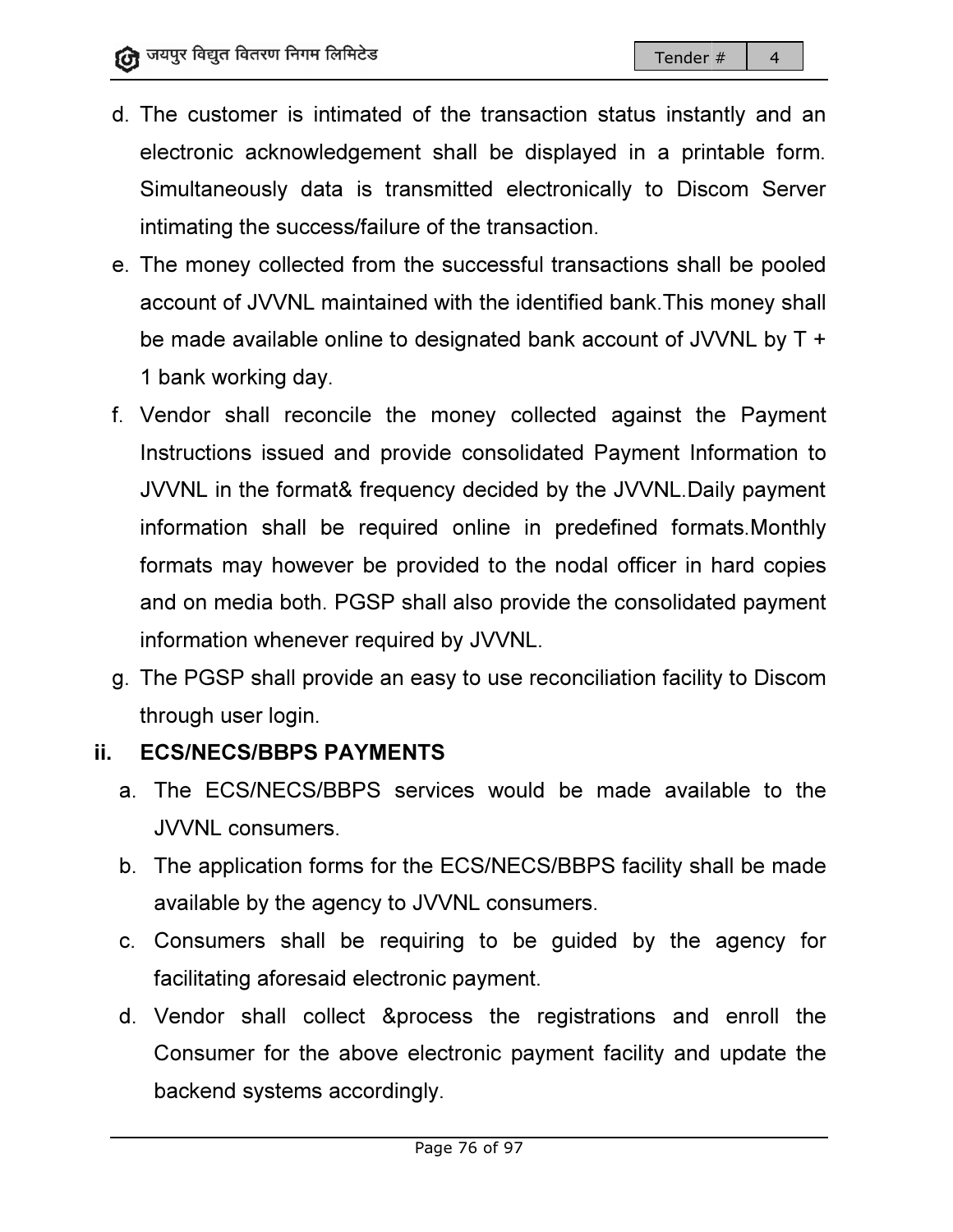d. The customer is intimated of the transaction status instantly and an electronic acknowledgement shall be displayed in a printable form. Simultaneously data is transmitted electronically to Discom Server intimating the success/failure of the transaction.

e. The money collected from the successful transactions shall be pooled account of JVVNL maintained with the identified bank.This money shall be made available online to designated bank account of JVVNL by T + 1 bank working day.

f. Vendor shall reconcile the money collected against the Payment Instructions issued and provide consolidated Payment Information to JVVNL in the format& frequency decided by the JVVNL.Daily payment information shall be required online in predefined formats.Monthly formats may however be provided to the nodal officer in hard copies and on media both. PGSP shall also provide the consolidated payment information whenever required by JVVNL.

g. The PGSP shall provide an easy to use reconciliation facility to Discom through user login.

**ii. ECS/NECS/BBPS PAYMENTS**

a. The ECS/NECS/BBPS services would be made available to the JVVNL consumers.

b. The application forms for the ECS/NECS/BBPS facility shall be made available by the agency to JVVNL consumers.

c. Consumers shall be requiring to be guided by the agency for facilitating aforesaid electronic payment.

d. Vendor shall collect &process the registrations and enroll the Consumer for the above electronic payment facility and update the backend systems accordingly.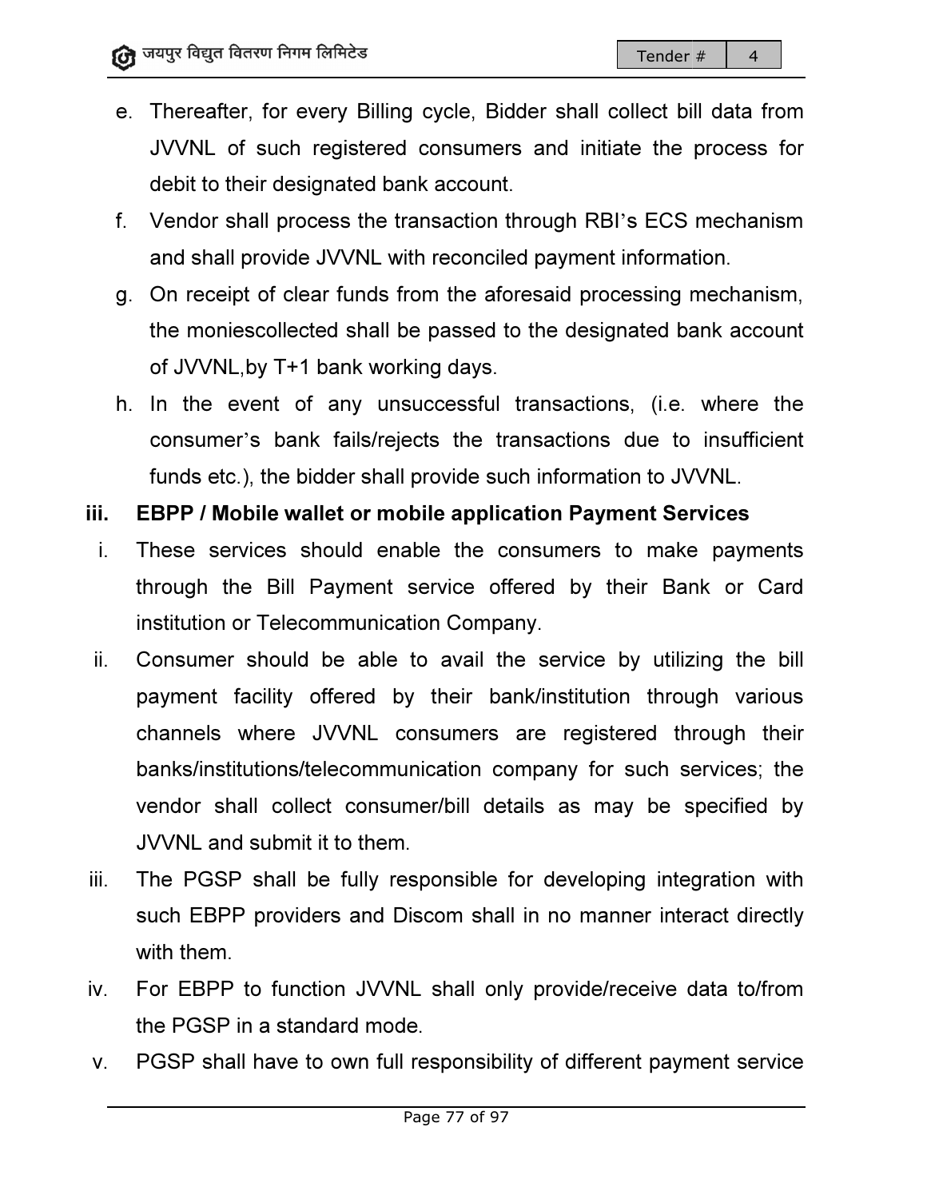e. Thereafter, for every Billing cycle, Bidder shall collect bill data from JVVNL of such registered consumers and initiate the process for debit to their designated bank account.

f. Vendor shall process the transaction through RBI's ECS mechanism and shall provide JVVNL with reconciled payment information.

g. On receipt of clear funds from the aforesaid processing mechanism, the moniescollected shall be passed to the designated bank account of JVVNL,by T+1 bank working days.

h. In the event of any unsuccessful transactions, (i.e. where the consumer's bank fails/rejects the transactions due to insufficient funds etc.), the bidder shall provide such information to JVVNL.

**iii. EBPP / Mobile wallet or mobile application Payment Services**

i. These services should enable the consumers to make payments through the Bill Payment service offered by their Bank or Card institution or Telecommunication Company.

ii. Consumer should be able to avail the service by utilizing the bill payment facility offered by their bank/institution through various channels where JVVNL consumers are registered through their banks/institutions/telecommunication company for such services; the vendor shall collect consumer/bill details as may be specified by JVVNL and submit it to them.

iii. The PGSP shall be fully responsible for developing integration with such EBPP providers and Discom shall in no manner interact directly with them.

iv. For EBPP to function JVVNL shall only provide/receive data to/from the PGSP in a standard mode.

v. PGSP shall have to own full responsibility of different payment service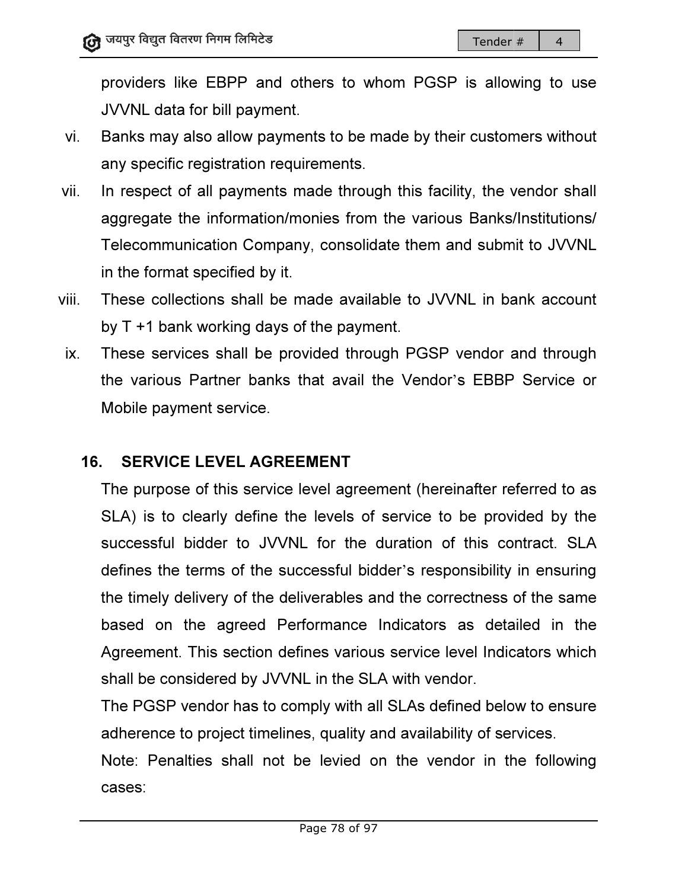providers like EBPP and others to whom PGSP is allowing to use JVVNL data for bill payment.

vi. Banks may also allow payments to be made by their customers without any specific registration requirements.

vii. In respect of all payments made through this facility, the vendor shall aggregate the information/monies from the various Banks/Institutions/ Telecommunication Company, consolidate them and submit to JVVNL in the format specified by it.

viii. These collections shall be made available to JVVNL in bank account by T +1 bank working days of the payment.

ix. These services shall be provided through PGSP vendor and through the various Partner banks that avail the Vendor's EBBP Service or Mobile payment service.

## 16. SERVICE LEVEL AGREEMENT

The purpose of this service level agreement (hereinafter referred to as SLA) is to clearly define the levels of service to be provided by the successful bidder to JVVNL for the duration of this contract. SLA defines the terms of the successful bidder's responsibility in ensuring the timely delivery of the deliverables and the correctness of the same based on the agreed Performance Indicators as detailed in the Agreement. This section defines various service level Indicators which shall be considered by JVVNL in the SLA with vendor.

The PGSP vendor has to comply with all SLAs defined below to ensure adherence to project timelines, quality and availability of services.

Note: Penalties shall not be levied on the vendor in the following cases: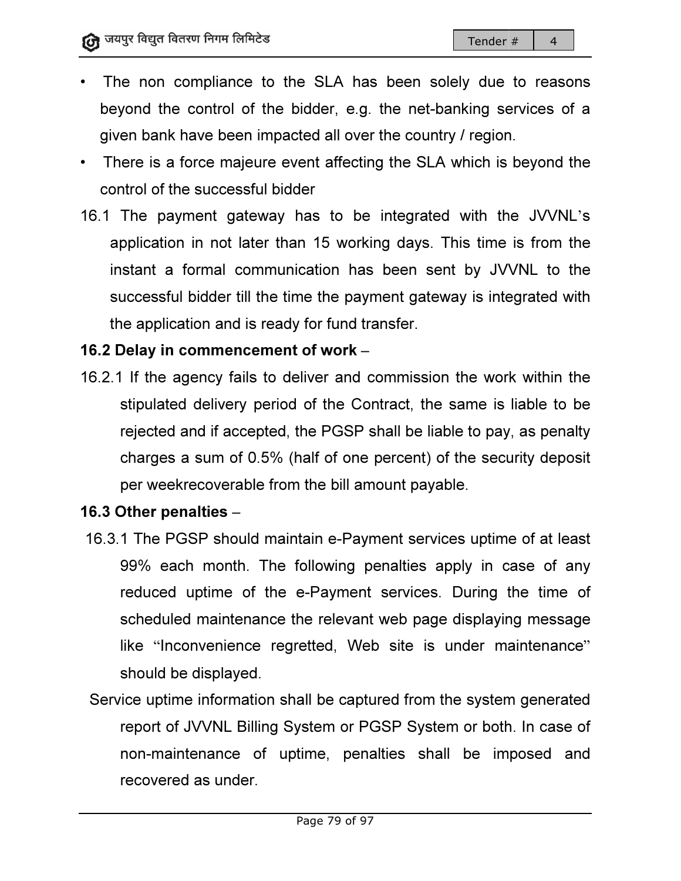- The non compliance to the SLA has been solely due to reasons beyond the control of the bidder, e.g. the net-banking services of a given bank have been impacted all over the country / region.
- There is a force majeure event affecting the SLA which is beyond the control of the successful bidder

16.1 The payment gateway has to be integrated with the JVVNL's application in not later than 15 working days. This time is from the instant a formal communication has been sent by JVVNL to the successful bidder till the time the payment gateway is integrated with the application and is ready for fund transfer.

**16.2 Delay in commencement of work** –

16.2.1 If the agency fails to deliver and commission the work within the stipulated delivery period of the Contract, the same is liable to be rejected and if accepted, the PGSP shall be liable to pay, as penalty charges a sum of 0.5% (half of one percent) of the security deposit per weekrecoverable from the bill amount payable.

**16.3 Other penalties** –

16.3.1 The PGSP should maintain e-Payment services uptime of at least 99% each month. The following penalties apply in case of any reduced uptime of the e-Payment services. During the time of scheduled maintenance the relevant web page displaying message like "Inconvenience regretted, Web site is under maintenance" should be displayed.

Service uptime information shall be captured from the system generated report of JVVNL Billing System or PGSP System or both. In case of non-maintenance of uptime, penalties shall be imposed and recovered as under.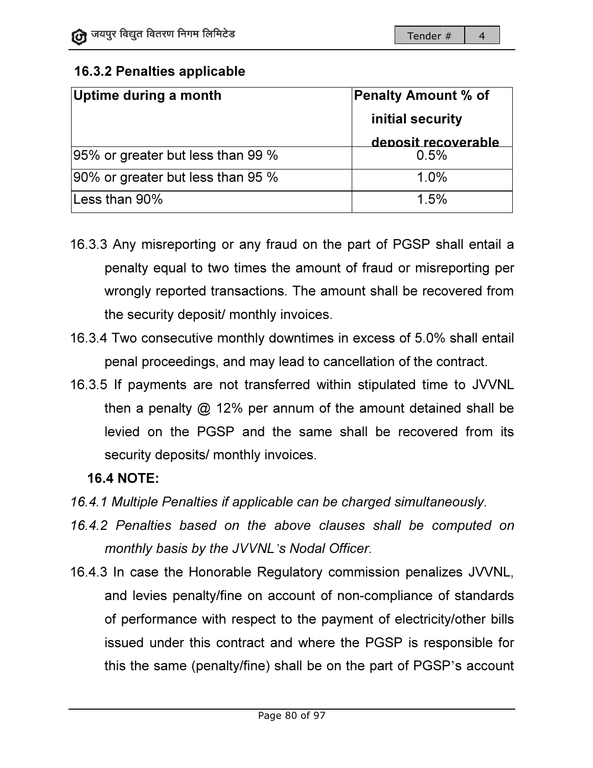### 16.3.2 Penalties applicable

| Uptime during a month | Penalty Amount % of initial security deposit recoverable |
| --- | --- |
| 95% or greater but less than 99 % | 0.5% |
| 90% or greater but less than 95 % | 1.0% |
| Less than 90% | 1.5% |

16.3.3 Any misreporting or any fraud on the part of PGSP shall entail a penalty equal to two times the amount of fraud or misreporting per wrongly reported transactions. The amount shall be recovered from the security deposit/ monthly invoices.

16.3.4 Two consecutive monthly downtimes in excess of 5.0% shall entail penal proceedings, and may lead to cancellation of the contract.

16.3.5 If payments are not transferred within stipulated time to JVVNL then a penalty @ 12% per annum of the amount detained shall be levied on the PGSP and the same shall be recovered from its security deposits/ monthly invoices.

**16.4 NOTE:**

*16.4.1 Multiple Penalties if applicable can be charged simultaneously.*

*16.4.2 Penalties based on the above clauses shall be computed on monthly basis by the JVVNL's Nodal Officer.*

16.4.3 In case the Honorable Regulatory commission penalizes JVVNL, and levies penalty/fine on account of non-compliance of standards of performance with respect to the payment of electricity/other bills issued under this contract and where the PGSP is responsible for this the same (penalty/fine) shall be on the part of PGSP's account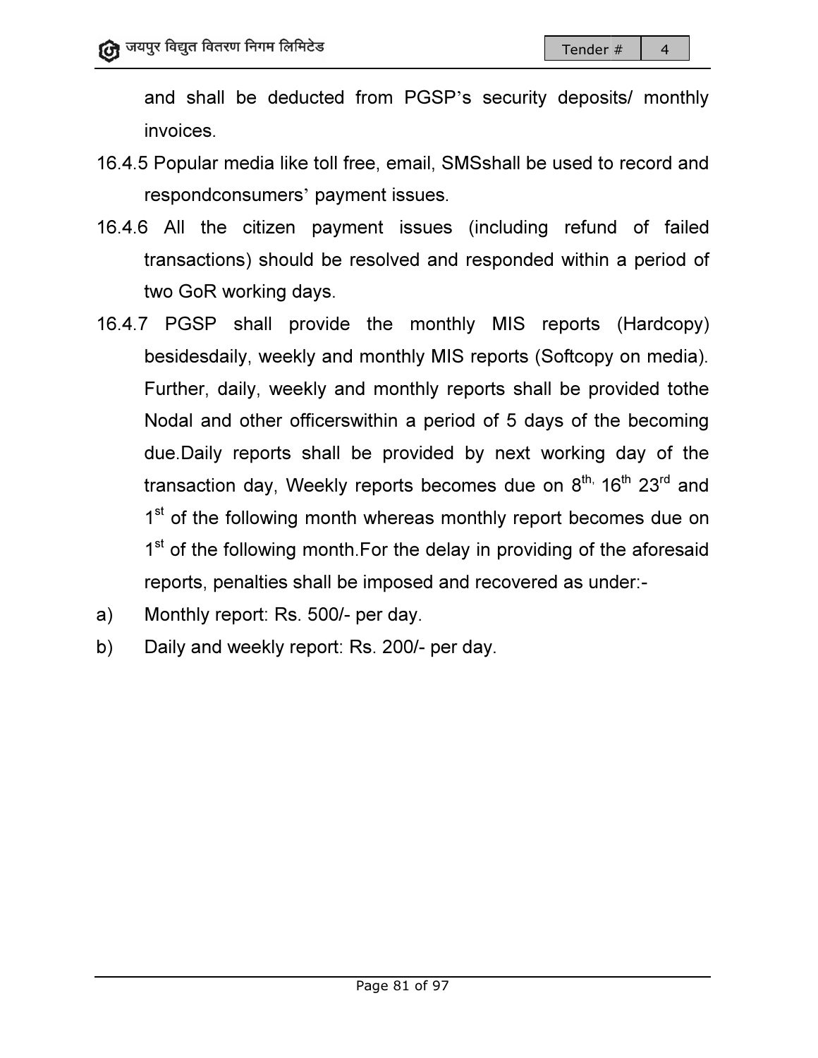and shall be deducted from PGSP's security deposits/ monthly invoices.

16.4.5 Popular media like toll free, email, SMSshall be used to record and respondconsumers' payment issues.

16.4.6 All the citizen payment issues (including refund of failed transactions) should be resolved and responded within a period of two GoR working days.

16.4.7 PGSP shall provide the monthly MIS reports (Hardcopy) besidesdaily, weekly and monthly MIS reports (Softcopy on media). Further, daily, weekly and monthly reports shall be provided tothe Nodal and other officerswithin a period of 5 days of the becoming due.Daily reports shall be provided by next working day of the transaction day, Weekly reports becomes due on 8th, 16th 23rd and 1st of the following month whereas monthly report becomes due on 1st of the following month.For the delay in providing of the aforesaid reports, penalties shall be imposed and recovered as under:-

a) Monthly report: Rs. 500/- per day.

b) Daily and weekly report: Rs. 200/- per day.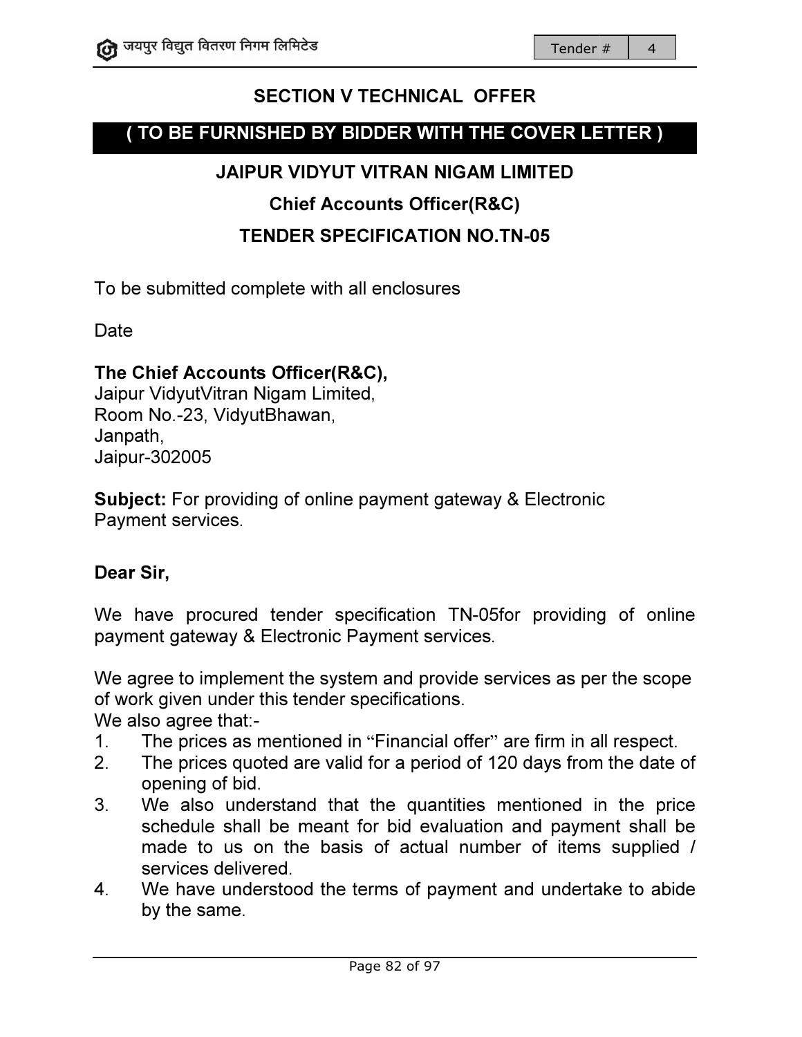## SECTION V TECHNICAL OFFER

**( TO BE FURNISHED BY BIDDER WITH THE COVER LETTER )**

**JAIPUR VIDYUT VITRAN NIGAM LIMITED**

**Chief Accounts Officer(R&C)**

**TENDER SPECIFICATION NO.TN-05**

To be submitted complete with all enclosures

Date

**The Chief Accounts Officer(R&C),**
Jaipur VidyutVitran Nigam Limited,
Room No.-23, VidyutBhawan,
Janpath,
Jaipur-302005

**Subject:** For providing of online payment gateway & Electronic Payment services.

**Dear Sir,**

We have procured tender specification TN-05for providing of online payment gateway & Electronic Payment services.

We agree to implement the system and provide services as per the scope of work given under this tender specifications.
We also agree that:-

1. The prices as mentioned in "Financial offer" are firm in all respect.
2. The prices quoted are valid for a period of 120 days from the date of opening of bid.
3. We also understand that the quantities mentioned in the price schedule shall be meant for bid evaluation and payment shall be made to us on the basis of actual number of items supplied / services delivered.
4. We have understood the terms of payment and undertake to abide by the same.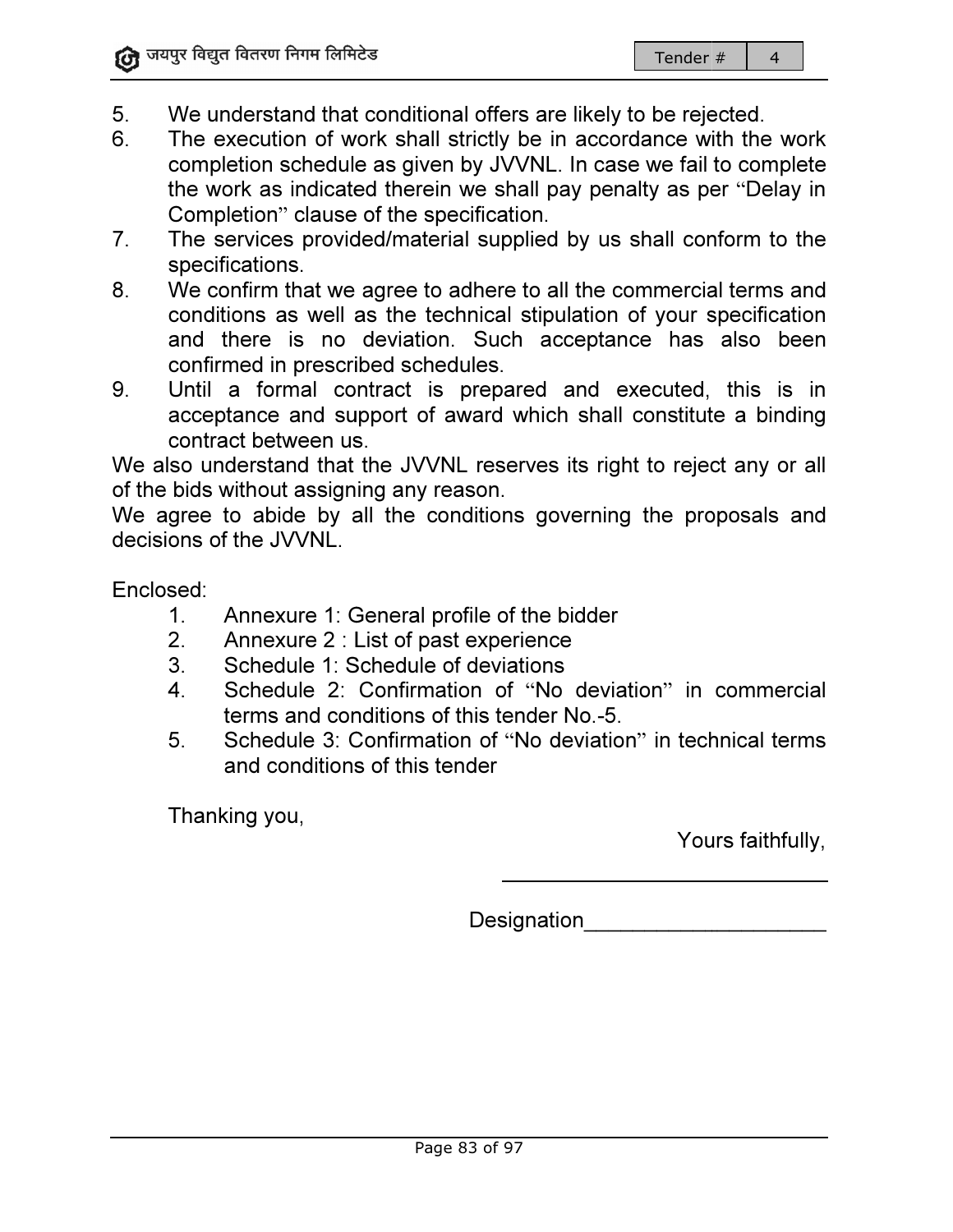5. We understand that conditional offers are likely to be rejected.
6. The execution of work shall strictly be in accordance with the work completion schedule as given by JVVNL. In case we fail to complete the work as indicated therein we shall pay penalty as per "Delay in Completion" clause of the specification.
7. The services provided/material supplied by us shall conform to the specifications.
8. We confirm that we agree to adhere to all the commercial terms and conditions as well as the technical stipulation of your specification and there is no deviation. Such acceptance has also been confirmed in prescribed schedules.
9. Until a formal contract is prepared and executed, this is in acceptance and support of award which shall constitute a binding contract between us.

We also understand that the JVVNL reserves its right to reject any or all of the bids without assigning any reason.

We agree to abide by all the conditions governing the proposals and decisions of the JVVNL.

Enclosed:

1. Annexure 1: General profile of the bidder
2. Annexure 2 : List of past experience
3. Schedule 1: Schedule of deviations
4. Schedule 2: Confirmation of "No deviation" in commercial terms and conditions of this tender No.-5.
5. Schedule 3: Confirmation of "No deviation" in technical terms and conditions of this tender

Thanking you,

Yours faithfully,

____________________________

Designation____________________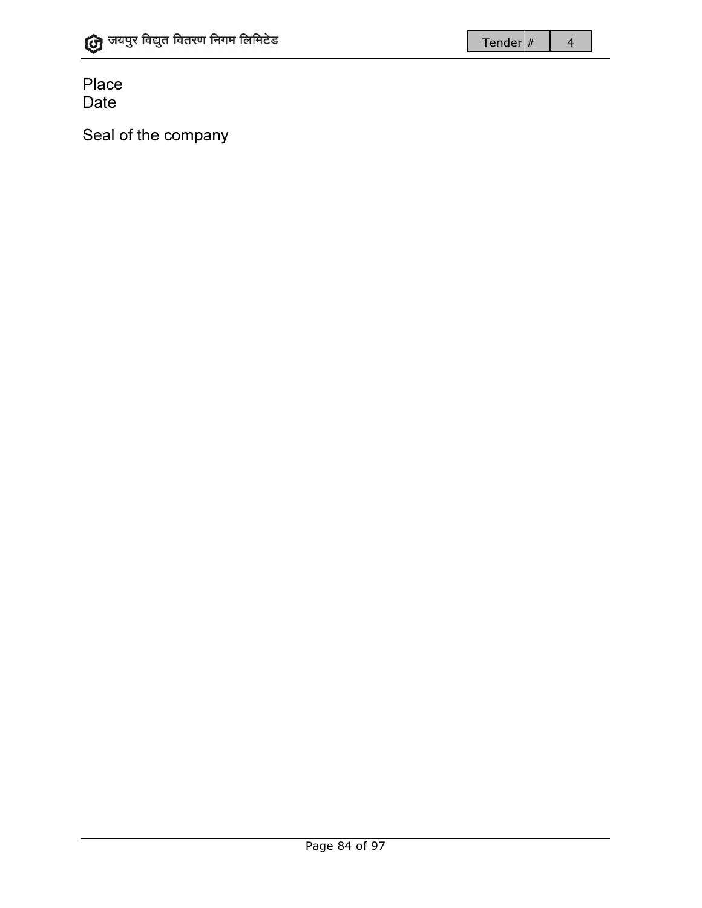Place
Date

Seal of the company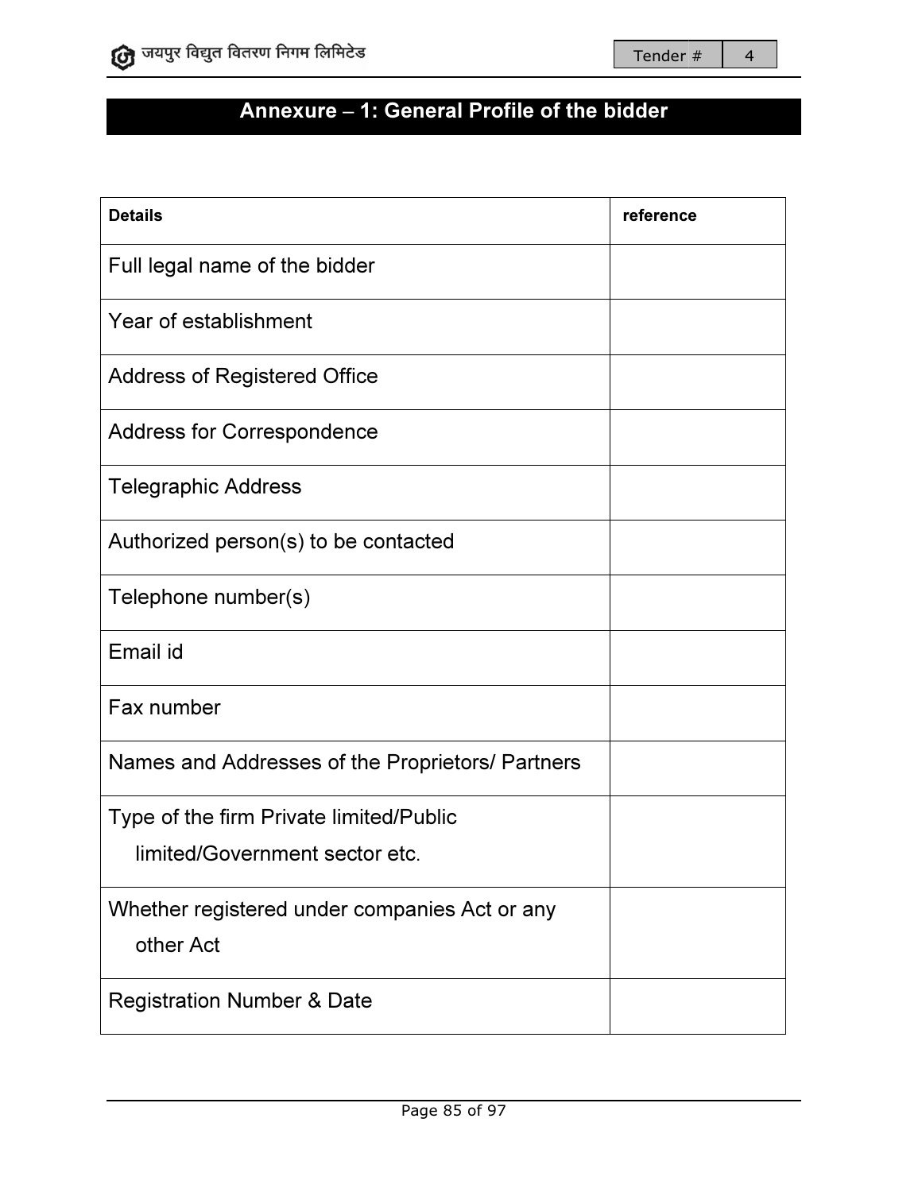## Annexure – 1: General Profile of the bidder

| Details | reference |
|---|---|
| Full legal name of the bidder | |
| Year of establishment | |
| Address of Registered Office | |
| Address for Correspondence | |
| Telegraphic Address | |
| Authorized person(s) to be contacted | |
| Telephone number(s) | |
| Email id | |
| Fax number | |
| Names and Addresses of the Proprietors/ Partners | |
| Type of the firm Private limited/Public limited/Government sector etc. | |
| Whether registered under companies Act or any other Act | |
| Registration Number & Date | |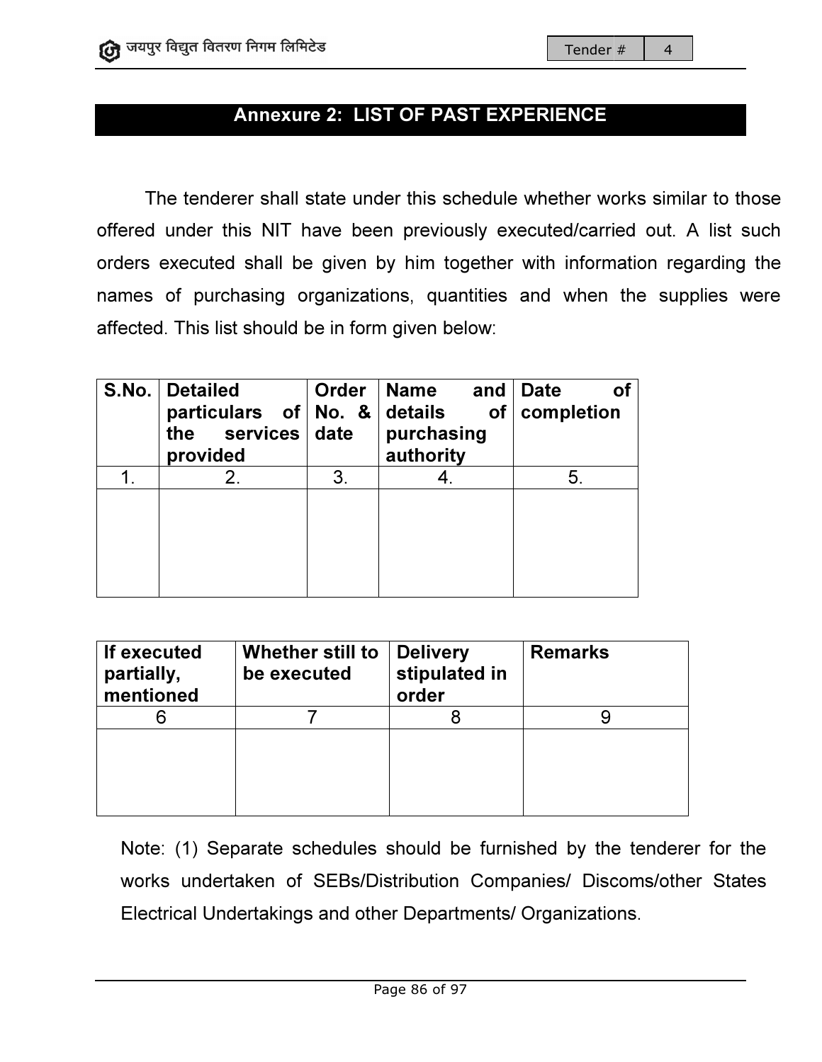## Annexure 2: LIST OF PAST EXPERIENCE

The tenderer shall state under this schedule whether works similar to those offered under this NIT have been previously executed/carried out. A list such orders executed shall be given by him together with information regarding the names of purchasing organizations, quantities and when the supplies were affected. This list should be in form given below:

| S.No. | Detailed particulars of the services provided | Order No. & date | Name and details of purchasing authority | Date of completion |
|---|---|---|---|---|
| 1. | 2. | 3. | 4. | 5. |
| | | | | |

| If executed partially, mentioned | Whether still to be executed | Delivery stipulated in order | Remarks |
|---|---|---|---|
| 6 | 7 | 8 | 9 |
| | | | |

Note: (1) Separate schedules should be furnished by the tenderer for the works undertaken of SEBs/Distribution Companies/ Discoms/other States Electrical Undertakings and other Departments/ Organizations.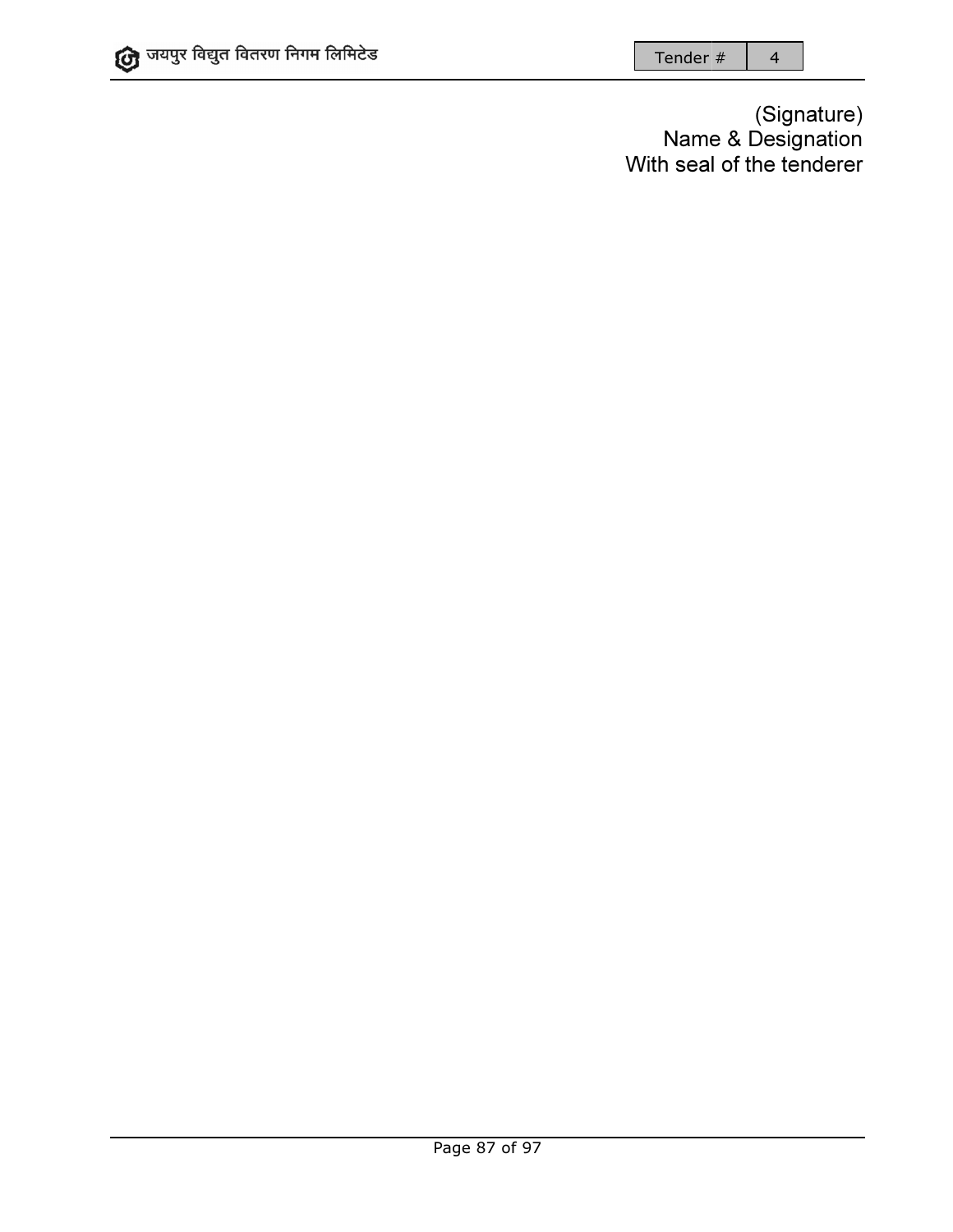(Signature)
Name & Designation
With seal of the tenderer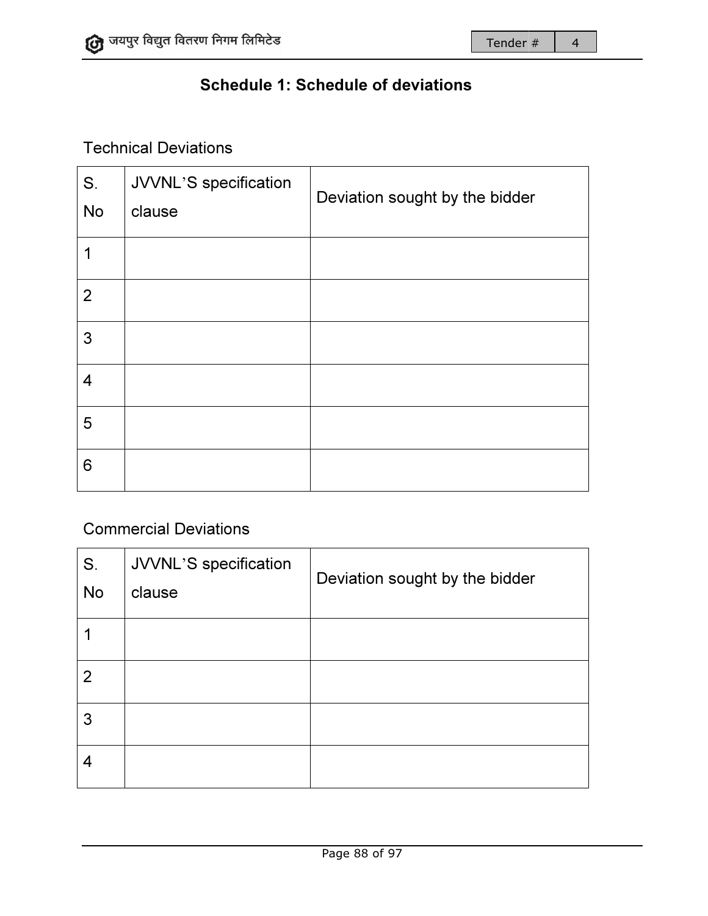## Schedule 1: Schedule of deviations

Technical Deviations

| S. No | JVVNL'S specification clause | Deviation sought by the bidder |
|---|---|---|
| 1 | | |
| 2 | | |
| 3 | | |
| 4 | | |
| 5 | | |
| 6 | | |

Commercial Deviations

| S. No | JVVNL'S specification clause | Deviation sought by the bidder |
|---|---|---|
| 1 | | |
| 2 | | |
| 3 | | |
| 4 | | |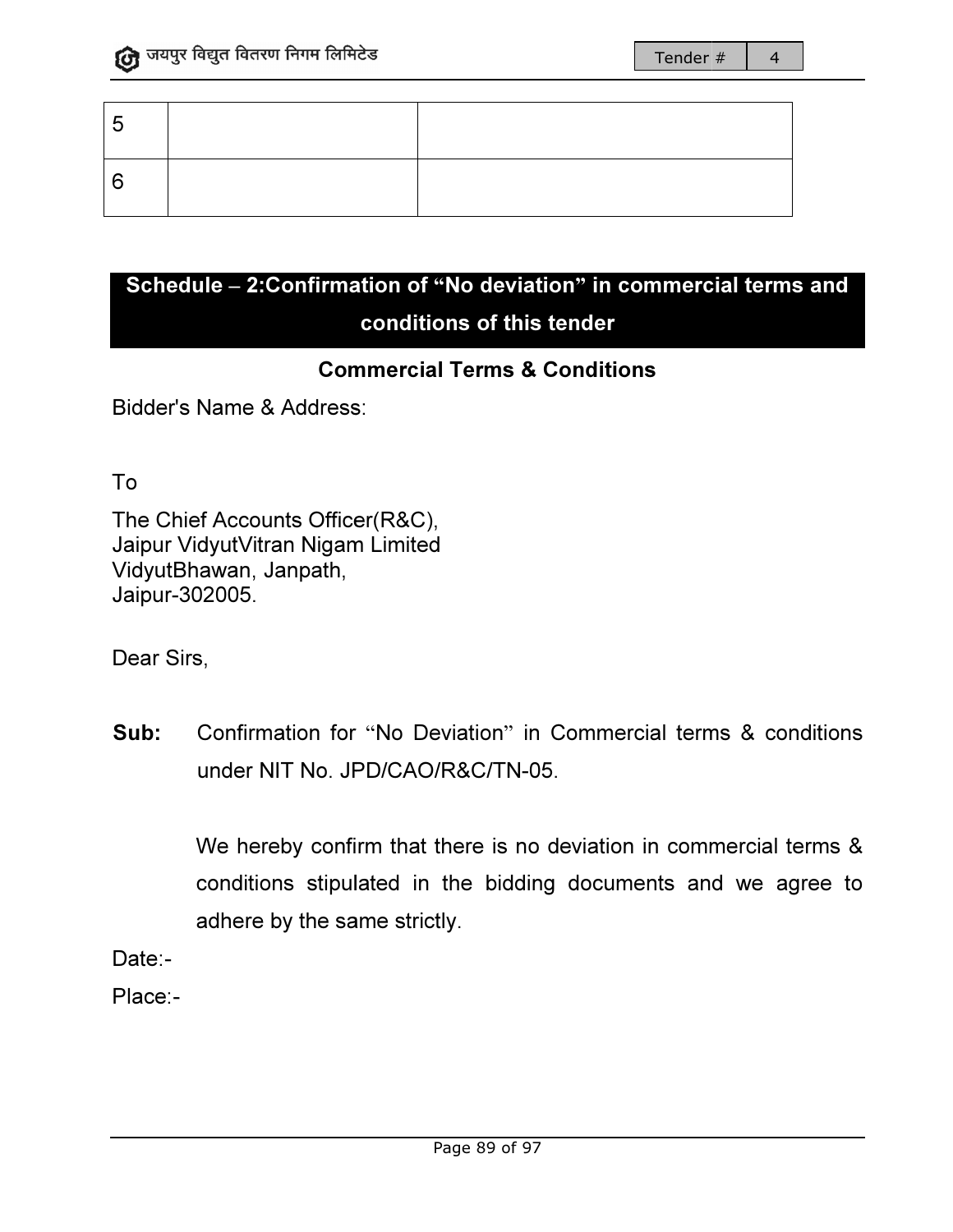| | | |
|---|---|---|
| 5 | | |
| 6 | | |

## Schedule – 2:Confirmation of “No deviation” in commercial terms and conditions of this tender

**Commercial Terms & Conditions**

Bidder's Name & Address:

To

The Chief Accounts Officer(R&C),
Jaipur VidyutVitran Nigam Limited
VidyutBhawan, Janpath,
Jaipur-302005.

Dear Sirs,

**Sub:** Confirmation for “No Deviation” in Commercial terms & conditions under NIT No. JPD/CAO/R&C/TN-05.

We hereby confirm that there is no deviation in commercial terms & conditions stipulated in the bidding documents and we agree to adhere by the same strictly.

Date:-

Place:-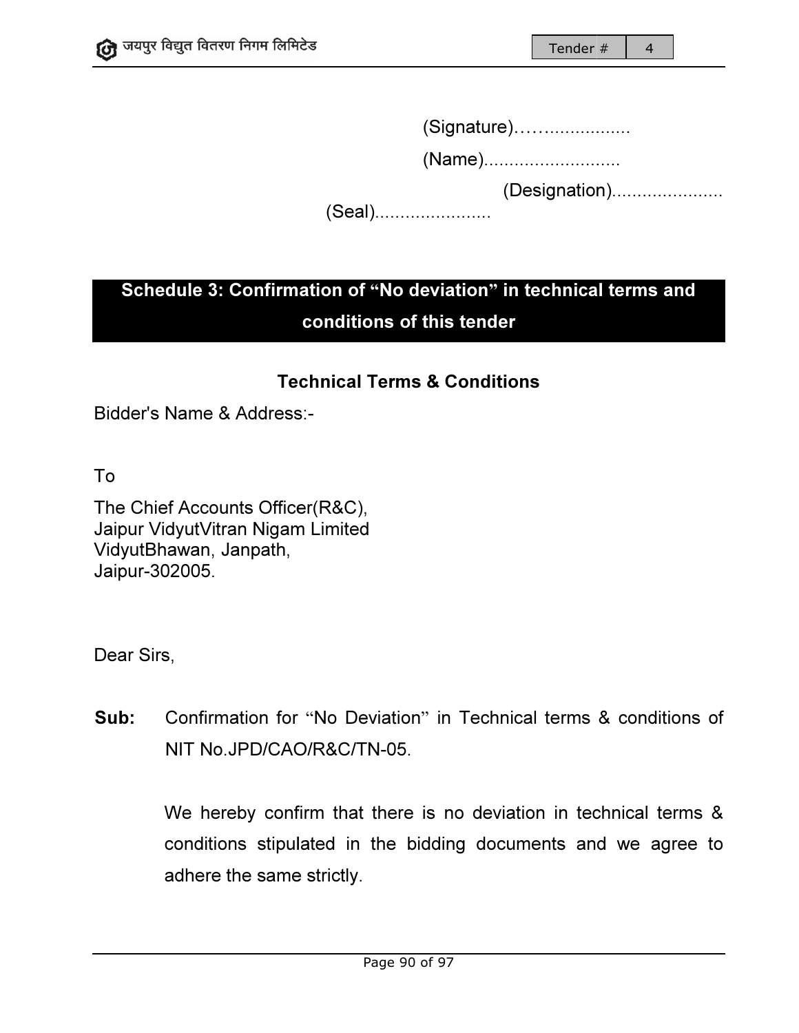(Signature)……................

(Name)..........................

(Designation).....................

(Seal)......................

## Schedule 3: Confirmation of "No deviation" in technical terms and conditions of this tender

### Technical Terms & Conditions

Bidder's Name & Address:-

To

The Chief Accounts Officer(R&C),
Jaipur VidyutVitran Nigam Limited
VidyutBhawan, Janpath,
Jaipur-302005.

Dear Sirs,

**Sub:** Confirmation for "No Deviation" in Technical terms & conditions of NIT No.JPD/CAO/R&C/TN-05.

We hereby confirm that there is no deviation in technical terms & conditions stipulated in the bidding documents and we agree to adhere the same strictly.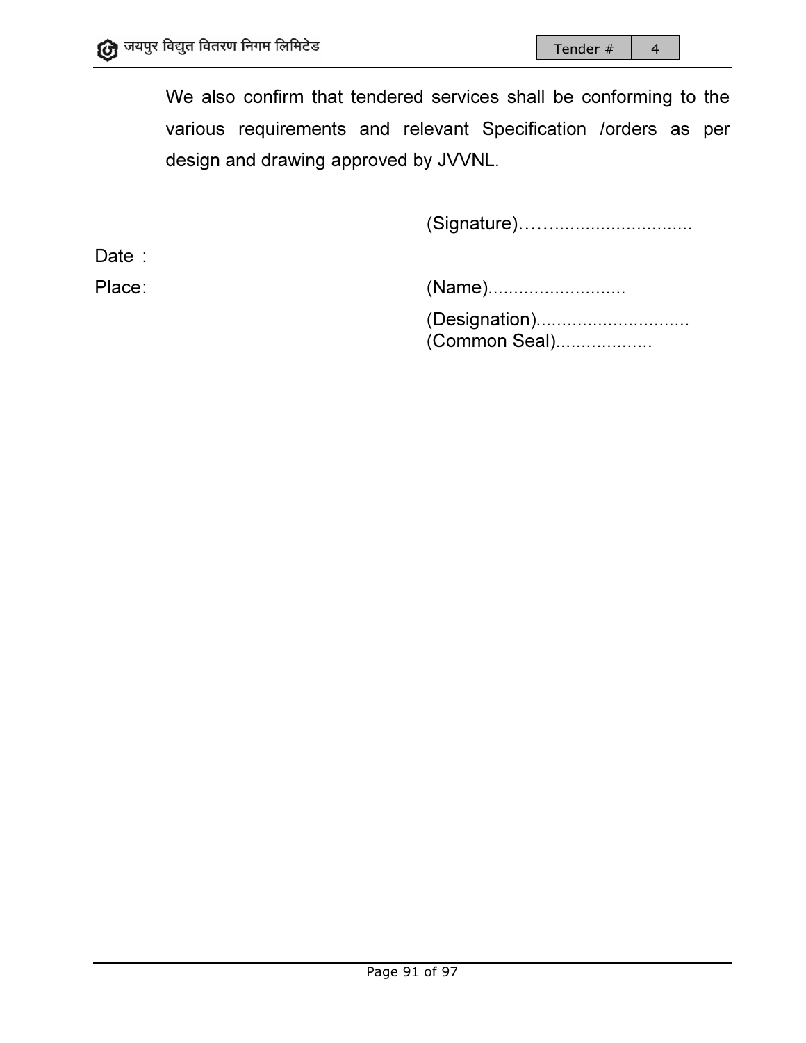We also confirm that tendered services shall be conforming to the various requirements and relevant Specification /orders as per design and drawing approved by JVVNL.

(Signature)……..........................

Date :

Place: (Name)..........................

(Designation).............................

(Common Seal)..................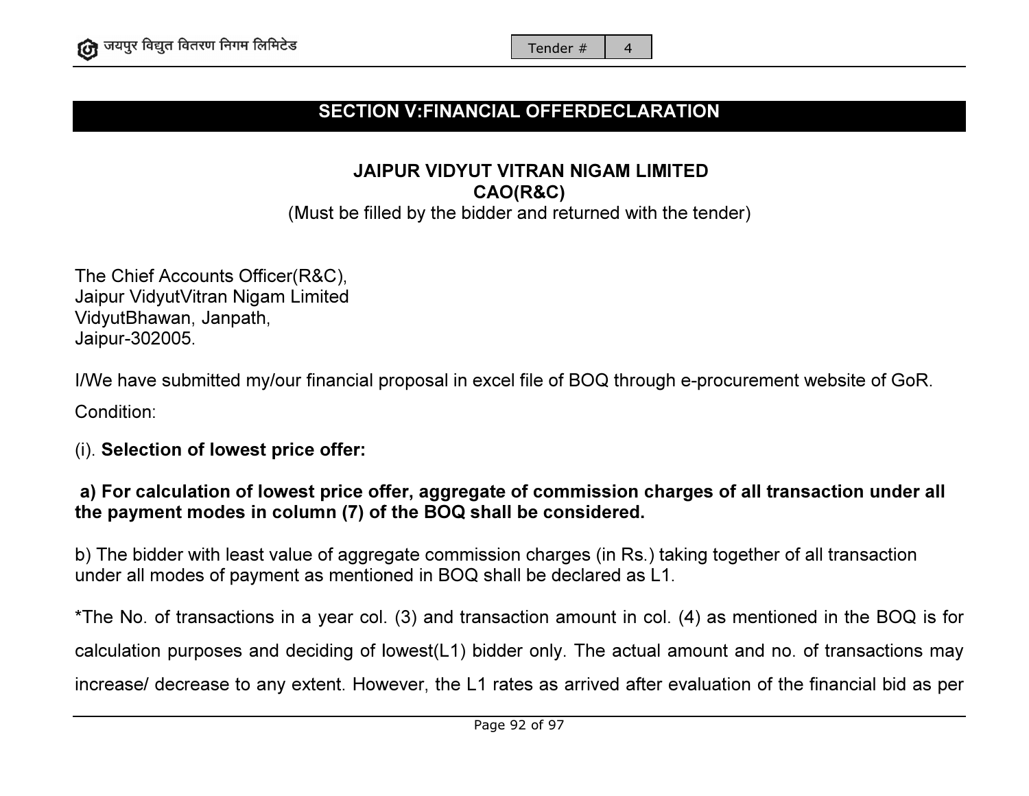# SECTION V:FINANCIAL OFFERDECLARATION

**JAIPUR VIDYUT VITRAN NIGAM LIMITED**
**CAO(R&C)**
(Must be filled by the bidder and returned with the tender)

The Chief Accounts Officer(R&C),
Jaipur VidyutVitran Nigam Limited
VidyutBhawan, Janpath,
Jaipur-302005.

I/We have submitted my/our financial proposal in excel file of BOQ through e-procurement website of GoR.

Condition:

(i). **Selection of lowest price offer:**

**a) For calculation of lowest price offer, aggregate of commission charges of all transaction under all the payment modes in column (7) of the BOQ shall be considered.**

b) The bidder with least value of aggregate commission charges (in Rs.) taking together of all transaction under all modes of payment as mentioned in BOQ shall be declared as L1.

*The No. of transactions in a year col. (3) and transaction amount in col. (4) as mentioned in the BOQ is for calculation purposes and deciding of lowest(L1) bidder only. The actual amount and no. of transactions may increase/ decrease to any extent. However, the L1 rates as arrived after evaluation of the financial bid as per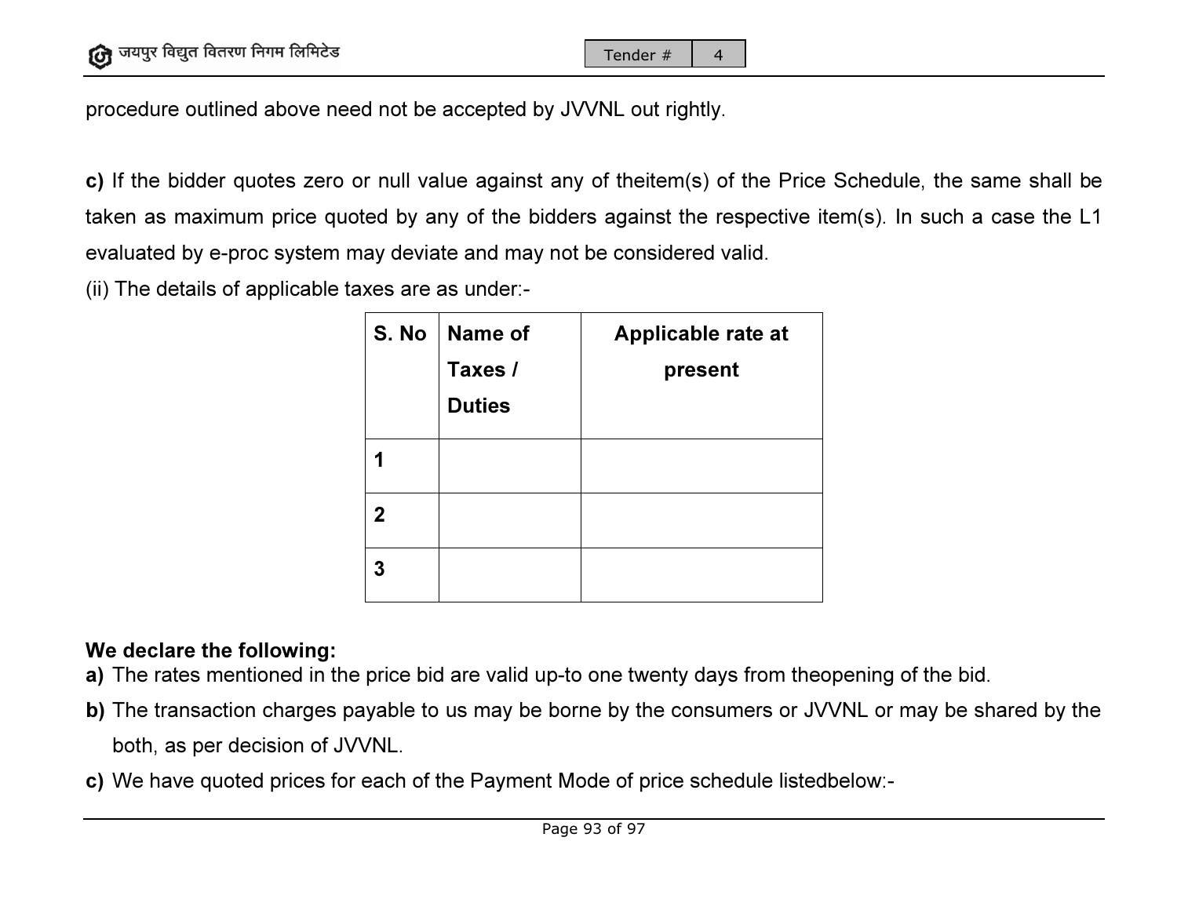procedure outlined above need not be accepted by JVVNL out rightly.

**c)** If the bidder quotes zero or null value against any of theitem(s) of the Price Schedule, the same shall be taken as maximum price quoted by any of the bidders against the respective item(s). In such a case the L1 evaluated by e-proc system may deviate and may not be considered valid.

(ii) The details of applicable taxes are as under:-

| S. No | Name of Taxes / Duties | Applicable rate at present |
|---|---|---|
| 1 | | |
| 2 | | |
| 3 | | |

**We declare the following:**

**a)** The rates mentioned in the price bid are valid up-to one twenty days from theopening of the bid.

**b)** The transaction charges payable to us may be borne by the consumers or JVVNL or may be shared by the both, as per decision of JVVNL.

**c)** We have quoted prices for each of the Payment Mode of price schedule listedbelow:-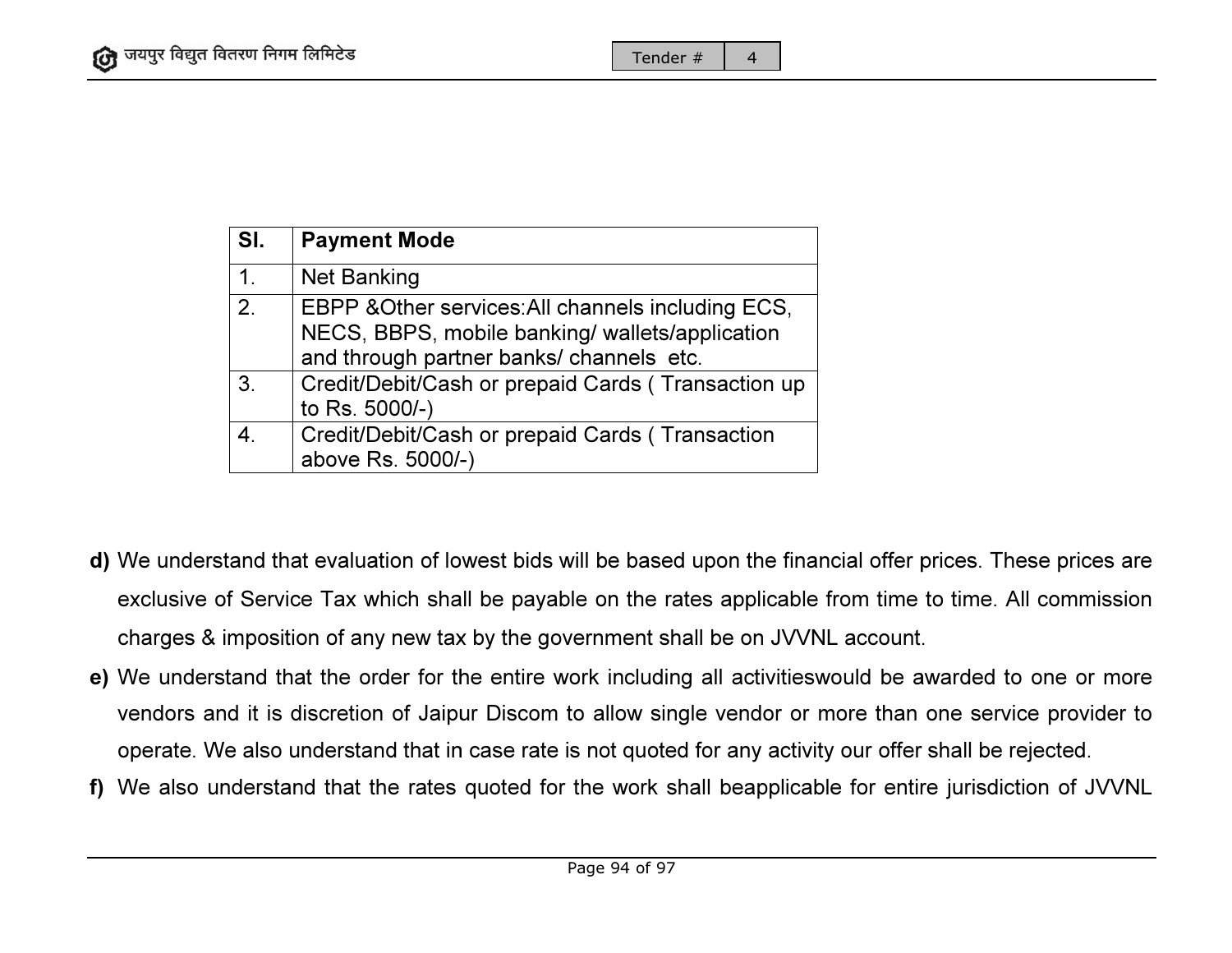| Sl. | Payment Mode |
|---|---|
| 1. | Net Banking |
| 2. | EBPP &Other services:All channels including ECS, NECS, BBPS, mobile banking/ wallets/application and through partner banks/ channels etc. |
| 3. | Credit/Debit/Cash or prepaid Cards ( Transaction up to Rs. 5000/-) |
| 4. | Credit/Debit/Cash or prepaid Cards ( Transaction above Rs. 5000/-) |

**d)** We understand that evaluation of lowest bids will be based upon the financial offer prices. These prices are exclusive of Service Tax which shall be payable on the rates applicable from time to time. All commission charges & imposition of any new tax by the government shall be on JVVNL account.

**e)** We understand that the order for the entire work including all activitieswould be awarded to one or more vendors and it is discretion of Jaipur Discom to allow single vendor or more than one service provider to operate. We also understand that in case rate is not quoted for any activity our offer shall be rejected.

**f)** We also understand that the rates quoted for the work shall beapplicable for entire jurisdiction of JVVNL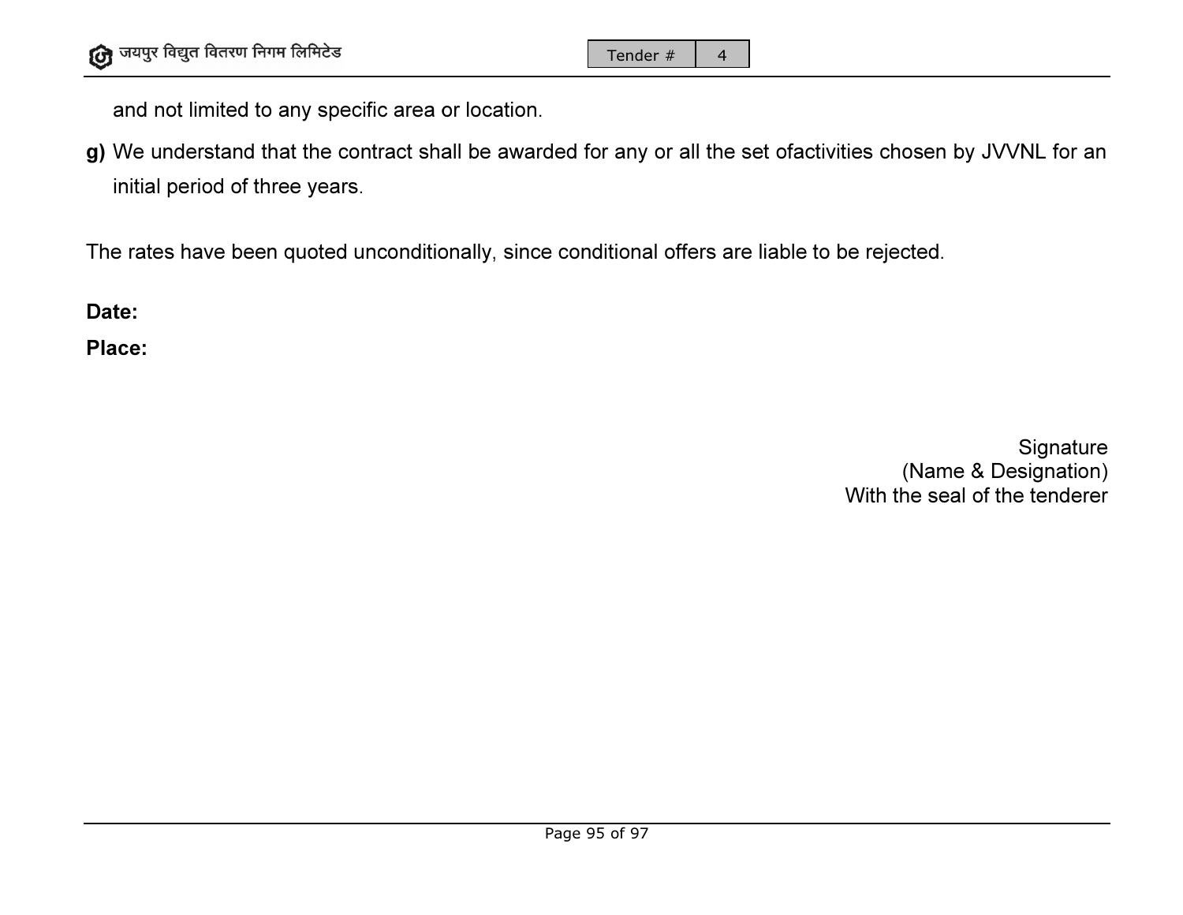and not limited to any specific area or location.

**g)** We understand that the contract shall be awarded for any or all the set ofactivities chosen by JVVNL for an initial period of three years.

The rates have been quoted unconditionally, since conditional offers are liable to be rejected.

**Date:**

**Place:**

Signature
(Name & Designation)
With the seal of the tenderer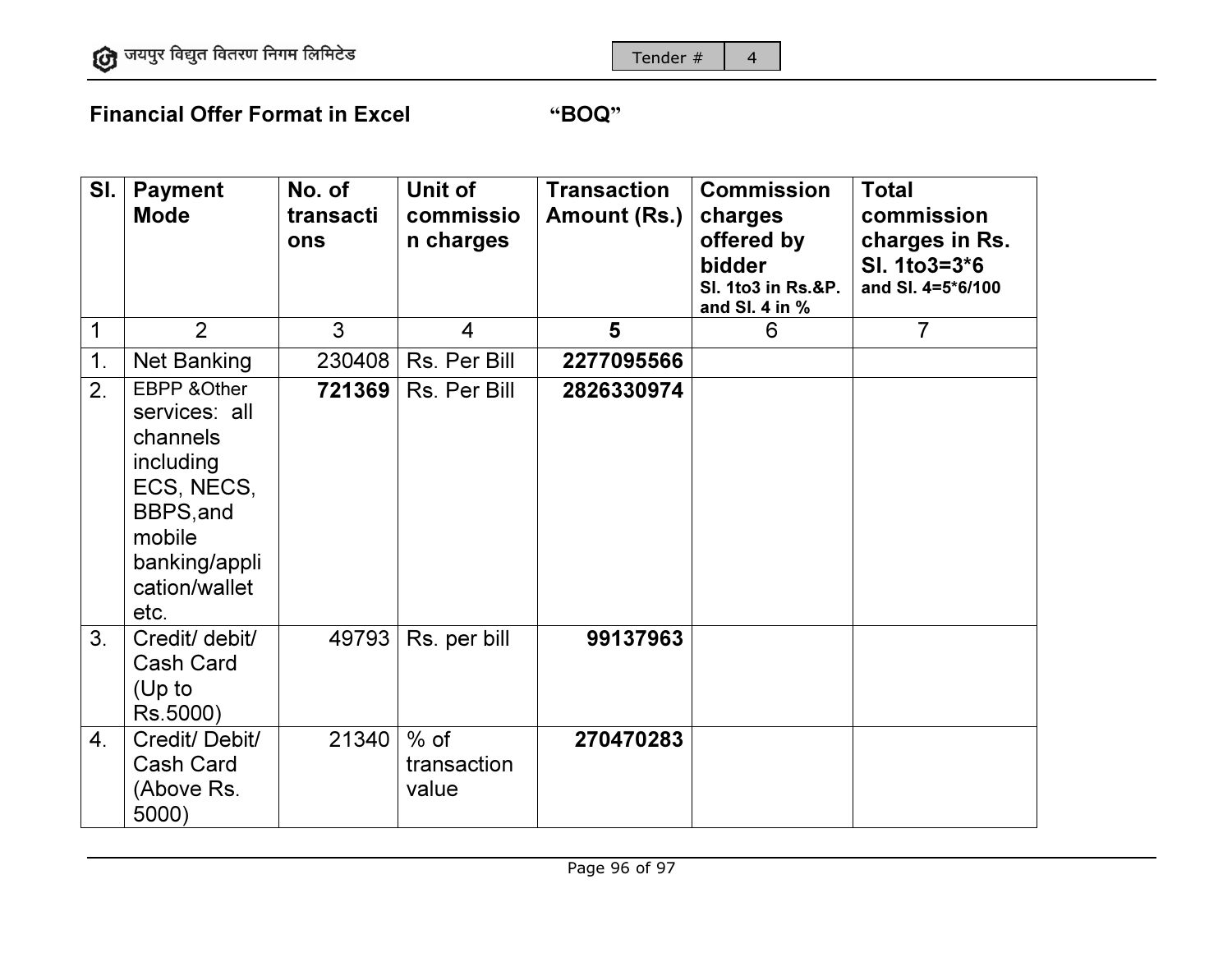**Financial Offer Format in Excel "BOQ"**

| Sl. | Payment Mode | No. of transactions | Unit of commission charges | Transaction Amount (Rs.) | Commission charges offered by bidder Sl. 1to3 in Rs.&P. and Sl. 4 in % | Total commission charges in Rs. Sl. 1to3=3*6 and Sl. 4=5*6/100 |
|---|---|---|---|---|---|---|
| 1 | 2 | 3 | 4 | **5** | 6 | 7 |
| 1. | Net Banking | 230408 | Rs. Per Bill | **2277095566** | | |
| 2. | EBPP &Other services: all channels including ECS, NECS, BBPS,and mobile banking/application/wallet etc. | **721369** | Rs. Per Bill | **2826330974** | | |
| 3. | Credit/ debit/ Cash Card (Up to Rs.5000) | 49793 | Rs. per bill | **99137963** | | |
| 4. | Credit/ Debit/ Cash Card (Above Rs. 5000) | 21340 | % of transaction value | **270470283** | | |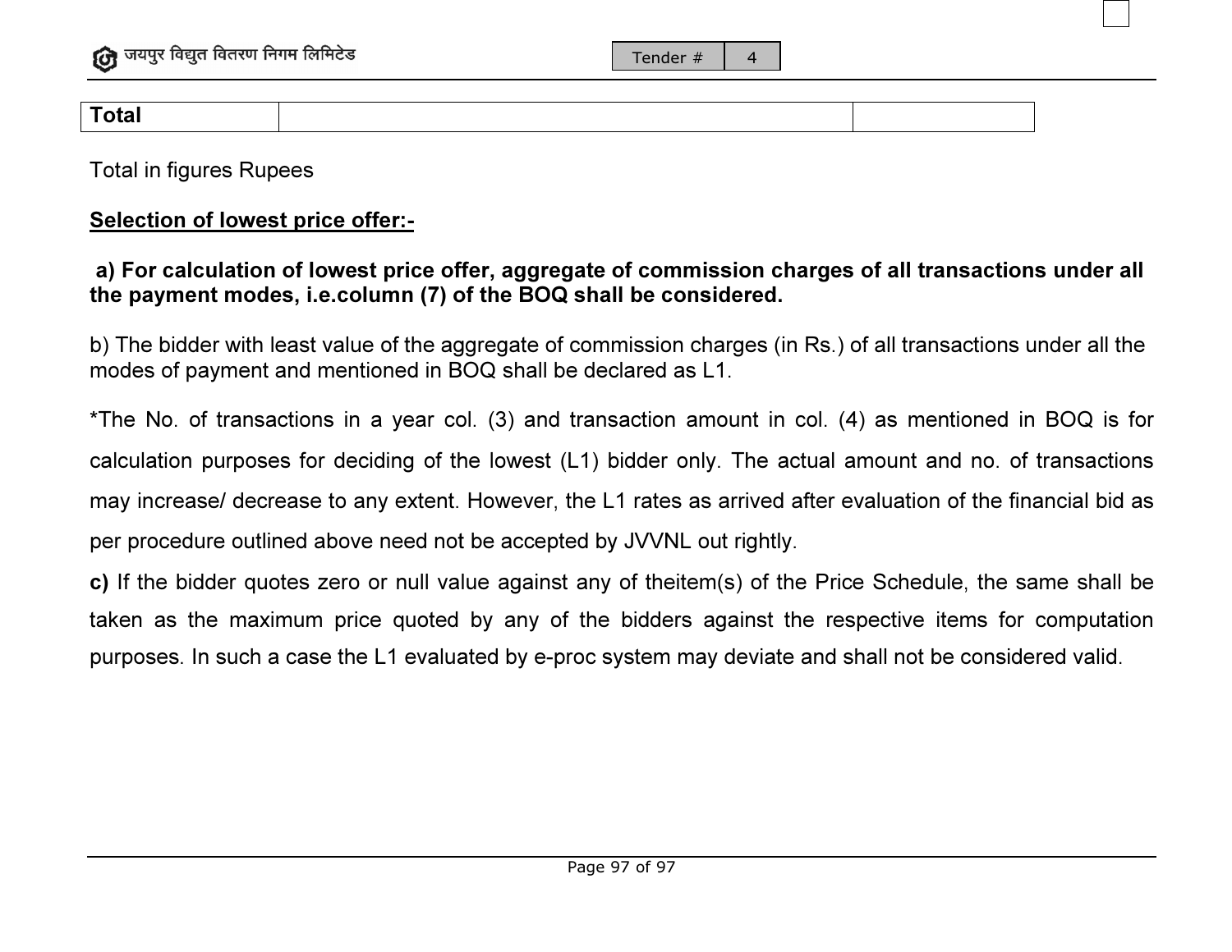| | | |
|---|---|---|
| **Total** | | |

Total in figures Rupees

**<u>Selection of lowest price offer:-</u>**

**a) For calculation of lowest price offer, aggregate of commission charges of all transactions under all the payment modes, i.e.column (7) of the BOQ shall be considered.**

b) The bidder with least value of the aggregate of commission charges (in Rs.) of all transactions under all the modes of payment and mentioned in BOQ shall be declared as L1.

*The No. of transactions in a year col. (3) and transaction amount in col. (4) as mentioned in BOQ is for calculation purposes for deciding of the lowest (L1) bidder only. The actual amount and no. of transactions may increase/ decrease to any extent. However, the L1 rates as arrived after evaluation of the financial bid as per procedure outlined above need not be accepted by JVVNL out rightly.

**c)** If the bidder quotes zero or null value against any of theitem(s) of the Price Schedule, the same shall be taken as the maximum price quoted by any of the bidders against the respective items for computation purposes. In such a case the L1 evaluated by e-proc system may deviate and shall not be considered valid.